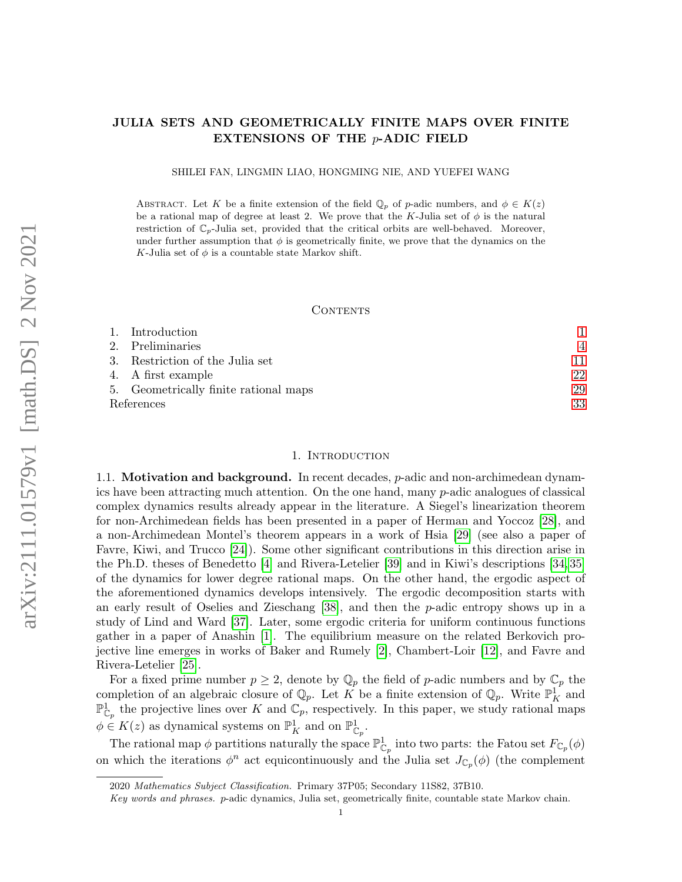# JULIA SETS AND GEOMETRICALLY FINITE MAPS OVER FINITE EXTENSIONS OF THE $p$-ADIC FIELD

SHILEI FAN, LINGMIN LIAO, HONGMING NIE, AND YUEFEI WANG

Abstract. Let $K$ be a finite extension of the field $\mathbb{Q}_p$ of $p$-adic numbers, and $\phi \in K(z)$ be a rational map of degree at least 2. We prove that the $K$-Julia set of $\phi$ is the natural restriction of $\mathbb{C}_p$-Julia set, provided that the critical orbits are well-behaved. Moreover, under further assumption that $\phi$ is geometrically finite, we prove that the dynamics on the $K$-Julia set of $\phi$ is a countable state Markov shift.

## Contents

1. Introduction 1
2. Preliminaries 4
3. Restriction of the Julia set 11
4. A first example 22
5. Geometrically finite rational maps 29

References 33

## 1. Introduction

1.1. **Motivation and background.** In recent decades, $p$-adic and non-archimedean dynamics have been attracting much attention. On the one hand, many $p$-adic analogues of classical complex dynamics results already appear in the literature. A Siegel's linearization theorem for non-Archimedean fields has been presented in a paper of Herman and Yoccoz [28], and a non-Archimedean Montel's theorem appears in a work of Hsia [29] (see also a paper of Favre, Kiwi, and Trucco [24]). Some other significant contributions in this direction arise in the Ph.D. theses of Benedetto [4] and Rivera-Letelier [39] and in Kiwi's descriptions [34,35] of the dynamics for lower degree rational maps. On the other hand, the ergodic aspect of the aforementioned dynamics develops intensively. The ergodic decomposition starts with an early result of Oselies and Zieschang [38], and then the $p$-adic entropy shows up in a study of Lind and Ward [37]. Later, some ergodic criteria for uniform continuous functions gather in a paper of Anashin [1]. The equilibrium measure on the related Berkovich projective line emerges in works of Baker and Rumely [2], Chambert-Loir [12], and Favre and Rivera-Letelier [25].

For a fixed prime number $p \geq 2$, denote by $\mathbb{Q}_p$ the field of $p$-adic numbers and by $\mathbb{C}_p$ the completion of an algebraic closure of $\mathbb{Q}_p$. Let $K$ be a finite extension of $\mathbb{Q}_p$. Write $\mathbb{P}^1_K$ and $\mathbb{P}^1_{\mathbb{C}_p}$ the projective lines over $K$ and $\mathbb{C}_p$, respectively. In this paper, we study rational maps $\phi \in K(z)$ as dynamical systems on $\mathbb{P}^1_K$ and on $\mathbb{P}^1_{\mathbb{C}_p}$.

The rational map $\phi$ partitions naturally the space $\mathbb{P}^1_{\mathbb{C}_p}$ into two parts: the Fatou set $F_{\mathbb{C}_p}(\phi)$ on which the iterations $\phi^n$ act equicontinuously and the Julia set $J_{\mathbb{C}_p}(\phi)$ (the complement

2020 *Mathematics Subject Classification.* Primary 37P05; Secondary 11S82, 37B10.

*Key words and phrases.* $p$-adic dynamics, Julia set, geometrically finite, countable state Markov chain.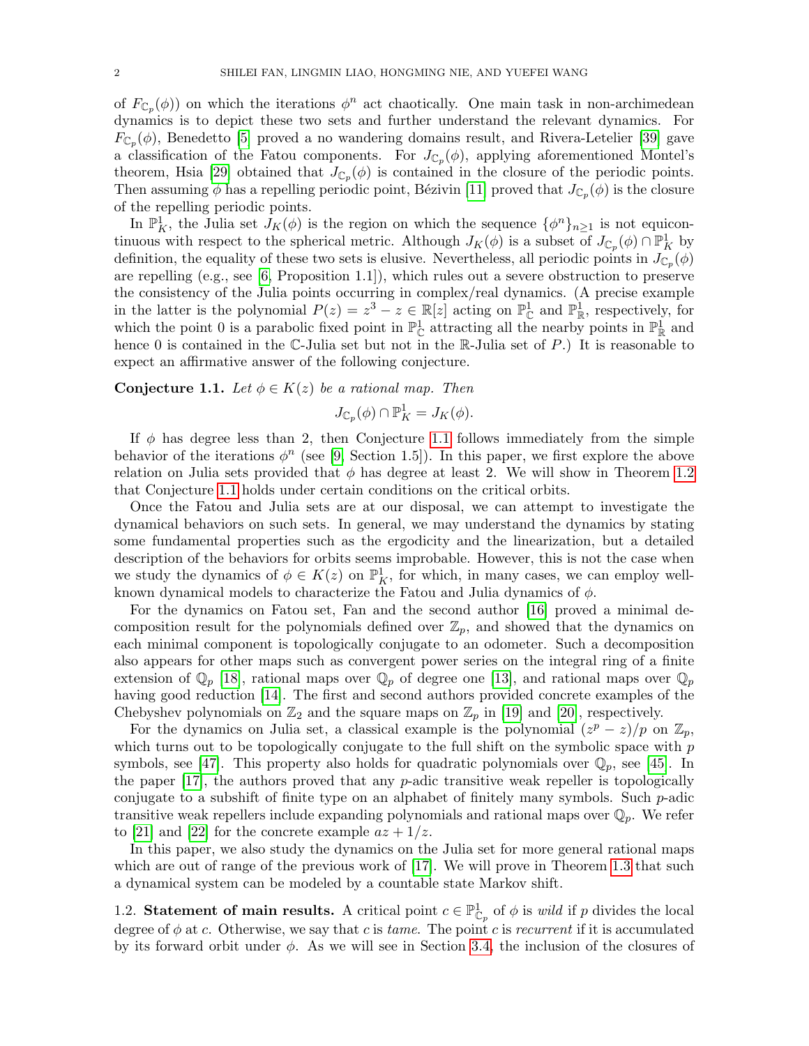of $F_{\mathbb{C}_p}(\phi)$) on which the iterations $\phi^n$ act chaotically. One main task in non-archimedean dynamics is to depict these two sets and further understand the relevant dynamics. For $F_{\mathbb{C}_p}(\phi)$, Benedetto [5] proved a no wandering domains result, and Rivera-Letelier [39] gave a classification of the Fatou components. For $J_{\mathbb{C}_p}(\phi)$, applying aforementioned Montel's theorem, Hsia [29] obtained that $J_{\mathbb{C}_p}(\phi)$ is contained in the closure of the periodic points. Then assuming $\phi$ has a repelling periodic point, Bézivin [11] proved that $J_{\mathbb{C}_p}(\phi)$ is the closure of the repelling periodic points.

In $\mathbb{P}^1_K$, the Julia set $J_K(\phi)$ is the region on which the sequence $\{\phi^n\}_{n\geq 1}$ is not equicontinuous with respect to the spherical metric. Although $J_K(\phi)$ is a subset of $J_{\mathbb{C}_p}(\phi)\cap\mathbb{P}^1_K$ by definition, the equality of these two sets is elusive. Nevertheless, all periodic points in $J_{\mathbb{C}_p}(\phi)$ are repelling (e.g., see [6, Proposition 1.1]), which rules out a severe obstruction to preserve the consistency of the Julia points occurring in complex/real dynamics. (A precise example in the latter is the polynomial $P(z)=z^3-z\in\mathbb{R}[z]$ acting on $\mathbb{P}^1_{\mathbb{C}}$ and $\mathbb{P}^1_{\mathbb{R}}$, respectively, for which the point 0 is a parabolic fixed point in $\mathbb{P}^1_{\mathbb{C}}$ attracting all the nearby points in $\mathbb{P}^1_{\mathbb{R}}$ and hence 0 is contained in the $\mathbb{C}$-Julia set but not in the $\mathbb{R}$-Julia set of $P$.) It is reasonable to expect an affirmative answer of the following conjecture.

**Conjecture 1.1.** *Let $\phi\in K(z)$ be a rational map. Then*

$$J_{\mathbb{C}_p}(\phi)\cap\mathbb{P}^1_K=J_K(\phi).$$

If $\phi$ has degree less than 2, then Conjecture 1.1 follows immediately from the simple behavior of the iterations $\phi^n$ (see [9, Section 1.5]). In this paper, we first explore the above relation on Julia sets provided that $\phi$ has degree at least 2. We will show in Theorem 1.2 that Conjecture 1.1 holds under certain conditions on the critical orbits.

Once the Fatou and Julia sets are at our disposal, we can attempt to investigate the dynamical behaviors on such sets. In general, we may understand the dynamics by stating some fundamental properties such as the ergodicity and the linearization, but a detailed description of the behaviors for orbits seems improbable. However, this is not the case when we study the dynamics of $\phi\in K(z)$ on $\mathbb{P}^1_K$, for which, in many cases, we can employ well-known dynamical models to characterize the Fatou and Julia dynamics of $\phi$.

For the dynamics on Fatou set, Fan and the second author [16] proved a minimal decomposition result for the polynomials defined over $\mathbb{Z}_p$, and showed that the dynamics on each minimal component is topologically conjugate to an odometer. Such a decomposition also appears for other maps such as convergent power series on the integral ring of a finite extension of $\mathbb{Q}_p$ [18], rational maps over $\mathbb{Q}_p$ of degree one [13], and rational maps over $\mathbb{Q}_p$ having good reduction [14]. The first and second authors provided concrete examples of the Chebyshev polynomials on $\mathbb{Z}_2$ and the square maps on $\mathbb{Z}_p$ in [19] and [20], respectively.

For the dynamics on Julia set, a classical example is the polynomial $(z^p-z)/p$ on $\mathbb{Z}_p$, which turns out to be topologically conjugate to the full shift on the symbolic space with $p$ symbols, see [47]. This property also holds for quadratic polynomials over $\mathbb{Q}_p$, see [45]. In the paper [17], the authors proved that any $p$-adic transitive weak repeller is topologically conjugate to a subshift of finite type on an alphabet of finitely many symbols. Such $p$-adic transitive weak repellers include expanding polynomials and rational maps over $\mathbb{Q}_p$. We refer to [21] and [22] for the concrete example $az+1/z$.

In this paper, we also study the dynamics on the Julia set for more general rational maps which are out of range of the previous work of [17]. We will prove in Theorem 1.3 that such a dynamical system can be modeled by a countable state Markov shift.

## 1.2. Statement of main results.

A critical point $c\in\mathbb{P}^1_{\mathbb{C}_p}$ of $\phi$ is *wild* if $p$ divides the local degree of $\phi$ at $c$. Otherwise, we say that $c$ is *tame*. The point $c$ is *recurrent* if it is accumulated by its forward orbit under $\phi$. As we will see in Section 3.4, the inclusion of the closures of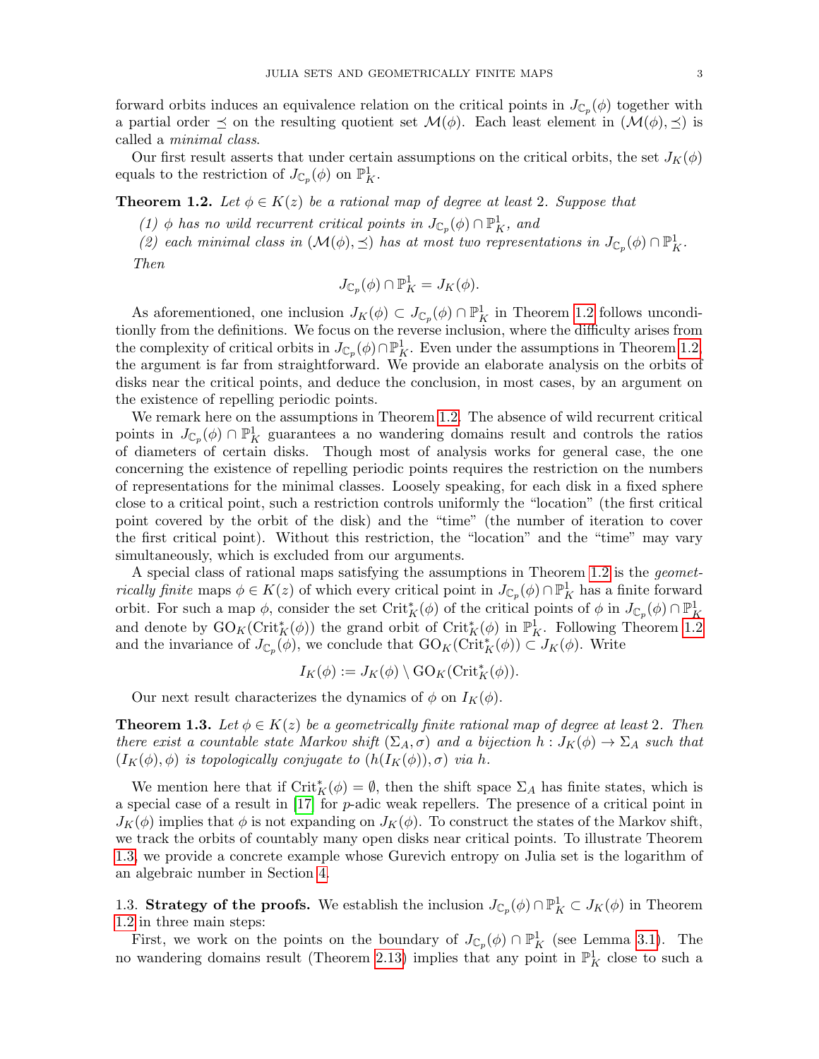forward orbits induces an equivalence relation on the critical points in $J_{\mathbb{C}_p}(\phi)$ together with a partial order $\preceq$ on the resulting quotient set $\mathcal{M}(\phi)$. Each least element in $(\mathcal{M}(\phi), \preceq)$ is called a *minimal class*.

Our first result asserts that under certain assumptions on the critical orbits, the set $J_K(\phi)$ equals to the restriction of $J_{\mathbb{C}_p}(\phi)$ on $\mathbb{P}^1_K$.

**Theorem 1.2.** *Let $\phi \in K(z)$ be a rational map of degree at least 2. Suppose that*

*(1) $\phi$ has no wild recurrent critical points in $J_{\mathbb{C}_p}(\phi) \cap \mathbb{P}^1_K$, and*

*(2) each minimal class in $(\mathcal{M}(\phi), \preceq)$ has at most two representations in $J_{\mathbb{C}_p}(\phi) \cap \mathbb{P}^1_K$.*

*Then*

$$J_{\mathbb{C}_p}(\phi) \cap \mathbb{P}^1_K = J_K(\phi).$$

As aforementioned, one inclusion $J_K(\phi) \subset J_{\mathbb{C}_p}(\phi) \cap \mathbb{P}^1_K$ in Theorem 1.2 follows unconditionlly from the definitions. We focus on the reverse inclusion, where the difficulty arises from the complexity of critical orbits in $J_{\mathbb{C}_p}(\phi) \cap \mathbb{P}^1_K$. Even under the assumptions in Theorem 1.2, the argument is far from straightforward. We provide an elaborate analysis on the orbits of disks near the critical points, and deduce the conclusion, in most cases, by an argument on the existence of repelling periodic points.

We remark here on the assumptions in Theorem 1.2. The absence of wild recurrent critical points in $J_{\mathbb{C}_p}(\phi) \cap \mathbb{P}^1_K$ guarantees a no wandering domains result and controls the ratios of diameters of certain disks. Though most of analysis works for general case, the one concerning the existence of repelling periodic points requires the restriction on the numbers of representations for the minimal classes. Loosely speaking, for each disk in a fixed sphere close to a critical point, such a restriction controls uniformly the "location" (the first critical point covered by the orbit of the disk) and the "time" (the number of iteration to cover the first critical point). Without this restriction, the "location" and the "time" may vary simultaneously, which is excluded from our arguments.

A special class of rational maps satisfying the assumptions in Theorem 1.2 is the *geometrically finite* maps $\phi \in K(z)$ of which every critical point in $J_{\mathbb{C}_p}(\phi) \cap \mathbb{P}^1_K$ has a finite forward orbit. For such a map $\phi$, consider the set $\mathrm{Crit}^*_K(\phi)$ of the critical points of $\phi$ in $J_{\mathbb{C}_p}(\phi) \cap \mathbb{P}^1_K$ and denote by $\mathrm{GO}_K(\mathrm{Crit}^*_K(\phi))$ the grand orbit of $\mathrm{Crit}^*_K(\phi)$ in $\mathbb{P}^1_K$. Following Theorem 1.2 and the invariance of $J_{\mathbb{C}_p}(\phi)$, we conclude that $\mathrm{GO}_K(\mathrm{Crit}^*_K(\phi)) \subset J_K(\phi)$. Write

$$I_K(\phi) := J_K(\phi) \setminus \mathrm{GO}_K(\mathrm{Crit}^*_K(\phi)).$$

Our next result characterizes the dynamics of $\phi$ on $I_K(\phi)$.

**Theorem 1.3.** *Let $\phi \in K(z)$ be a geometrically finite rational map of degree at least 2. Then there exist a countable state Markov shift $(\Sigma_A, \sigma)$ and a bijection $h : J_K(\phi) \to \Sigma_A$ such that $(I_K(\phi), \phi)$ is topologically conjugate to $(h(I_K(\phi)), \sigma)$ via $h$.*

We mention here that if $\mathrm{Crit}^*_K(\phi) = \emptyset$, then the shift space $\Sigma_A$ has finite states, which is a special case of a result in [17] for $p$-adic weak repellers. The presence of a critical point in $J_K(\phi)$ implies that $\phi$ is not expanding on $J_K(\phi)$. To construct the states of the Markov shift, we track the orbits of countably many open disks near critical points. To illustrate Theorem 1.3, we provide a concrete example whose Gurevich entropy on Julia set is the logarithm of an algebraic number in Section 4.

1.3. **Strategy of the proofs.** We establish the inclusion $J_{\mathbb{C}_p}(\phi) \cap \mathbb{P}^1_K \subset J_K(\phi)$ in Theorem 1.2 in three main steps:

First, we work on the points on the boundary of $J_{\mathbb{C}_p}(\phi) \cap \mathbb{P}^1_K$ (see Lemma 3.1). The no wandering domains result (Theorem 2.13) implies that any point in $\mathbb{P}^1_K$ close to such a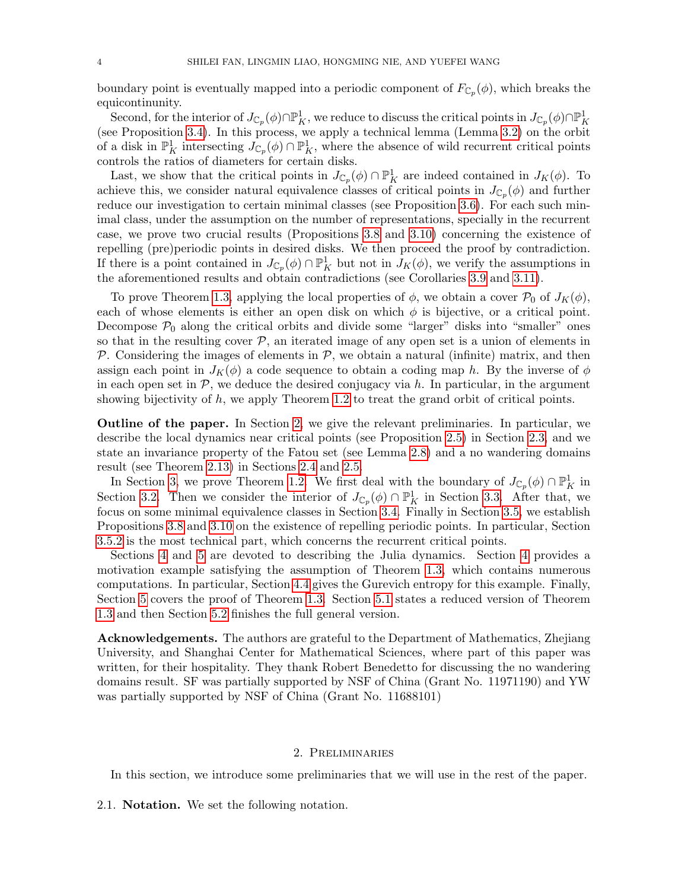boundary point is eventually mapped into a periodic component of $F_{\mathbb{C}_p}(\phi)$, which breaks the equicontinunity.

Second, for the interior of $J_{\mathbb{C}_p}(\phi)\cap\mathbb{P}^1_K$, we reduce to discuss the critical points in $J_{\mathbb{C}_p}(\phi)\cap\mathbb{P}^1_K$ (see Proposition 3.4). In this process, we apply a technical lemma (Lemma 3.2) on the orbit of a disk in $\mathbb{P}^1_K$ intersecting $J_{\mathbb{C}_p}(\phi)\cap\mathbb{P}^1_K$, where the absence of wild recurrent critical points controls the ratios of diameters for certain disks.

Last, we show that the critical points in $J_{\mathbb{C}_p}(\phi)\cap\mathbb{P}^1_K$ are indeed contained in $J_K(\phi)$. To achieve this, we consider natural equivalence classes of critical points in $J_{\mathbb{C}_p}(\phi)$ and further reduce our investigation to certain minimal classes (see Proposition 3.6). For each such minimal class, under the assumption on the number of representations, specially in the recurrent case, we prove two crucial results (Propositions 3.8 and 3.10) concerning the existence of repelling (pre)periodic points in desired disks. We then proceed the proof by contradiction. If there is a point contained in $J_{\mathbb{C}_p}(\phi)\cap\mathbb{P}^1_K$ but not in $J_K(\phi)$, we verify the assumptions in the aforementioned results and obtain contradictions (see Corollaries 3.9 and 3.11).

To prove Theorem 1.3, applying the local properties of $\phi$, we obtain a cover $\mathcal{P}_0$ of $J_K(\phi)$, each of whose elements is either an open disk on which $\phi$ is bijective, or a critical point. Decompose $\mathcal{P}_0$ along the critical orbits and divide some "larger" disks into "smaller" ones so that in the resulting cover $\mathcal{P}$, an iterated image of any open set is a union of elements in $\mathcal{P}$. Considering the images of elements in $\mathcal{P}$, we obtain a natural (infinite) matrix, and then assign each point in $J_K(\phi)$ a code sequence to obtain a coding map $h$. By the inverse of $\phi$ in each open set in $\mathcal{P}$, we deduce the desired conjugacy via $h$. In particular, in the argument showing bijectivity of $h$, we apply Theorem 1.2 to treat the grand orbit of critical points.

**Outline of the paper.** In Section 2, we give the relevant preliminaries. In particular, we describe the local dynamics near critical points (see Proposition 2.5) in Section 2.3, and we state an invariance property of the Fatou set (see Lemma 2.8) and a no wandering domains result (see Theorem 2.13) in Sections 2.4 and 2.5.

In Section 3, we prove Theorem 1.2. We first deal with the boundary of $J_{\mathbb{C}_p}(\phi)\cap\mathbb{P}^1_K$ in Section 3.2. Then we consider the interior of $J_{\mathbb{C}_p}(\phi)\cap\mathbb{P}^1_K$ in Section 3.3. After that, we focus on some minimal equivalence classes in Section 3.4. Finally in Section 3.5, we establish Propositions 3.8 and 3.10 on the existence of repelling periodic points. In particular, Section 3.5.2 is the most technical part, which concerns the recurrent critical points.

Sections 4 and 5 are devoted to describing the Julia dynamics. Section 4 provides a motivation example satisfying the assumption of Theorem 1.3, which contains numerous computations. In particular, Section 4.4 gives the Gurevich entropy for this example. Finally, Section 5 covers the proof of Theorem 1.3. Section 5.1 states a reduced version of Theorem 1.3 and then Section 5.2 finishes the full general version.

**Acknowledgements.** The authors are grateful to the Department of Mathematics, Zhejiang University, and Shanghai Center for Mathematical Sciences, where part of this paper was written, for their hospitality. They thank Robert Benedetto for discussing the no wandering domains result. SF was partially supported by NSF of China (Grant No. 11971190) and YW was partially supported by NSF of China (Grant No. 11688101)

## 2. Preliminaries

In this section, we introduce some preliminaries that we will use in the rest of the paper.

### 2.1. Notation.

We set the following notation.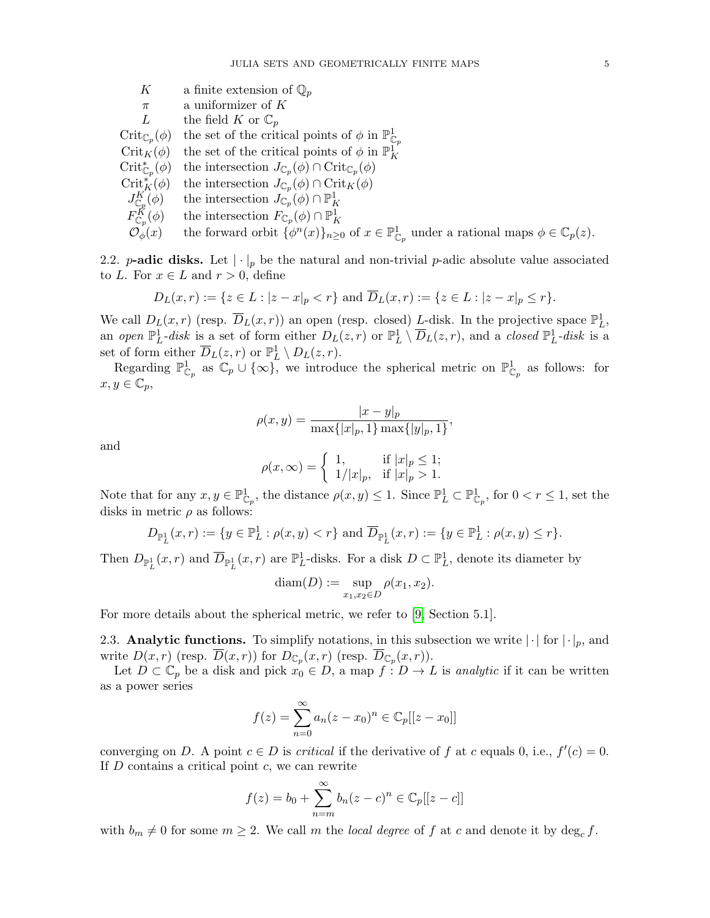| | |
|---|---|
| $K$ | a finite extension of $\mathbb{Q}_p$ |
| $\pi$ | a uniformizer of $K$ |
| $L$ | the field $K$ or $\mathbb{C}_p$ |
| $\mathrm{Crit}_{\mathbb{C}_p}(\phi)$ | the set of the critical points of $\phi$ in $\mathbb{P}^1_{\mathbb{C}_p}$ |
| $\mathrm{Crit}_K(\phi)$ | the set of the critical points of $\phi$ in $\mathbb{P}^1_K$ |
| $\mathrm{Crit}^*_{\mathbb{C}_p}(\phi)$ | the intersection $J_{\mathbb{C}_p}(\phi) \cap \mathrm{Crit}_{\mathbb{C}_p}(\phi)$ |
| $\mathrm{Crit}^*_K(\phi)$ | the intersection $J_{\mathbb{C}_p}(\phi) \cap \mathrm{Crit}_K(\phi)$ |
| $J^K_{\mathbb{C}_p}(\phi)$ | the intersection $J_{\mathbb{C}_p}(\phi) \cap \mathbb{P}^1_K$ |
| $F^K_{\mathbb{C}_p}(\phi)$ | the intersection $F_{\mathbb{C}_p}(\phi) \cap \mathbb{P}^1_K$ |
| $\mathcal{O}_\phi(x)$ | the forward orbit $\{\phi^n(x)\}_{n\geq 0}$ of $x \in \mathbb{P}^1_{\mathbb{C}_p}$ under a rational maps $\phi \in \mathbb{C}_p(z)$. |

2.2. **$p$-adic disks.** Let $|\cdot|_p$ be the natural and non-trivial $p$-adic absolute value associated to $L$. For $x \in L$ and $r > 0$, define

$$D_L(x,r) := \{z \in L : |z-x|_p < r\} \text{ and } \overline{D}_L(x,r) := \{z \in L : |z-x|_p \leq r\}.$$

We call $D_L(x,r)$ (resp. $\overline{D}_L(x,r)$) an open (resp. closed) $L$-disk. In the projective space $\mathbb{P}^1_L$, an *open* $\mathbb{P}^1_L$-*disk* is a set of form either $D_L(z,r)$ or $\mathbb{P}^1_L \setminus \overline{D}_L(z,r)$, and a *closed* $\mathbb{P}^1_L$-*disk* is a set of form either $\overline{D}_L(z,r)$ or $\mathbb{P}^1_L \setminus D_L(z,r)$.

Regarding $\mathbb{P}^1_{\mathbb{C}_p}$ as $\mathbb{C}_p \cup \{\infty\}$, we introduce the spherical metric on $\mathbb{P}^1_{\mathbb{C}_p}$ as follows: for $x, y \in \mathbb{C}_p$,

$$\rho(x,y) = \frac{|x-y|_p}{\max\{|x|_p, 1\}\max\{|y|_p, 1\}},$$

and

$$\rho(x,\infty) = \begin{cases} 1, & \text{if } |x|_p \leq 1; \\ 1/|x|_p, & \text{if } |x|_p > 1. \end{cases}$$

Note that for any $x, y \in \mathbb{P}^1_{\mathbb{C}_p}$, the distance $\rho(x,y) \leq 1$. Since $\mathbb{P}^1_L \subset \mathbb{P}^1_{\mathbb{C}_p}$, for $0 < r \leq 1$, set the disks in metric $\rho$ as follows:

$$D_{\mathbb{P}^1_L}(x,r) := \{y \in \mathbb{P}^1_L : \rho(x,y) < r\} \text{ and } \overline{D}_{\mathbb{P}^1_L}(x,r) := \{y \in \mathbb{P}^1_L : \rho(x,y) \leq r\}.$$

Then $D_{\mathbb{P}^1_L}(x,r)$ and $\overline{D}_{\mathbb{P}^1_L}(x,r)$ are $\mathbb{P}^1_L$-disks. For a disk $D \subset \mathbb{P}^1_L$, denote its diameter by

$$\mathrm{diam}(D) := \sup_{x_1, x_2 \in D} \rho(x_1, x_2).$$

For more details about the spherical metric, we refer to [9, Section 5.1].

2.3. **Analytic functions.** To simplify notations, in this subsection we write $|\cdot|$ for $|\cdot|_p$, and write $D(x,r)$ (resp. $\overline{D}(x,r)$) for $D_{\mathbb{C}_p}(x,r)$ (resp. $\overline{D}_{\mathbb{C}_p}(x,r)$).

Let $D \subset \mathbb{C}_p$ be a disk and pick $x_0 \in D$, a map $f : D \to L$ is *analytic* if it can be written as a power series

$$f(z) = \sum_{n=0}^{\infty} a_n (z - x_0)^n \in \mathbb{C}_p[[z - x_0]]$$

converging on $D$. A point $c \in D$ is *critical* if the derivative of $f$ at $c$ equals 0, i.e., $f'(c) = 0$. If $D$ contains a critical point $c$, we can rewrite

$$f(z) = b_0 + \sum_{n=m}^{\infty} b_n (z-c)^n \in \mathbb{C}_p[[z-c]]$$

with $b_m \neq 0$ for some $m \geq 2$. We call $m$ the *local degree* of $f$ at $c$ and denote it by $\deg_c f$.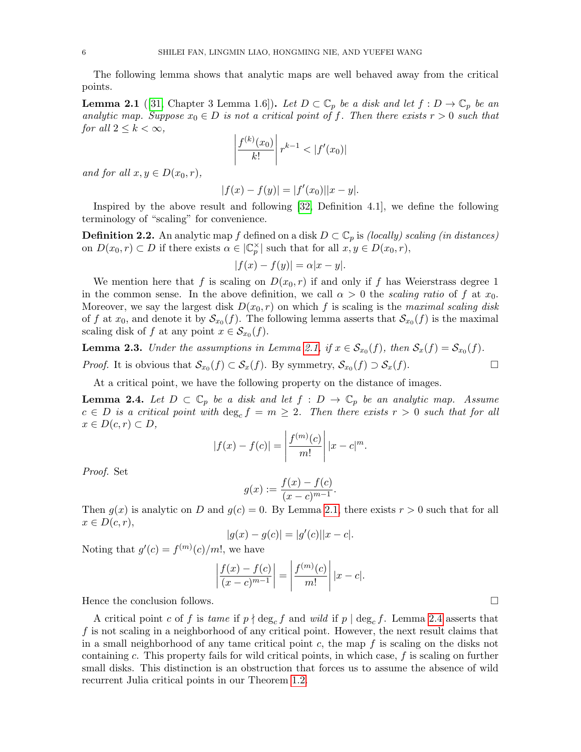The following lemma shows that analytic maps are well behaved away from the critical points.

**Lemma 2.1** ([31, Chapter 3 Lemma 1.6])**.** *Let $D \subset \mathbb{C}_p$ be a disk and let $f : D \to \mathbb{C}_p$ be an analytic map. Suppose $x_0 \in D$ is not a critical point of $f$. Then there exists $r > 0$ such that for all $2 \leq k < \infty$,*

$$\left| \frac{f^{(k)}(x_0)}{k!} \right| r^{k-1} < |f'(x_0)|$$

*and for all $x, y \in D(x_0, r)$,*

$$|f(x) - f(y)| = |f'(x_0)||x - y|.$$

Inspired by the above result and following [32, Definition 4.1], we define the following terminology of "scaling" for convenience.

**Definition 2.2.** An analytic map $f$ defined on a disk $D \subset \mathbb{C}_p$ is *(locally) scaling (in distances)* on $D(x_0, r) \subset D$ if there exists $\alpha \in |\mathbb{C}_p^\times|$ such that for all $x, y \in D(x_0, r)$,

$$|f(x) - f(y)| = \alpha |x - y|.$$

We mention here that $f$ is scaling on $D(x_0, r)$ if and only if $f$ has Weierstrass degree 1 in the common sense. In the above definition, we call $\alpha > 0$ the *scaling ratio* of $f$ at $x_0$. Moreover, we say the largest disk $D(x_0, r)$ on which $f$ is scaling is the *maximal scaling disk* of $f$ at $x_0$, and denote it by $\mathcal{S}_{x_0}(f)$. The following lemma asserts that $\mathcal{S}_{x_0}(f)$ is the maximal scaling disk of $f$ at any point $x \in \mathcal{S}_{x_0}(f)$.

**Lemma 2.3.** *Under the assumptions in Lemma 2.1, if $x \in \mathcal{S}_{x_0}(f)$, then $\mathcal{S}_x(f) = \mathcal{S}_{x_0}(f)$.*

*Proof.* It is obvious that $\mathcal{S}_{x_0}(f) \subset \mathcal{S}_x(f)$. By symmetry, $\mathcal{S}_{x_0}(f) \supset \mathcal{S}_x(f)$. □

At a critical point, we have the following property on the distance of images.

**Lemma 2.4.** *Let $D \subset \mathbb{C}_p$ be a disk and let $f : D \to \mathbb{C}_p$ be an analytic map. Assume $c \in D$ is a critical point with $\deg_c f = m \geq 2$. Then there exists $r > 0$ such that for all $x \in D(c, r) \subset D$,*

$$|f(x) - f(c)| = \left| \frac{f^{(m)}(c)}{m!} \right| |x - c|^m.$$

*Proof.* Set

$$g(x) := \frac{f(x) - f(c)}{(x - c)^{m-1}}.$$

Then $g(x)$ is analytic on $D$ and $g(c) = 0$. By Lemma 2.1, there exists $r > 0$ such that for all $x \in D(c, r)$,

$$|g(x) - g(c)| = |g'(c)||x - c|.$$

Noting that $g'(c) = f^{(m)}(c)/m!$, we have

$$\left| \frac{f(x) - f(c)}{(x - c)^{m-1}} \right| = \left| \frac{f^{(m)}(c)}{m!} \right| |x - c|.$$

Hence the conclusion follows. □

A critical point $c$ of $f$ is *tame* if $p \nmid \deg_c f$ and *wild* if $p \mid \deg_c f$. Lemma 2.4 asserts that $f$ is not scaling in a neighborhood of any critical point. However, the next result claims that in a small neighborhood of any tame critical point $c$, the map $f$ is scaling on the disks not containing $c$. This property fails for wild critical points, in which case, $f$ is scaling on further small disks. This distinction is an obstruction that forces us to assume the absence of wild recurrent Julia critical points in our Theorem 1.2.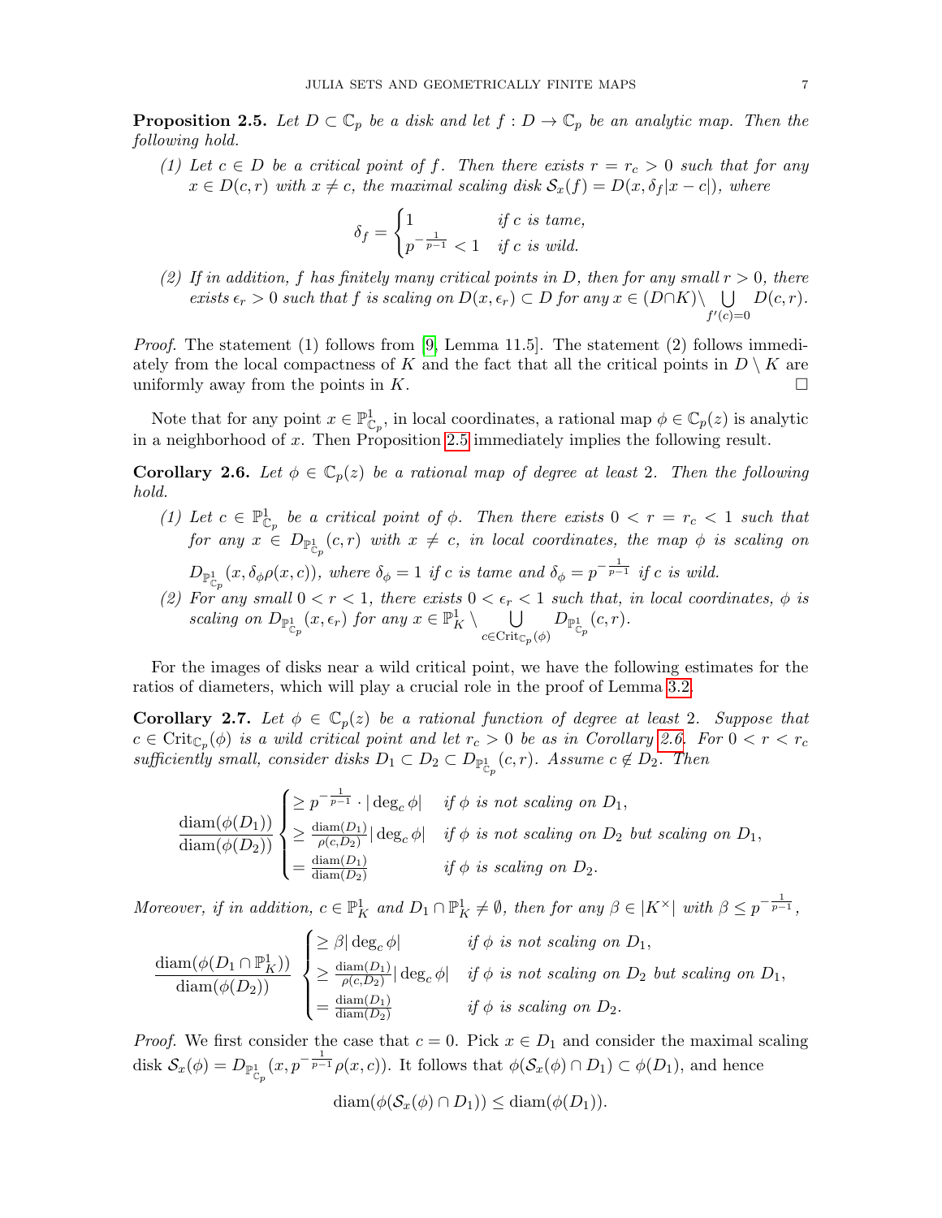**Proposition 2.5.** *Let $D \subset \mathbb{C}_p$ be a disk and let $f : D \to \mathbb{C}_p$ be an analytic map. Then the following hold.*

*(1) Let $c \in D$ be a critical point of $f$. Then there exists $r = r_c > 0$ such that for any $x \in D(c, r)$ with $x \neq c$, the maximal scaling disk $\mathcal{S}_x(f) = D(x, \delta_f |x - c|)$, where*

$$\delta_f = \begin{cases} 1 & \text{if } c \text{ is tame,} \\ p^{-\frac{1}{p-1}} < 1 & \text{if } c \text{ is wild.} \end{cases}$$

*(2) If in addition, $f$ has finitely many critical points in $D$, then for any small $r > 0$, there exists $\epsilon_r > 0$ such that $f$ is scaling on $D(x, \epsilon_r) \subset D$ for any $x \in (D \cap K) \setminus \bigcup_{f'(c)=0} D(c, r)$.*

*Proof.* The statement (1) follows from [9, Lemma 11.5]. The statement (2) follows immediately from the local compactness of $K$ and the fact that all the critical points in $D \setminus K$ are uniformly away from the points in $K$. $\square$

Note that for any point $x \in \mathbb{P}^1_{\mathbb{C}_p}$, in local coordinates, a rational map $\phi \in \mathbb{C}_p(z)$ is analytic in a neighborhood of $x$. Then Proposition 2.5 immediately implies the following result.

**Corollary 2.6.** *Let $\phi \in \mathbb{C}_p(z)$ be a rational map of degree at least 2. Then the following hold.*

*(1) Let $c \in \mathbb{P}^1_{\mathbb{C}_p}$ be a critical point of $\phi$. Then there exists $0 < r = r_c < 1$ such that for any $x \in D_{\mathbb{P}^1_{\mathbb{C}_p}}(c, r)$ with $x \neq c$, in local coordinates, the map $\phi$ is scaling on $D_{\mathbb{P}^1_{\mathbb{C}_p}}(x, \delta_\phi \rho(x, c))$, where $\delta_\phi = 1$ if $c$ is tame and $\delta_\phi = p^{-\frac{1}{p-1}}$ if $c$ is wild.*

*(2) For any small $0 < r < 1$, there exists $0 < \epsilon_r < 1$ such that, in local coordinates, $\phi$ is scaling on $D_{\mathbb{P}^1_{\mathbb{C}_p}}(x, \epsilon_r)$ for any $x \in \mathbb{P}^1_K \setminus \bigcup_{c \in \mathrm{Crit}_{\mathbb{C}_p}(\phi)} D_{\mathbb{P}^1_{\mathbb{C}_p}}(c, r)$.*

For the images of disks near a wild critical point, we have the following estimates for the ratios of diameters, which will play a crucial role in the proof of Lemma 3.2.

**Corollary 2.7.** *Let $\phi \in \mathbb{C}_p(z)$ be a rational function of degree at least 2. Suppose that $c \in \mathrm{Crit}_{\mathbb{C}_p}(\phi)$ is a wild critical point and let $r_c > 0$ be as in Corollary 2.6. For $0 < r < r_c$ sufficiently small, consider disks $D_1 \subset D_2 \subset D_{\mathbb{P}^1_{\mathbb{C}_p}}(c, r)$. Assume $c \notin D_2$. Then*

$$\frac{\mathrm{diam}(\phi(D_1))}{\mathrm{diam}(\phi(D_2))} \begin{cases} \geq p^{-\frac{1}{p-1}} \cdot |\deg_c \phi| & \text{if } \phi \text{ is not scaling on } D_1, \\ \geq \frac{\mathrm{diam}(D_1)}{\rho(c, D_2)} |\deg_c \phi| & \text{if } \phi \text{ is not scaling on } D_2 \text{ but scaling on } D_1, \\ = \frac{\mathrm{diam}(D_1)}{\mathrm{diam}(D_2)} & \text{if } \phi \text{ is scaling on } D_2. \end{cases}$$

*Moreover, if in addition, $c \in \mathbb{P}^1_K$ and $D_1 \cap \mathbb{P}^1_K \neq \emptyset$, then for any $\beta \in |K^\times|$ with $\beta \leq p^{-\frac{1}{p-1}}$,*

$$\frac{\mathrm{diam}(\phi(D_1 \cap \mathbb{P}^1_K))}{\mathrm{diam}(\phi(D_2))} \begin{cases} \geq \beta |\deg_c \phi| & \text{if } \phi \text{ is not scaling on } D_1, \\ \geq \frac{\mathrm{diam}(D_1)}{\rho(c, D_2)} |\deg_c \phi| & \text{if } \phi \text{ is not scaling on } D_2 \text{ but scaling on } D_1, \\ = \frac{\mathrm{diam}(D_1)}{\mathrm{diam}(D_2)} & \text{if } \phi \text{ is scaling on } D_2. \end{cases}$$

*Proof.* We first consider the case that $c = 0$. Pick $x \in D_1$ and consider the maximal scaling disk $\mathcal{S}_x(\phi) = D_{\mathbb{P}^1_{\mathbb{C}_p}}(x, p^{-\frac{1}{p-1}} \rho(x, c))$. It follows that $\phi(\mathcal{S}_x(\phi) \cap D_1) \subset \phi(D_1)$, and hence

$$\mathrm{diam}(\phi(\mathcal{S}_x(\phi) \cap D_1)) \leq \mathrm{diam}(\phi(D_1)).$$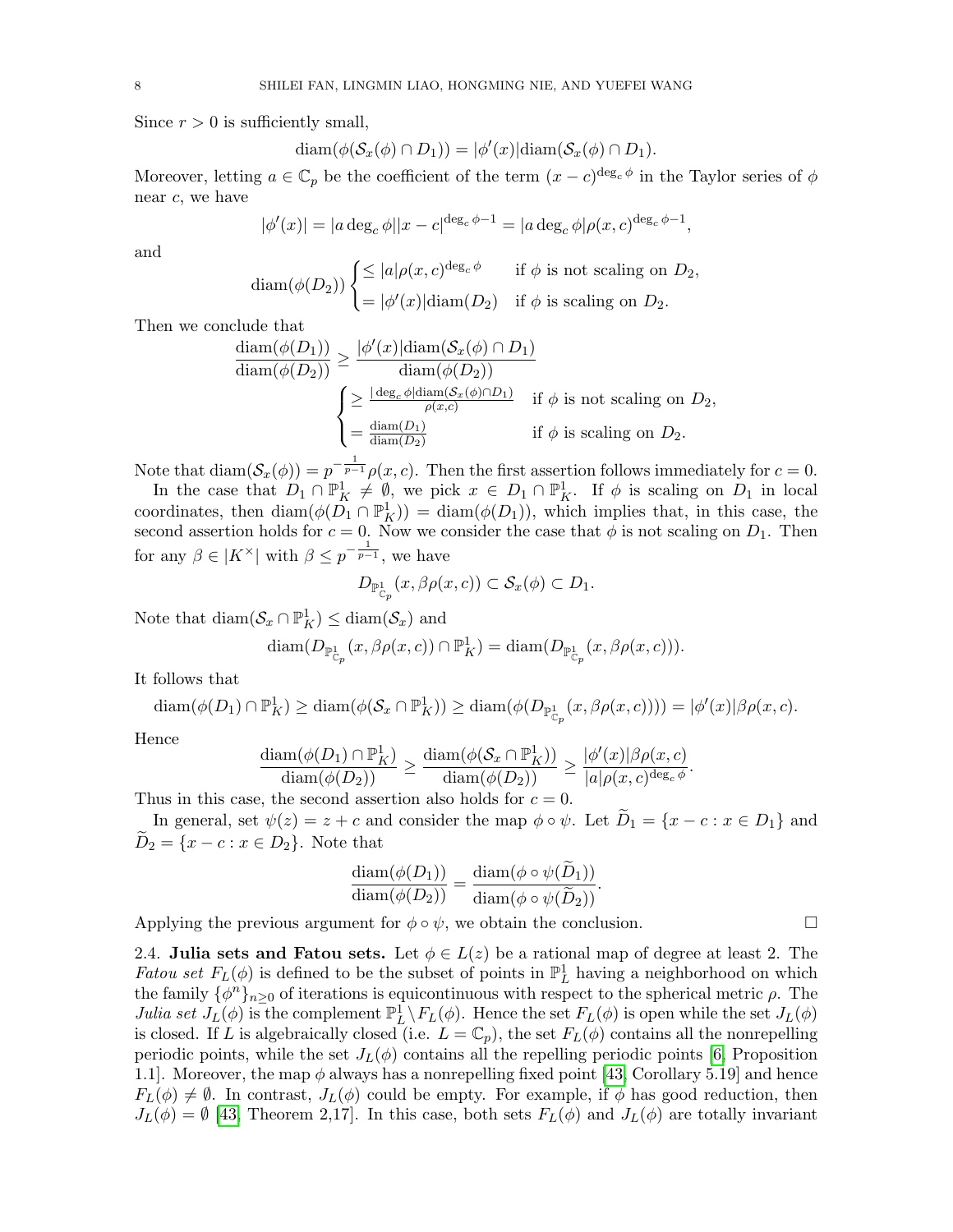Since $r > 0$ is sufficiently small,

$$\mathrm{diam}(\phi(\mathcal{S}_x(\phi) \cap D_1)) = |\phi'(x)|\mathrm{diam}(\mathcal{S}_x(\phi) \cap D_1).$$

Moreover, letting $a \in \mathbb{C}_p$ be the coefficient of the term $(x-c)^{\deg_c \phi}$ in the Taylor series of $\phi$ near $c$, we have

$$|\phi'(x)| = |a \deg_c \phi||x-c|^{\deg_c \phi - 1} = |a \deg_c \phi|\rho(x,c)^{\deg_c \phi - 1},$$

and

$$\mathrm{diam}(\phi(D_2)) \begin{cases} \leq |a|\rho(x,c)^{\deg_c \phi} & \text{if } \phi \text{ is not scaling on } D_2, \\ = |\phi'(x)|\mathrm{diam}(D_2) & \text{if } \phi \text{ is scaling on } D_2. \end{cases}$$

Then we conclude that

$$\begin{aligned} \frac{\mathrm{diam}(\phi(D_1))}{\mathrm{diam}(\phi(D_2))} &\geq \frac{|\phi'(x)|\mathrm{diam}(\mathcal{S}_x(\phi) \cap D_1)}{\mathrm{diam}(\phi(D_2))} \\ &\begin{cases} \geq \frac{|\deg_c \phi|\mathrm{diam}(\mathcal{S}_x(\phi)\cap D_1)}{\rho(x,c)} & \text{if } \phi \text{ is not scaling on } D_2, \\ = \frac{\mathrm{diam}(D_1)}{\mathrm{diam}(D_2)} & \text{if } \phi \text{ is scaling on } D_2. \end{cases} \end{aligned}$$

Note that $\mathrm{diam}(\mathcal{S}_x(\phi)) = p^{-\frac{1}{p-1}}\rho(x,c)$. Then the first assertion follows immediately for $c = 0$.

In the case that $D_1 \cap \mathbb{P}^1_K \neq \emptyset$, we pick $x \in D_1 \cap \mathbb{P}^1_K$. If $\phi$ is scaling on $D_1$ in local coordinates, then $\mathrm{diam}(\phi(D_1 \cap \mathbb{P}^1_K)) = \mathrm{diam}(\phi(D_1))$, which implies that, in this case, the second assertion holds for $c = 0$. Now we consider the case that $\phi$ is not scaling on $D_1$. Then for any $\beta \in |K^\times|$ with $\beta \leq p^{-\frac{1}{p-1}}$, we have

$$D_{\mathbb{P}^1_{\mathbb{C}_p}}(x, \beta\rho(x,c)) \subset \mathcal{S}_x(\phi) \subset D_1.$$

Note that $\mathrm{diam}(\mathcal{S}_x \cap \mathbb{P}^1_K) \leq \mathrm{diam}(\mathcal{S}_x)$ and

$$\mathrm{diam}(D_{\mathbb{P}^1_{\mathbb{C}_p}}(x, \beta\rho(x,c)) \cap \mathbb{P}^1_K) = \mathrm{diam}(D_{\mathbb{P}^1_{\mathbb{C}_p}}(x, \beta\rho(x,c))).$$

It follows that

$$\mathrm{diam}(\phi(D_1) \cap \mathbb{P}^1_K) \geq \mathrm{diam}(\phi(\mathcal{S}_x \cap \mathbb{P}^1_K)) \geq \mathrm{diam}(\phi(D_{\mathbb{P}^1_{\mathbb{C}_p}}(x, \beta\rho(x,c)))) = |\phi'(x)|\beta\rho(x,c).$$

Hence

$$\frac{\mathrm{diam}(\phi(D_1) \cap \mathbb{P}^1_K)}{\mathrm{diam}(\phi(D_2))} \geq \frac{\mathrm{diam}(\phi(\mathcal{S}_x \cap \mathbb{P}^1_K))}{\mathrm{diam}(\phi(D_2))} \geq \frac{|\phi'(x)|\beta\rho(x,c)}{|a|\rho(x,c)^{\deg_c \phi}}.$$

Thus in this case, the second assertion also holds for $c = 0$.

In general, set $\psi(z) = z + c$ and consider the map $\phi \circ \psi$. Let $\widetilde{D}_1 = \{x - c : x \in D_1\}$ and $\widetilde{D}_2 = \{x - c : x \in D_2\}$. Note that

$$\frac{\mathrm{diam}(\phi(D_1))}{\mathrm{diam}(\phi(D_2))} = \frac{\mathrm{diam}(\phi \circ \psi(\widetilde{D}_1))}{\mathrm{diam}(\phi \circ \psi(\widetilde{D}_2))}.$$

Applying the previous argument for $\phi \circ \psi$, we obtain the conclusion. $\square$

2.4. **Julia sets and Fatou sets.** Let $\phi \in L(z)$ be a rational map of degree at least 2. The *Fatou set* $F_L(\phi)$ is defined to be the subset of points in $\mathbb{P}^1_L$ having a neighborhood on which the family $\{\phi^n\}_{n\geq 0}$ of iterations is equicontinuous with respect to the spherical metric $\rho$. The *Julia set* $J_L(\phi)$ is the complement $\mathbb{P}^1_L \setminus F_L(\phi)$. Hence the set $F_L(\phi)$ is open while the set $J_L(\phi)$ is closed. If $L$ is algebraically closed (i.e. $L = \mathbb{C}_p$), the set $F_L(\phi)$ contains all the nonrepelling periodic points, while the set $J_L(\phi)$ contains all the repelling periodic points [6, Proposition 1.1]. Moreover, the map $\phi$ always has a nonrepelling fixed point [43, Corollary 5.19] and hence $F_L(\phi) \neq \emptyset$. In contrast, $J_L(\phi)$ could be empty. For example, if $\phi$ has good reduction, then $J_L(\phi) = \emptyset$ [43, Theorem 2,17]. In this case, both sets $F_L(\phi)$ and $J_L(\phi)$ are totally invariant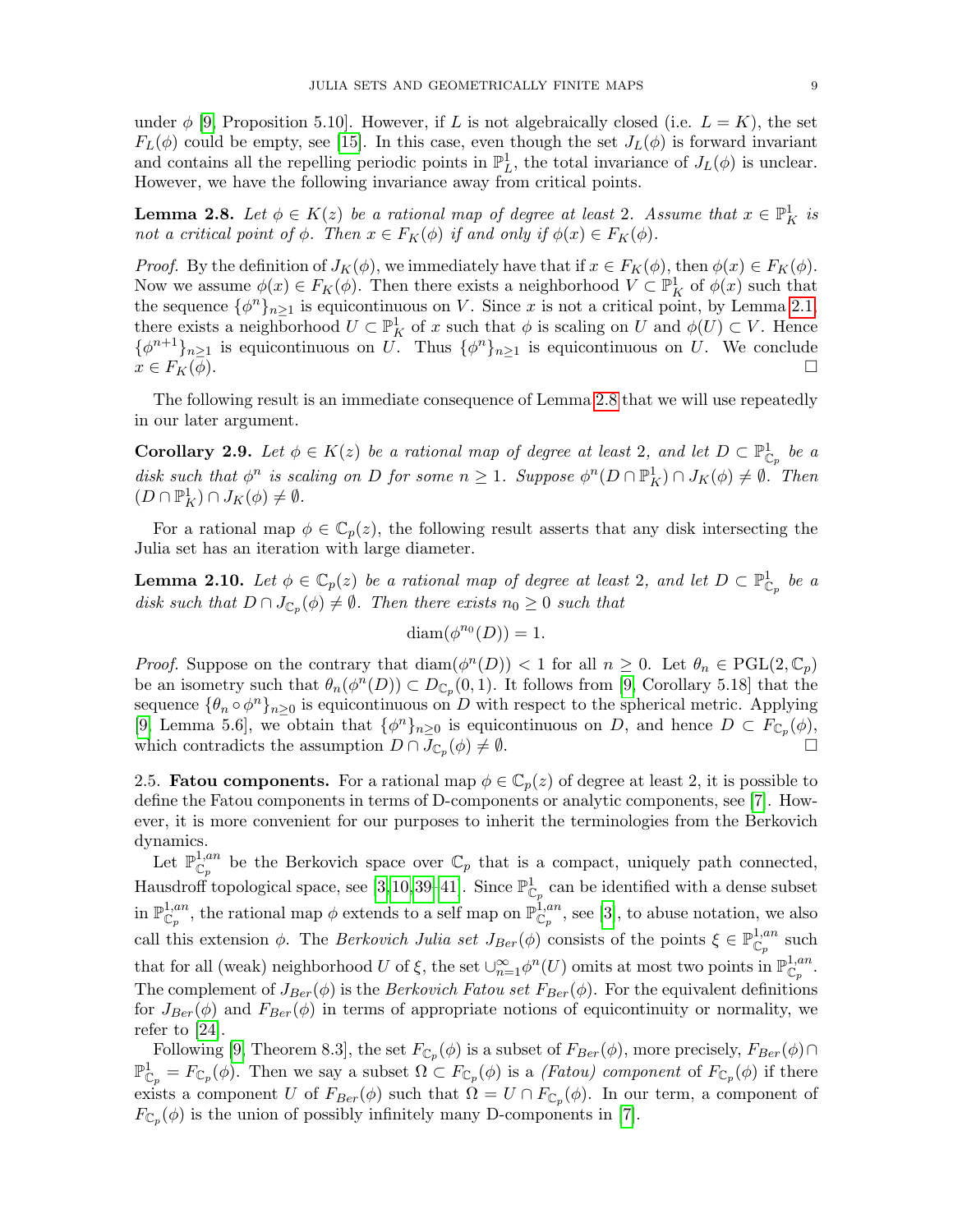under $\phi$ [9, Proposition 5.10]. However, if $L$ is not algebraically closed (i.e. $L = K$), the set $F_L(\phi)$ could be empty, see [15]. In this case, even though the set $J_L(\phi)$ is forward invariant and contains all the repelling periodic points in $\mathbb{P}^1_L$, the total invariance of $J_L(\phi)$ is unclear. However, we have the following invariance away from critical points.

**Lemma 2.8.** *Let $\phi \in K(z)$ be a rational map of degree at least 2. Assume that $x \in \mathbb{P}^1_K$ is not a critical point of $\phi$. Then $x \in F_K(\phi)$ if and only if $\phi(x) \in F_K(\phi)$.*

*Proof.* By the definition of $J_K(\phi)$, we immediately have that if $x \in F_K(\phi)$, then $\phi(x) \in F_K(\phi)$. Now we assume $\phi(x) \in F_K(\phi)$. Then there exists a neighborhood $V \subset \mathbb{P}^1_K$ of $\phi(x)$ such that the sequence $\{\phi^n\}_{n\geq 1}$ is equicontinuous on $V$. Since $x$ is not a critical point, by Lemma 2.1, there exists a neighborhood $U \subset \mathbb{P}^1_K$ of $x$ such that $\phi$ is scaling on $U$ and $\phi(U) \subset V$. Hence $\{\phi^{n+1}\}_{n\geq 1}$ is equicontinuous on $U$. Thus $\{\phi^n\}_{n\geq 1}$ is equicontinuous on $U$. We conclude $x \in F_K(\phi)$. $\square$

The following result is an immediate consequence of Lemma 2.8 that we will use repeatedly in our later argument.

**Corollary 2.9.** *Let $\phi \in K(z)$ be a rational map of degree at least 2, and let $D \subset \mathbb{P}^1_{\mathbb{C}_p}$ be a disk such that $\phi^n$ is scaling on $D$ for some $n \geq 1$. Suppose $\phi^n(D \cap \mathbb{P}^1_K) \cap J_K(\phi) \neq \emptyset$. Then $(D \cap \mathbb{P}^1_K) \cap J_K(\phi) \neq \emptyset$.*

For a rational map $\phi \in \mathbb{C}_p(z)$, the following result asserts that any disk intersecting the Julia set has an iteration with large diameter.

**Lemma 2.10.** *Let $\phi \in \mathbb{C}_p(z)$ be a rational map of degree at least 2, and let $D \subset \mathbb{P}^1_{\mathbb{C}_p}$ be a disk such that $D \cap J_{\mathbb{C}_p}(\phi) \neq \emptyset$. Then there exists $n_0 \geq 0$ such that*

$$\mathrm{diam}(\phi^{n_0}(D)) = 1.$$

*Proof.* Suppose on the contrary that $\mathrm{diam}(\phi^n(D)) < 1$ for all $n \geq 0$. Let $\theta_n \in \mathrm{PGL}(2, \mathbb{C}_p)$ be an isometry such that $\theta_n(\phi^n(D)) \subset D_{\mathbb{C}_p}(0, 1)$. It follows from [9, Corollary 5.18] that the sequence $\{\theta_n \circ \phi^n\}_{n\geq 0}$ is equicontinuous on $D$ with respect to the spherical metric. Applying [9, Lemma 5.6], we obtain that $\{\phi^n\}_{n\geq 0}$ is equicontinuous on $D$, and hence $D \subset F_{\mathbb{C}_p}(\phi)$, which contradicts the assumption $D \cap J_{\mathbb{C}_p}(\phi) \neq \emptyset$. $\square$

2.5. **Fatou components.** For a rational map $\phi \in \mathbb{C}_p(z)$ of degree at least 2, it is possible to define the Fatou components in terms of D-components or analytic components, see [7]. However, it is more convenient for our purposes to inherit the terminologies from the Berkovich dynamics.

Let $\mathbb{P}^{1,an}_{\mathbb{C}_p}$ be the Berkovich space over $\mathbb{C}_p$ that is a compact, uniquely path connected, Hausdroff topological space, see [3,10,39–41]. Since $\mathbb{P}^1_{\mathbb{C}_p}$ can be identified with a dense subset in $\mathbb{P}^{1,an}_{\mathbb{C}_p}$, the rational map $\phi$ extends to a self map on $\mathbb{P}^{1,an}_{\mathbb{C}_p}$, see [3], to abuse notation, we also call this extension $\phi$. The *Berkovich Julia set* $J_{Ber}(\phi)$ consists of the points $\xi \in \mathbb{P}^{1,an}_{\mathbb{C}_p}$ such that for all (weak) neighborhood $U$ of $\xi$, the set $\cup_{n=1}^{\infty}\phi^n(U)$ omits at most two points in $\mathbb{P}^{1,an}_{\mathbb{C}_p}$. The complement of $J_{Ber}(\phi)$ is the *Berkovich Fatou set* $F_{Ber}(\phi)$. For the equivalent definitions for $J_{Ber}(\phi)$ and $F_{Ber}(\phi)$ in terms of appropriate notions of equicontinuity or normality, we refer to [24].

Following [9, Theorem 8.3], the set $F_{\mathbb{C}_p}(\phi)$ is a subset of $F_{Ber}(\phi)$, more precisely, $F_{Ber}(\phi) \cap \mathbb{P}^1_{\mathbb{C}_p} = F_{\mathbb{C}_p}(\phi)$. Then we say a subset $\Omega \subset F_{\mathbb{C}_p}(\phi)$ is a *(Fatou) component* of $F_{\mathbb{C}_p}(\phi)$ if there exists a component $U$ of $F_{Ber}(\phi)$ such that $\Omega = U \cap F_{\mathbb{C}_p}(\phi)$. In our term, a component of $F_{\mathbb{C}_p}(\phi)$ is the union of possibly infinitely many D-components in [7].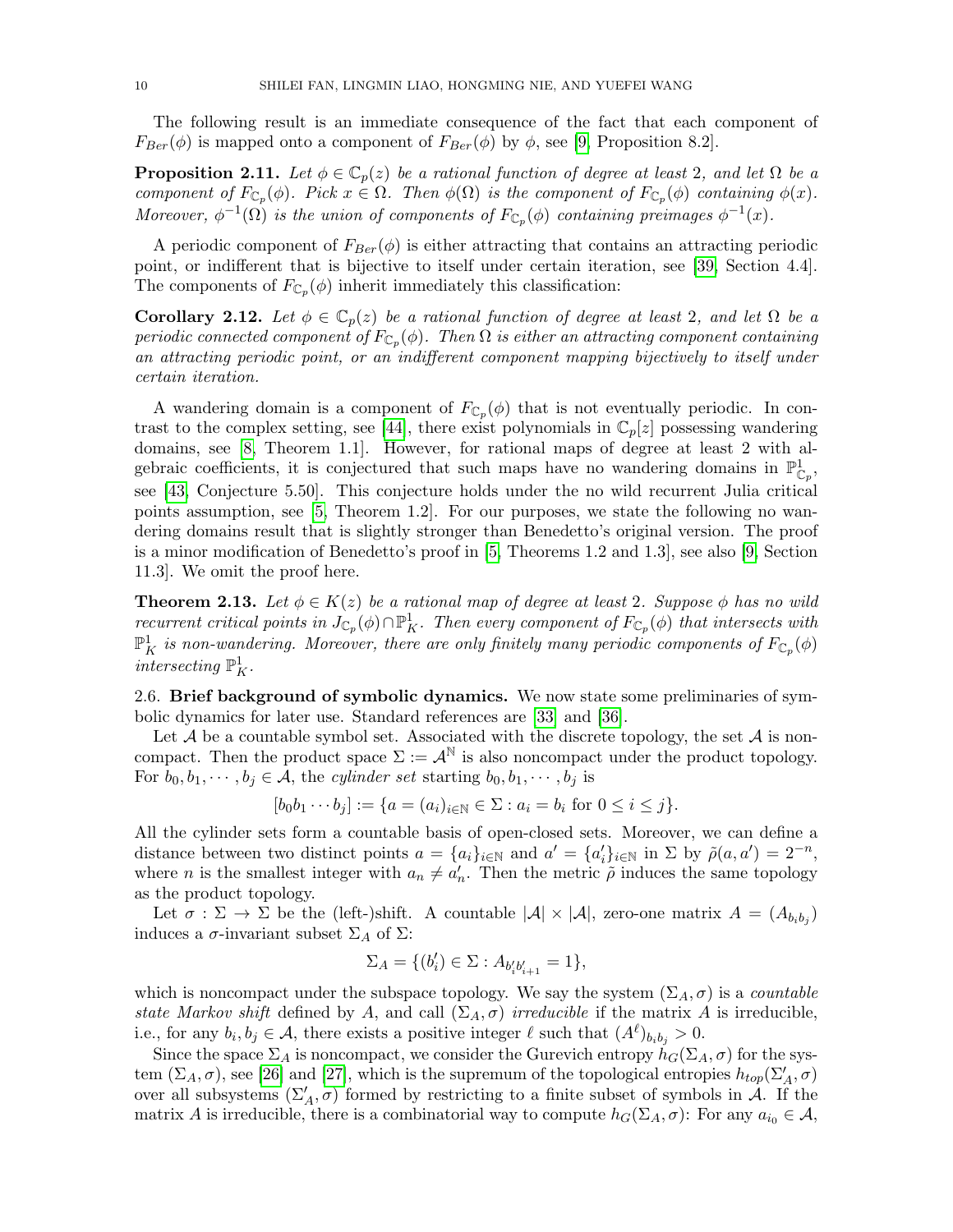The following result is an immediate consequence of the fact that each component of $F_{Ber}(\phi)$ is mapped onto a component of $F_{Ber}(\phi)$ by $\phi$, see [9, Proposition 8.2].

**Proposition 2.11.** *Let $\phi \in \mathbb{C}_p(z)$ be a rational function of degree at least 2, and let $\Omega$ be a component of $F_{\mathbb{C}_p}(\phi)$. Pick $x \in \Omega$. Then $\phi(\Omega)$ is the component of $F_{\mathbb{C}_p}(\phi)$ containing $\phi(x)$. Moreover, $\phi^{-1}(\Omega)$ is the union of components of $F_{\mathbb{C}_p}(\phi)$ containing preimages $\phi^{-1}(x)$.*

A periodic component of $F_{Ber}(\phi)$ is either attracting that contains an attracting periodic point, or indifferent that is bijective to itself under certain iteration, see [39, Section 4.4]. The components of $F_{\mathbb{C}_p}(\phi)$ inherit immediately this classification:

**Corollary 2.12.** *Let $\phi \in \mathbb{C}_p(z)$ be a rational function of degree at least 2, and let $\Omega$ be a periodic connected component of $F_{\mathbb{C}_p}(\phi)$. Then $\Omega$ is either an attracting component containing an attracting periodic point, or an indifferent component mapping bijectively to itself under certain iteration.*

A wandering domain is a component of $F_{\mathbb{C}_p}(\phi)$ that is not eventually periodic. In contrast to the complex setting, see [44], there exist polynomials in $\mathbb{C}_p[z]$ possessing wandering domains, see [8, Theorem 1.1]. However, for rational maps of degree at least 2 with algebraic coefficients, it is conjectured that such maps have no wandering domains in $\mathbb{P}^1_{\mathbb{C}_p}$, see [43, Conjecture 5.50]. This conjecture holds under the no wild recurrent Julia critical points assumption, see [5, Theorem 1.2]. For our purposes, we state the following no wandering domains result that is slightly stronger than Benedetto's original version. The proof is a minor modification of Benedetto's proof in [5, Theorems 1.2 and 1.3], see also [9, Section 11.3]. We omit the proof here.

**Theorem 2.13.** *Let $\phi \in K(z)$ be a rational map of degree at least 2. Suppose $\phi$ has no wild recurrent critical points in $J_{\mathbb{C}_p}(\phi) \cap \mathbb{P}^1_K$. Then every component of $F_{\mathbb{C}_p}(\phi)$ that intersects with $\mathbb{P}^1_K$ is non-wandering. Moreover, there are only finitely many periodic components of $F_{\mathbb{C}_p}(\phi)$ intersecting $\mathbb{P}^1_K$.*

### 2.6. Brief background of symbolic dynamics.

We now state some preliminaries of symbolic dynamics for later use. Standard references are [33] and [36].

Let $\mathcal{A}$ be a countable symbol set. Associated with the discrete topology, the set $\mathcal{A}$ is noncompact. Then the product space $\Sigma := \mathcal{A}^{\mathbb{N}}$ is also noncompact under the product topology. For $b_0, b_1, \cdots, b_j \in \mathcal{A}$, the *cylinder set* starting $b_0, b_1, \cdots, b_j$ is

$$[b_0 b_1 \cdots b_j] := \{a = (a_i)_{i\in\mathbb{N}} \in \Sigma : a_i = b_i \text{ for } 0 \leq i \leq j\}.$$

All the cylinder sets form a countable basis of open-closed sets. Moreover, we can define a distance between two distinct points $a = \{a_i\}_{i\in\mathbb{N}}$ and $a' = \{a'_i\}_{i\in\mathbb{N}}$ in $\Sigma$ by $\tilde{\rho}(a, a') = 2^{-n}$, where $n$ is the smallest integer with $a_n \neq a'_n$. Then the metric $\tilde{\rho}$ induces the same topology as the product topology.

Let $\sigma : \Sigma \to \Sigma$ be the (left-)shift. A countable $|\mathcal{A}| \times |\mathcal{A}|$, zero-one matrix $A = (A_{b_i b_j})$ induces a $\sigma$-invariant subset $\Sigma_A$ of $\Sigma$:

$$\Sigma_A = \{(b'_i) \in \Sigma : A_{b'_i b'_{i+1}} = 1\},$$

which is noncompact under the subspace topology. We say the system $(\Sigma_A, \sigma)$ is a *countable state Markov shift* defined by $A$, and call $(\Sigma_A, \sigma)$ *irreducible* if the matrix $A$ is irreducible, i.e., for any $b_i, b_j \in \mathcal{A}$, there exists a positive integer $\ell$ such that $(A^\ell)_{b_i b_j} > 0$.

Since the space $\Sigma_A$ is noncompact, we consider the Gurevich entropy $h_G(\Sigma_A, \sigma)$ for the system $(\Sigma_A, \sigma)$, see [26] and [27], which is the supremum of the topological entropies $h_{top}(\Sigma'_A, \sigma)$ over all subsystems $(\Sigma'_A, \sigma)$ formed by restricting to a finite subset of symbols in $\mathcal{A}$. If the matrix $A$ is irreducible, there is a combinatorial way to compute $h_G(\Sigma_A, \sigma)$: For any $a_{i_0} \in \mathcal{A}$,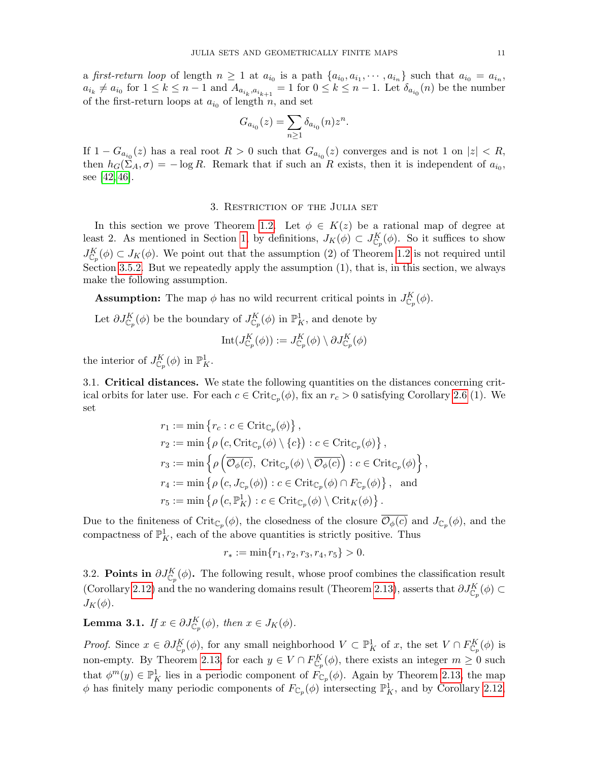a *first-return loop* of length $n \geq 1$ at $a_{i_0}$ is a path $\{a_{i_0}, a_{i_1}, \cdots, a_{i_n}\}$ such that $a_{i_0} = a_{i_n}$, $a_{i_k} \neq a_{i_0}$ for $1 \leq k \leq n-1$ and $A_{a_{i_k}, a_{i_{k+1}}} = 1$ for $0 \leq k \leq n-1$. Let $\delta_{a_{i_0}}(n)$ be the number of the first-return loops at $a_{i_0}$ of length $n$, and set

$$G_{a_{i_0}}(z) = \sum_{n \geq 1} \delta_{a_{i_0}}(n) z^n.$$

If $1 - G_{a_{i_0}}(z)$ has a real root $R > 0$ such that $G_{a_{i_0}}(z)$ converges and is not 1 on $|z| < R$, then $h_G(\Sigma_A, \sigma) = -\log R$. Remark that if such an $R$ exists, then it is independent of $a_{i_0}$, see [42, 46].

## 3. Restriction of the Julia set

In this section we prove Theorem 1.2. Let $\phi \in K(z)$ be a rational map of degree at least 2. As mentioned in Section 1, by definitions, $J_K(\phi) \subset J^K_{\mathbb{C}_p}(\phi)$. So it suffices to show $J^K_{\mathbb{C}_p}(\phi) \subset J_K(\phi)$. We point out that the assumption (2) of Theorem 1.2 is not required until Section 3.5.2. But we repeatedly apply the assumption (1), that is, in this section, we always make the following assumption.

**Assumption:** The map $\phi$ has no wild recurrent critical points in $J^K_{\mathbb{C}_p}(\phi)$.

Let $\partial J^K_{\mathbb{C}_p}(\phi)$ be the boundary of $J^K_{\mathbb{C}_p}(\phi)$ in $\mathbb{P}^1_K$, and denote by

$$\mathrm{Int}(J^K_{\mathbb{C}_p}(\phi)) := J^K_{\mathbb{C}_p}(\phi) \setminus \partial J^K_{\mathbb{C}_p}(\phi)$$

the interior of $J^K_{\mathbb{C}_p}(\phi)$ in $\mathbb{P}^1_K$.

3.1. **Critical distances.** We state the following quantities on the distances concerning critical orbits for later use. For each $c \in \mathrm{Crit}_{\mathbb{C}_p}(\phi)$, fix an $r_c > 0$ satisfying Corollary 2.6 (1). We set

$$\begin{aligned}
r_1 &:= \min\left\{r_c : c \in \mathrm{Crit}_{\mathbb{C}_p}(\phi)\right\}, \\
r_2 &:= \min\left\{\rho\left(c, \mathrm{Crit}_{\mathbb{C}_p}(\phi) \setminus \{c\}\right) : c \in \mathrm{Crit}_{\mathbb{C}_p}(\phi)\right\}, \\
r_3 &:= \min\left\{\rho\left(\overline{\mathcal{O}_\phi(c)},\ \mathrm{Crit}_{\mathbb{C}_p}(\phi) \setminus \overline{\mathcal{O}_\phi(c)}\right) : c \in \mathrm{Crit}_{\mathbb{C}_p}(\phi)\right\}, \\
r_4 &:= \min\left\{\rho\left(c, J_{\mathbb{C}_p}(\phi)\right) : c \in \mathrm{Crit}_{\mathbb{C}_p}(\phi) \cap F_{\mathbb{C}_p}(\phi)\right\}, \quad \text{and} \\
r_5 &:= \min\left\{\rho\left(c, \mathbb{P}^1_K\right) : c \in \mathrm{Crit}_{\mathbb{C}_p}(\phi) \setminus \mathrm{Crit}_K(\phi)\right\}.
\end{aligned}$$

Due to the finiteness of $\mathrm{Crit}_{\mathbb{C}_p}(\phi)$, the closedness of the closure $\overline{\mathcal{O}_\phi(c)}$ and $J_{\mathbb{C}_p}(\phi)$, and the compactness of $\mathbb{P}^1_K$, each of the above quantities is strictly positive. Thus

$$r_* := \min\{r_1, r_2, r_3, r_4, r_5\} > 0.$$

3.2. **Points in $\partial J^K_{\mathbb{C}_p}(\phi)$.** The following result, whose proof combines the classification result (Corollary 2.12) and the no wandering domains result (Theorem 2.13), asserts that $\partial J^K_{\mathbb{C}_p}(\phi) \subset J_K(\phi)$.

**Lemma 3.1.** *If $x \in \partial J^K_{\mathbb{C}_p}(\phi)$, then $x \in J_K(\phi)$.*

*Proof.* Since $x \in \partial J^K_{\mathbb{C}_p}(\phi)$, for any small neighborhood $V \subset \mathbb{P}^1_K$ of $x$, the set $V \cap F^K_{\mathbb{C}_p}(\phi)$ is non-empty. By Theorem 2.13, for each $y \in V \cap F^K_{\mathbb{C}_p}(\phi)$, there exists an integer $m \geq 0$ such that $\phi^m(y) \in \mathbb{P}^1_K$ lies in a periodic component of $F_{\mathbb{C}_p}(\phi)$. Again by Theorem 2.13, the map $\phi$ has finitely many periodic components of $F_{\mathbb{C}_p}(\phi)$ intersecting $\mathbb{P}^1_K$, and by Corollary 2.12,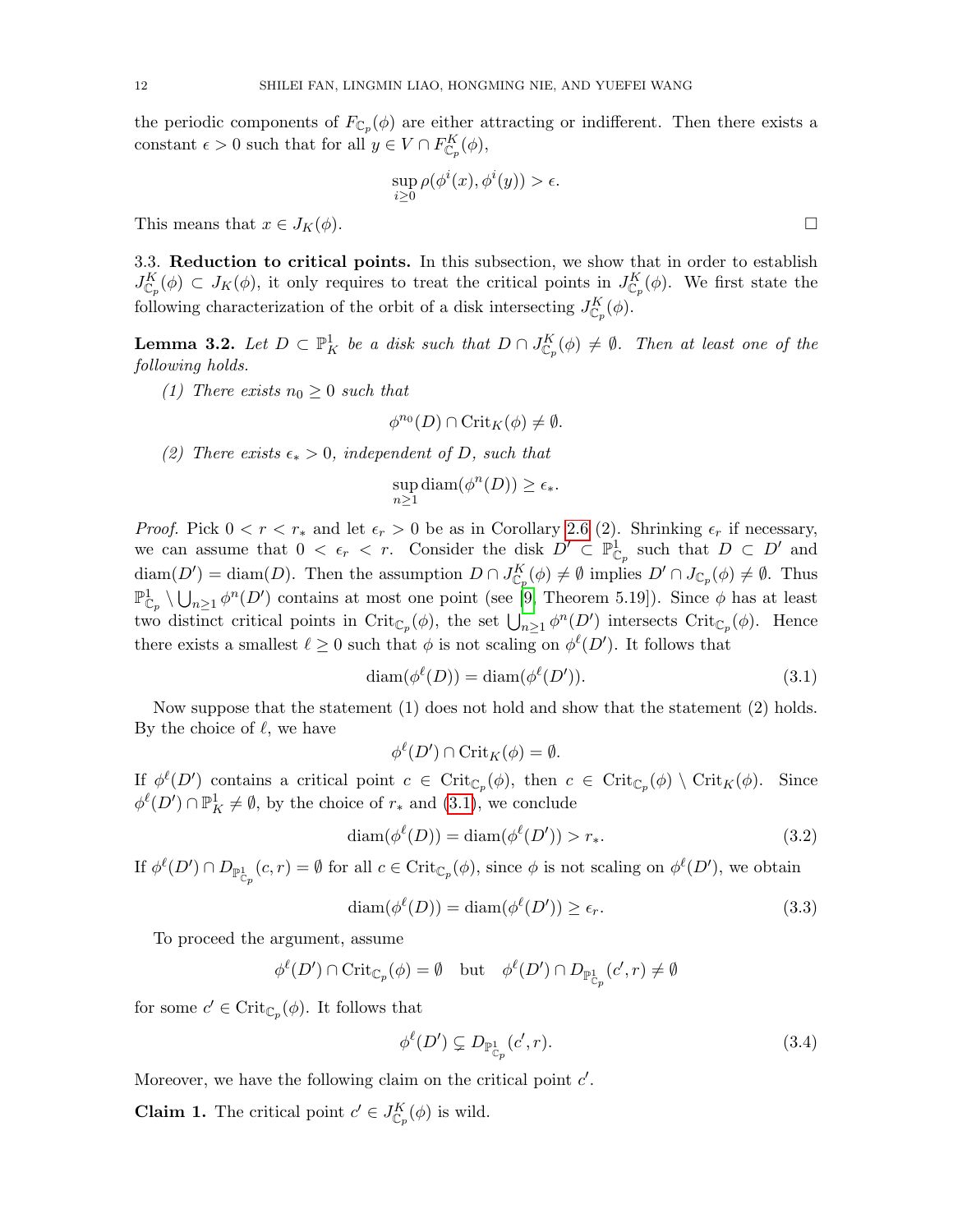the periodic components of $F_{\mathbb{C}_p}(\phi)$ are either attracting or indifferent. Then there exists a constant $\epsilon > 0$ such that for all $y \in V \cap F^K_{\mathbb{C}_p}(\phi)$,

$$\sup_{i\geq 0} \rho(\phi^i(x), \phi^i(y)) > \epsilon.$$

This means that $x \in J_K(\phi)$. □

3.3. **Reduction to critical points.** In this subsection, we show that in order to establish $J^K_{\mathbb{C}_p}(\phi) \subset J_K(\phi)$, it only requires to treat the critical points in $J^K_{\mathbb{C}_p}(\phi)$. We first state the following characterization of the orbit of a disk intersecting $J^K_{\mathbb{C}_p}(\phi)$.

**Lemma 3.2.** *Let $D \subset \mathbb{P}^1_K$ be a disk such that $D \cap J^K_{\mathbb{C}_p}(\phi) \neq \emptyset$. Then at least one of the following holds.*

*(1) There exists $n_0 \geq 0$ such that*

$$\phi^{n_0}(D) \cap \mathrm{Crit}_K(\phi) \neq \emptyset.$$

*(2) There exists $\epsilon_* > 0$, independent of $D$, such that*

$$\sup_{n\geq 1} \mathrm{diam}(\phi^n(D)) \geq \epsilon_*.$$

*Proof.* Pick $0 < r < r_*$ and let $\epsilon_r > 0$ be as in Corollary 2.6 (2). Shrinking $\epsilon_r$ if necessary, we can assume that $0 < \epsilon_r < r$. Consider the disk $D' \subset \mathbb{P}^1_{\mathbb{C}_p}$ such that $D \subset D'$ and $\mathrm{diam}(D') = \mathrm{diam}(D)$. Then the assumption $D \cap J^K_{\mathbb{C}_p}(\phi) \neq \emptyset$ implies $D' \cap J_{\mathbb{C}_p}(\phi) \neq \emptyset$. Thus $\mathbb{P}^1_{\mathbb{C}_p} \setminus \bigcup_{n\geq 1} \phi^n(D')$ contains at most one point (see [9, Theorem 5.19]). Since $\phi$ has at least two distinct critical points in $\mathrm{Crit}_{\mathbb{C}_p}(\phi)$, the set $\bigcup_{n\geq 1} \phi^n(D')$ intersects $\mathrm{Crit}_{\mathbb{C}_p}(\phi)$. Hence there exists a smallest $\ell \geq 0$ such that $\phi$ is not scaling on $\phi^\ell(D')$. It follows that

$$\mathrm{diam}(\phi^\ell(D)) = \mathrm{diam}(\phi^\ell(D')). \tag{3.1}$$

Now suppose that the statement (1) does not hold and show that the statement (2) holds. By the choice of $\ell$, we have

$$\phi^\ell(D') \cap \mathrm{Crit}_K(\phi) = \emptyset.$$

If $\phi^\ell(D')$ contains a critical point $c \in \mathrm{Crit}_{\mathbb{C}_p}(\phi)$, then $c \in \mathrm{Crit}_{\mathbb{C}_p}(\phi) \setminus \mathrm{Crit}_K(\phi)$. Since $\phi^\ell(D') \cap \mathbb{P}^1_K \neq \emptyset$, by the choice of $r_*$ and (3.1), we conclude

$$\mathrm{diam}(\phi^\ell(D)) = \mathrm{diam}(\phi^\ell(D')) > r_*. \tag{3.2}$$

If $\phi^\ell(D') \cap D_{\mathbb{P}^1_{\mathbb{C}_p}}(c, r) = \emptyset$ for all $c \in \mathrm{Crit}_{\mathbb{C}_p}(\phi)$, since $\phi$ is not scaling on $\phi^\ell(D')$, we obtain

$$\mathrm{diam}(\phi^\ell(D)) = \mathrm{diam}(\phi^\ell(D')) \geq \epsilon_r. \tag{3.3}$$

To proceed the argument, assume

$$\phi^\ell(D') \cap \mathrm{Crit}_{\mathbb{C}_p}(\phi) = \emptyset \quad \text{but} \quad \phi^\ell(D') \cap D_{\mathbb{P}^1_{\mathbb{C}_p}}(c', r) \neq \emptyset$$

for some $c' \in \mathrm{Crit}_{\mathbb{C}_p}(\phi)$. It follows that

$$\phi^\ell(D') \subsetneq D_{\mathbb{P}^1_{\mathbb{C}_p}}(c', r). \tag{3.4}$$

Moreover, we have the following claim on the critical point $c'$.

**Claim 1.** The critical point $c' \in J^K_{\mathbb{C}_p}(\phi)$ is wild.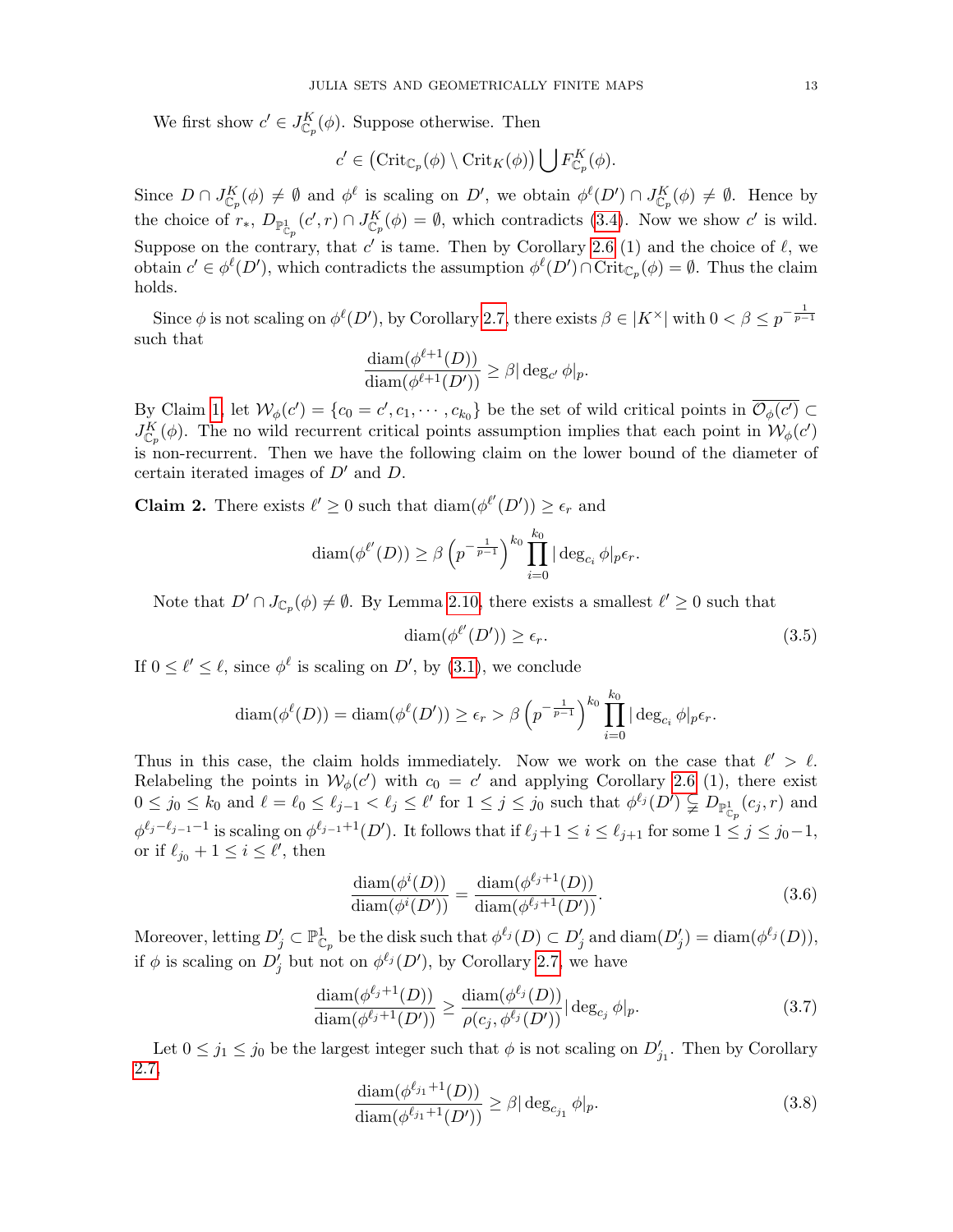We first show $c' \in J^K_{\mathbb{C}_p}(\phi)$. Suppose otherwise. Then

$$c' \in \left(\mathrm{Crit}_{\mathbb{C}_p}(\phi) \setminus \mathrm{Crit}_K(\phi)\right) \bigcup F^K_{\mathbb{C}_p}(\phi).$$

Since $D \cap J^K_{\mathbb{C}_p}(\phi) \neq \emptyset$ and $\phi^\ell$ is scaling on $D'$, we obtain $\phi^\ell(D') \cap J^K_{\mathbb{C}_p}(\phi) \neq \emptyset$. Hence by the choice of $r_*$, $D_{\mathbb{P}^1_{\mathbb{C}_p}}(c', r) \cap J^K_{\mathbb{C}_p}(\phi) = \emptyset$, which contradicts (3.4). Now we show $c'$ is wild. Suppose on the contrary, that $c'$ is tame. Then by Corollary 2.6 (1) and the choice of $\ell$, we obtain $c' \in \phi^\ell(D')$, which contradicts the assumption $\phi^\ell(D') \cap \mathrm{Crit}_{\mathbb{C}_p}(\phi) = \emptyset$. Thus the claim holds.

Since $\phi$ is not scaling on $\phi^\ell(D')$, by Corollary 2.7, there exists $\beta \in |K^\times|$ with $0 < \beta \leq p^{-\frac{1}{p-1}}$ such that

$$\frac{\mathrm{diam}(\phi^{\ell+1}(D))}{\mathrm{diam}(\phi^{\ell+1}(D'))} \geq \beta |\deg_{c'} \phi|_p.$$

By Claim 1, let $\mathcal{W}_\phi(c') = \{c_0 = c', c_1, \cdots, c_{k_0}\}$ be the set of wild critical points in $\overline{\mathcal{O}_\phi(c')} \subset J^K_{\mathbb{C}_p}(\phi)$. The no wild recurrent critical points assumption implies that each point in $\mathcal{W}_\phi(c')$ is non-recurrent. Then we have the following claim on the lower bound of the diameter of certain iterated images of $D'$ and $D$.

**Claim 2.** There exists $\ell' \geq 0$ such that $\mathrm{diam}(\phi^{\ell'}(D')) \geq \epsilon_r$ and

$$\mathrm{diam}(\phi^{\ell'}(D)) \geq \beta \left(p^{-\frac{1}{p-1}}\right)^{k_0} \prod_{i=0}^{k_0} |\deg_{c_i} \phi|_p \epsilon_r.$$

Note that $D' \cap J_{\mathbb{C}_p}(\phi) \neq \emptyset$. By Lemma 2.10, there exists a smallest $\ell' \geq 0$ such that

$$\mathrm{diam}(\phi^{\ell'}(D')) \geq \epsilon_r. \tag{3.5}$$

If $0 \leq \ell' \leq \ell$, since $\phi^\ell$ is scaling on $D'$, by (3.1), we conclude

$$\mathrm{diam}(\phi^\ell(D)) = \mathrm{diam}(\phi^\ell(D')) \geq \epsilon_r > \beta \left(p^{-\frac{1}{p-1}}\right)^{k_0} \prod_{i=0}^{k_0} |\deg_{c_i} \phi|_p \epsilon_r.$$

Thus in this case, the claim holds immediately. Now we work on the case that $\ell' > \ell$. Relabeling the points in $\mathcal{W}_\phi(c')$ with $c_0 = c'$ and applying Corollary 2.6 (1), there exist $0 \leq j_0 \leq k_0$ and $\ell = \ell_0 \leq \ell_{j-1} < \ell_j \leq \ell'$ for $1 \leq j \leq j_0$ such that $\phi^{\ell_j}(D') \subsetneq D_{\mathbb{P}^1_{\mathbb{C}_p}}(c_j, r)$ and $\phi^{\ell_j - \ell_{j-1} - 1}$ is scaling on $\phi^{\ell_{j-1}+1}(D')$. It follows that if $\ell_j + 1 \leq i \leq \ell_{j+1}$ for some $1 \leq j \leq j_0 - 1$, or if $\ell_{j_0} + 1 \leq i \leq \ell'$, then

$$\frac{\mathrm{diam}(\phi^i(D))}{\mathrm{diam}(\phi^i(D'))} = \frac{\mathrm{diam}(\phi^{\ell_j+1}(D))}{\mathrm{diam}(\phi^{\ell_j+1}(D'))}. \tag{3.6}$$

Moreover, letting $D'_j \subset \mathbb{P}^1_{\mathbb{C}_p}$ be the disk such that $\phi^{\ell_j}(D) \subset D'_j$ and $\mathrm{diam}(D'_j) = \mathrm{diam}(\phi^{\ell_j}(D))$, if $\phi$ is scaling on $D'_j$ but not on $\phi^{\ell_j}(D')$, by Corollary 2.7, we have

$$\frac{\mathrm{diam}(\phi^{\ell_j+1}(D))}{\mathrm{diam}(\phi^{\ell_j+1}(D'))} \geq \frac{\mathrm{diam}(\phi^{\ell_j}(D))}{\rho(c_j, \phi^{\ell_j}(D'))} |\deg_{c_j} \phi|_p. \tag{3.7}$$

Let $0 \leq j_1 \leq j_0$ be the largest integer such that $\phi$ is not scaling on $D'_{j_1}$. Then by Corollary 2.7,

$$\frac{\mathrm{diam}(\phi^{\ell_{j_1}+1}(D))}{\mathrm{diam}(\phi^{\ell_{j_1}+1}(D'))} \geq \beta |\deg_{c_{j_1}} \phi|_p. \tag{3.8}$$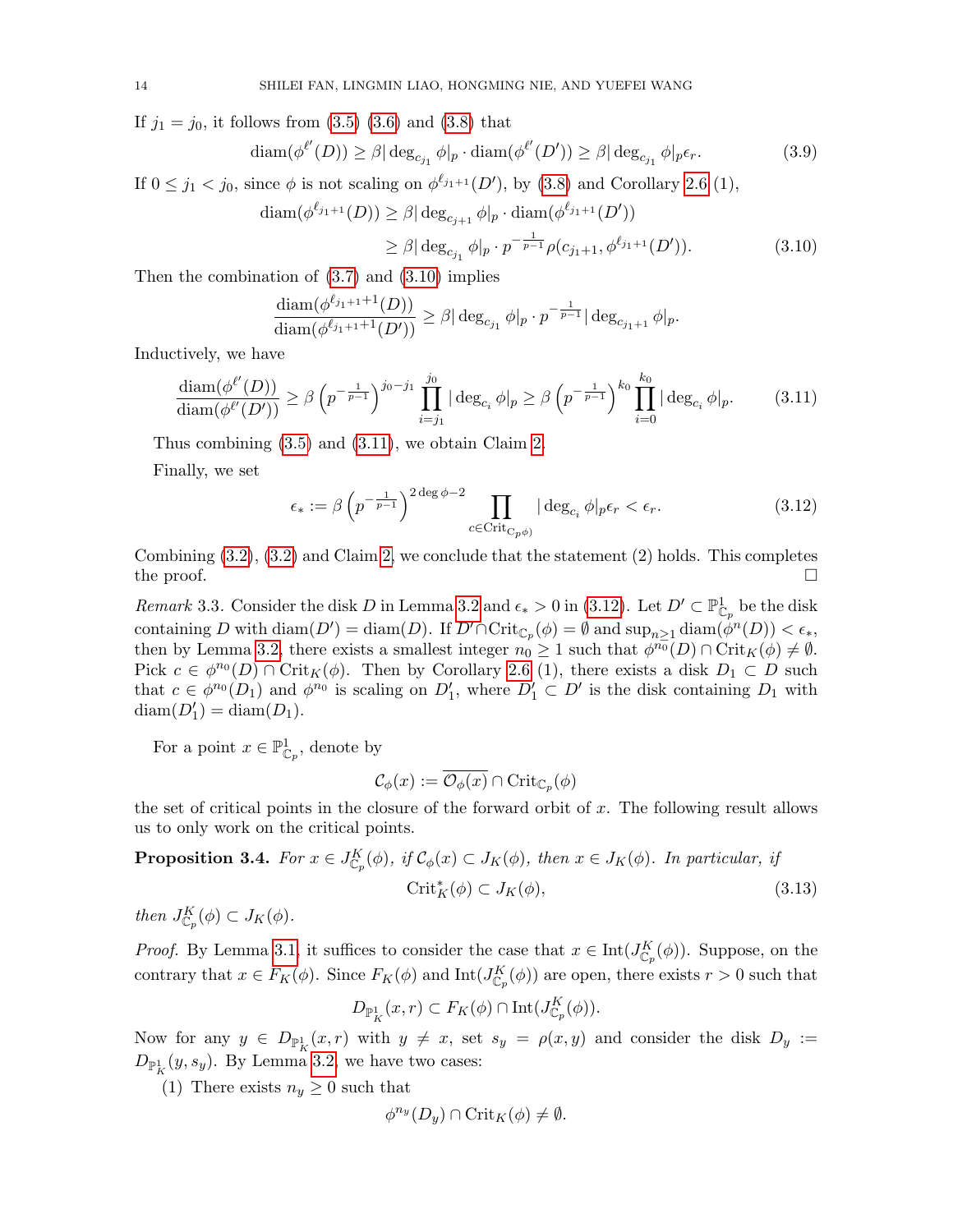If $j_1 = j_0$, it follows from (3.5) (3.6) and (3.8) that

$$\operatorname{diam}(\phi^{\ell'}(D)) \geq \beta|\deg_{c_{j_1}}\phi|_p \cdot \operatorname{diam}(\phi^{\ell'}(D')) \geq \beta|\deg_{c_{j_1}}\phi|_p\epsilon_r. \tag{3.9}$$

If $0 \leq j_1 < j_0$, since $\phi$ is not scaling on $\phi^{\ell_{j_1+1}}(D')$, by (3.8) and Corollary 2.6 (1),

$$\begin{aligned}\operatorname{diam}(\phi^{\ell_{j_1+1}}(D)) &\geq \beta|\deg_{c_{j+1}}\phi|_p \cdot \operatorname{diam}(\phi^{\ell_{j_1+1}}(D')) \\ &\geq \beta|\deg_{c_{j_1}}\phi|_p \cdot p^{-\frac{1}{p-1}}\rho(c_{j_1+1}, \phi^{\ell_{j_1+1}}(D')).\end{aligned} \tag{3.10}$$

Then the combination of (3.7) and (3.10) implies

$$\frac{\operatorname{diam}(\phi^{\ell_{j_1+1}+1}(D))}{\operatorname{diam}(\phi^{\ell_{j_1+1}+1}(D'))} \geq \beta|\deg_{c_{j_1}}\phi|_p \cdot p^{-\frac{1}{p-1}}|\deg_{c_{j_1+1}}\phi|_p.$$

Inductively, we have

$$\frac{\operatorname{diam}(\phi^{\ell'}(D))}{\operatorname{diam}(\phi^{\ell'}(D'))} \geq \beta\left(p^{-\frac{1}{p-1}}\right)^{j_0-j_1}\prod_{i=j_1}^{j_0}|\deg_{c_i}\phi|_p \geq \beta\left(p^{-\frac{1}{p-1}}\right)^{k_0}\prod_{i=0}^{k_0}|\deg_{c_i}\phi|_p. \tag{3.11}$$

Thus combining (3.5) and (3.11), we obtain Claim 2.

Finally, we set

$$\epsilon_* := \beta\left(p^{-\frac{1}{p-1}}\right)^{2\deg\phi-2}\prod_{c\in\operatorname{Crit}_{\mathbb{C}_p}(\phi)}|\deg_{c_i}\phi|_p\epsilon_r < \epsilon_r. \tag{3.12}$$

Combining (3.2), (3.2) and Claim 2, we conclude that the statement (2) holds. This completes the proof. □

*Remark* 3.3. Consider the disk $D$ in Lemma 3.2 and $\epsilon_* > 0$ in (3.12). Let $D' \subset \mathbb{P}^1_{\mathbb{C}_p}$ be the disk containing $D$ with $\operatorname{diam}(D') = \operatorname{diam}(D)$. If $D' \cap \operatorname{Crit}_{\mathbb{C}_p}(\phi) = \emptyset$ and $\sup_{n\geq 1}\operatorname{diam}(\phi^n(D)) < \epsilon_*$, then by Lemma 3.2, there exists a smallest integer $n_0 \geq 1$ such that $\phi^{n_0}(D) \cap \operatorname{Crit}_K(\phi) \neq \emptyset$. Pick $c \in \phi^{n_0}(D) \cap \operatorname{Crit}_K(\phi)$. Then by Corollary 2.6 (1), there exists a disk $D_1 \subset D$ such that $c \in \phi^{n_0}(D_1)$ and $\phi^{n_0}$ is scaling on $D_1'$, where $D_1' \subset D'$ is the disk containing $D_1$ with $\operatorname{diam}(D_1') = \operatorname{diam}(D_1)$.

For a point $x \in \mathbb{P}^1_{\mathbb{C}_p}$, denote by

$$\mathcal{C}_\phi(x) := \overline{\mathcal{O}_\phi(x)} \cap \operatorname{Crit}_{\mathbb{C}_p}(\phi)$$

the set of critical points in the closure of the forward orbit of $x$. The following result allows us to only work on the critical points.

**Proposition 3.4.** *For $x \in J^K_{\mathbb{C}_p}(\phi)$, if $\mathcal{C}_\phi(x) \subset J_K(\phi)$, then $x \in J_K(\phi)$. In particular, if*

$$\operatorname{Crit}^*_K(\phi) \subset J_K(\phi), \tag{3.13}$$

*then $J^K_{\mathbb{C}_p}(\phi) \subset J_K(\phi)$.*

*Proof.* By Lemma 3.1, it suffices to consider the case that $x \in \operatorname{Int}(J^K_{\mathbb{C}_p}(\phi))$. Suppose, on the contrary that $x \in F_K(\phi)$. Since $F_K(\phi)$ and $\operatorname{Int}(J^K_{\mathbb{C}_p}(\phi))$ are open, there exists $r > 0$ such that

$$D_{\mathbb{P}^1_K}(x, r) \subset F_K(\phi) \cap \operatorname{Int}(J^K_{\mathbb{C}_p}(\phi)).$$

Now for any $y \in D_{\mathbb{P}^1_K}(x, r)$ with $y \neq x$, set $s_y = \rho(x, y)$ and consider the disk $D_y := D_{\mathbb{P}^1_K}(y, s_y)$. By Lemma 3.2, we have two cases:

(1) There exists $n_y \geq 0$ such that

$$\phi^{n_y}(D_y) \cap \operatorname{Crit}_K(\phi) \neq \emptyset.$$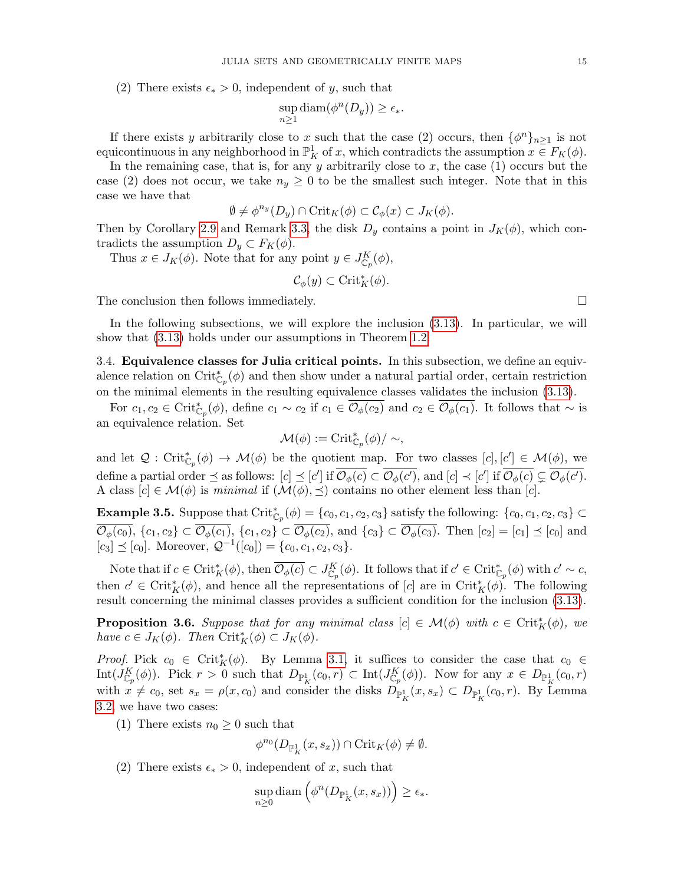(2) There exists $\epsilon_* > 0$, independent of $y$, such that

$$\sup_{n\geq 1} \operatorname{diam}(\phi^n(D_y)) \geq \epsilon_*.$$

If there exists $y$ arbitrarily close to $x$ such that the case (2) occurs, then $\{\phi^n\}_{n\geq 1}$ is not equicontinuous in any neighborhood in $\mathbb{P}^1_K$ of $x$, which contradicts the assumption $x \in F_K(\phi)$.

In the remaining case, that is, for any $y$ arbitrarily close to $x$, the case (1) occurs but the case (2) does not occur, we take $n_y \geq 0$ to be the smallest such integer. Note that in this case we have that

$$\emptyset \neq \phi^{n_y}(D_y) \cap \mathrm{Crit}_K(\phi) \subset \mathcal{C}_\phi(x) \subset J_K(\phi).$$

Then by Corollary 2.9 and Remark 3.3, the disk $D_y$ contains a point in $J_K(\phi)$, which contradicts the assumption $D_y \subset F_K(\phi)$.

Thus $x \in J_K(\phi)$. Note that for any point $y \in J^K_{\mathbb{C}_p}(\phi)$,

$$\mathcal{C}_\phi(y) \subset \mathrm{Crit}^*_K(\phi).$$

The conclusion then follows immediately. □

In the following subsections, we will explore the inclusion (3.13). In particular, we will show that (3.13) holds under our assumptions in Theorem 1.2.

3.4. **Equivalence classes for Julia critical points.** In this subsection, we define an equivalence relation on $\mathrm{Crit}^*_{\mathbb{C}_p}(\phi)$ and then show under a natural partial order, certain restriction on the minimal elements in the resulting equivalence classes validates the inclusion (3.13).

For $c_1, c_2 \in \mathrm{Crit}^*_{\mathbb{C}_p}(\phi)$, define $c_1 \sim c_2$ if $c_1 \in \overline{\mathcal{O}_\phi(c_2)}$ and $c_2 \in \overline{\mathcal{O}_\phi(c_1)}$. It follows that $\sim$ is an equivalence relation. Set

$$\mathcal{M}(\phi) := \mathrm{Crit}^*_{\mathbb{C}_p}(\phi)/\sim,$$

and let $\mathcal{Q} : \mathrm{Crit}^*_{\mathbb{C}_p}(\phi) \to \mathcal{M}(\phi)$ be the quotient map. For two classes $[c], [c'] \in \mathcal{M}(\phi)$, we define a partial order $\preceq$ as follows: $[c] \preceq [c']$ if $\overline{\mathcal{O}_\phi(c)} \subset \overline{\mathcal{O}_\phi(c')}$, and $[c] \prec [c']$ if $\overline{\mathcal{O}_\phi(c)} \subsetneq \overline{\mathcal{O}_\phi(c')}$. A class $[c] \in \mathcal{M}(\phi)$ is *minimal* if $(\mathcal{M}(\phi), \preceq)$ contains no other element less than $[c]$.

**Example 3.5.** Suppose that $\mathrm{Crit}^*_{\mathbb{C}_p}(\phi) = \{c_0, c_1, c_2, c_3\}$ satisfy the following: $\{c_0, c_1, c_2, c_3\} \subset \overline{\mathcal{O}_\phi(c_0)}$, $\{c_1, c_2\} \subset \overline{\mathcal{O}_\phi(c_1)}$, $\{c_1, c_2\} \subset \overline{\mathcal{O}_\phi(c_2)}$, and $\{c_3\} \subset \overline{\mathcal{O}_\phi(c_3)}$. Then $[c_2] = [c_1] \preceq [c_0]$ and $[c_3] \preceq [c_0]$. Moreover, $\mathcal{Q}^{-1}([c_0]) = \{c_0, c_1, c_2, c_3\}$.

Note that if $c \in \mathrm{Crit}^*_K(\phi)$, then $\overline{\mathcal{O}_\phi(c)} \subset J^K_{\mathbb{C}_p}(\phi)$. It follows that if $c' \in \mathrm{Crit}^*_{\mathbb{C}_p}(\phi)$ with $c' \sim c$, then $c' \in \mathrm{Crit}^*_K(\phi)$, and hence all the representations of $[c]$ are in $\mathrm{Crit}^*_K(\phi)$. The following result concerning the minimal classes provides a sufficient condition for the inclusion (3.13).

**Proposition 3.6.** *Suppose that for any minimal class $[c] \in \mathcal{M}(\phi)$ with $c \in \mathrm{Crit}^*_K(\phi)$, we have $c \in J_K(\phi)$. Then $\mathrm{Crit}^*_K(\phi) \subset J_K(\phi)$.*

*Proof.* Pick $c_0 \in \mathrm{Crit}^*_K(\phi)$. By Lemma 3.1, it suffices to consider the case that $c_0 \in \mathrm{Int}(J^K_{\mathbb{C}_p}(\phi))$. Pick $r > 0$ such that $D_{\mathbb{P}^1_K}(c_0, r) \subset \mathrm{Int}(J^K_{\mathbb{C}_p}(\phi))$. Now for any $x \in D_{\mathbb{P}^1_K}(c_0, r)$ with $x \neq c_0$, set $s_x = \rho(x, c_0)$ and consider the disks $D_{\mathbb{P}^1_K}(x, s_x) \subset D_{\mathbb{P}^1_K}(c_0, r)$. By Lemma 3.2, we have two cases:

(1) There exists $n_0 \geq 0$ such that

$$\phi^{n_0}(D_{\mathbb{P}^1_K}(x, s_x)) \cap \mathrm{Crit}_K(\phi) \neq \emptyset.$$

(2) There exists $\epsilon_* > 0$, independent of $x$, such that

$$\sup_{n\geq 0} \operatorname{diam}\left(\phi^n(D_{\mathbb{P}^1_K}(x, s_x))\right) \geq \epsilon_*.$$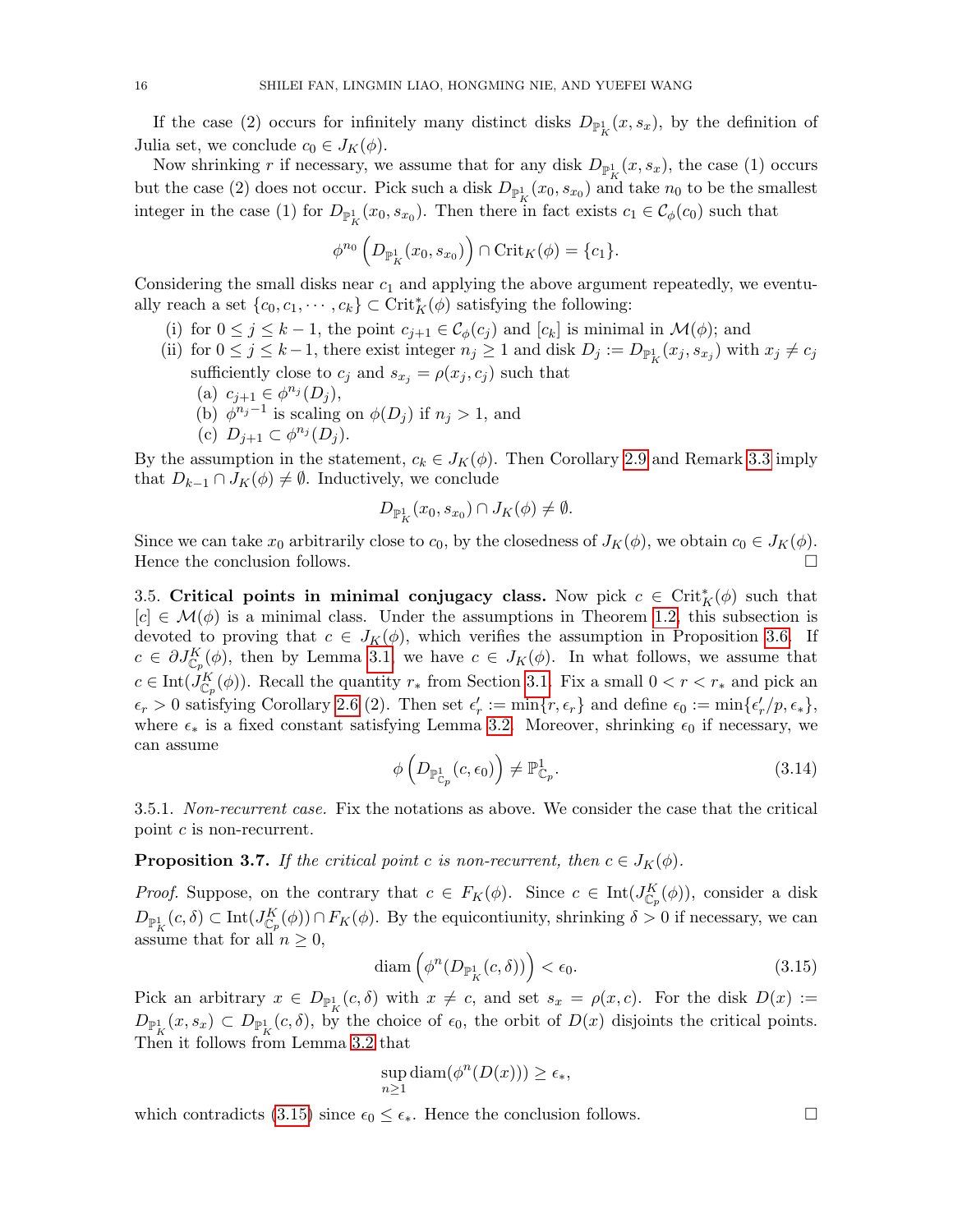If the case (2) occurs for infinitely many distinct disks $D_{\mathbb{P}^1_K}(x, s_x)$, by the definition of Julia set, we conclude $c_0 \in J_K(\phi)$.

Now shrinking $r$ if necessary, we assume that for any disk $D_{\mathbb{P}^1_K}(x, s_x)$, the case (1) occurs but the case (2) does not occur. Pick such a disk $D_{\mathbb{P}^1_K}(x_0, s_{x_0})$ and take $n_0$ to be the smallest integer in the case (1) for $D_{\mathbb{P}^1_K}(x_0, s_{x_0})$. Then there in fact exists $c_1 \in \mathcal{C}_\phi(c_0)$ such that

$$\phi^{n_0}\left(D_{\mathbb{P}^1_K}(x_0, s_{x_0})\right) \cap \mathrm{Crit}_K(\phi) = \{c_1\}.$$

Considering the small disks near $c_1$ and applying the above argument repeatedly, we eventually reach a set $\{c_0, c_1, \cdots, c_k\} \subset \mathrm{Crit}^*_K(\phi)$ satisfying the following:

(i) for $0 \leq j \leq k-1$, the point $c_{j+1} \in \mathcal{C}_\phi(c_j)$ and $[c_k]$ is minimal in $\mathcal{M}(\phi)$; and

(ii) for $0 \leq j \leq k-1$, there exist integer $n_j \geq 1$ and disk $D_j := D_{\mathbb{P}^1_K}(x_j, s_{x_j})$ with $x_j \neq c_j$ sufficiently close to $c_j$ and $s_{x_j} = \rho(x_j, c_j)$ such that
  - (a) $c_{j+1} \in \phi^{n_j}(D_j)$,
  - (b) $\phi^{n_j - 1}$ is scaling on $\phi(D_j)$ if $n_j > 1$, and
  - (c) $D_{j+1} \subset \phi^{n_j}(D_j)$.

By the assumption in the statement, $c_k \in J_K(\phi)$. Then Corollary 2.9 and Remark 3.3 imply that $D_{k-1} \cap J_K(\phi) \neq \emptyset$. Inductively, we conclude

$$D_{\mathbb{P}^1_K}(x_0, s_{x_0}) \cap J_K(\phi) \neq \emptyset.$$

Since we can take $x_0$ arbitrarily close to $c_0$, by the closedness of $J_K(\phi)$, we obtain $c_0 \in J_K(\phi)$. Hence the conclusion follows. $\square$

3.5. **Critical points in minimal conjugacy class.** Now pick $c \in \mathrm{Crit}^*_K(\phi)$ such that $[c] \in \mathcal{M}(\phi)$ is a minimal class. Under the assumptions in Theorem 1.2, this subsection is devoted to proving that $c \in J_K(\phi)$, which verifies the assumption in Proposition 3.6. If $c \in \partial J^K_{\mathbb{C}_p}(\phi)$, then by Lemma 3.1, we have $c \in J_K(\phi)$. In what follows, we assume that $c \in \mathrm{Int}(J^K_{\mathbb{C}_p}(\phi))$. Recall the quantity $r_*$ from Section 3.1. Fix a small $0 < r < r_*$ and pick an $\epsilon_r > 0$ satisfying Corollary 2.6 (2). Then set $\epsilon'_r := \min\{r, \epsilon_r\}$ and define $\epsilon_0 := \min\{\epsilon'_r/p, \epsilon_*\}$, where $\epsilon_*$ is a fixed constant satisfying Lemma 3.2. Moreover, shrinking $\epsilon_0$ if necessary, we can assume

$$\phi\left(D_{\mathbb{P}^1_{\mathbb{C}_p}}(c, \epsilon_0)\right) \neq \mathbb{P}^1_{\mathbb{C}_p}. \tag{3.14}$$

3.5.1. *Non-recurrent case.* Fix the notations as above. We consider the case that the critical point $c$ is non-recurrent.

**Proposition 3.7.** *If the critical point $c$ is non-recurrent, then $c \in J_K(\phi)$.*

*Proof.* Suppose, on the contrary that $c \in F_K(\phi)$. Since $c \in \mathrm{Int}(J^K_{\mathbb{C}_p}(\phi))$, consider a disk $D_{\mathbb{P}^1_K}(c, \delta) \subset \mathrm{Int}(J^K_{\mathbb{C}_p}(\phi)) \cap F_K(\phi)$. By the equicontiunity, shrinking $\delta > 0$ if necessary, we can assume that for all $n \geq 0$,

$$\mathrm{diam}\left(\phi^n(D_{\mathbb{P}^1_K}(c, \delta))\right) < \epsilon_0. \tag{3.15}$$

Pick an arbitrary $x \in D_{\mathbb{P}^1_K}(c, \delta)$ with $x \neq c$, and set $s_x = \rho(x, c)$. For the disk $D(x) := D_{\mathbb{P}^1_K}(x, s_x) \subset D_{\mathbb{P}^1_K}(c, \delta)$, by the choice of $\epsilon_0$, the orbit of $D(x)$ disjoints the critical points. Then it follows from Lemma 3.2 that

$$\sup_{n \geq 1} \mathrm{diam}(\phi^n(D(x))) \geq \epsilon_*,$$

which contradicts (3.15) since $\epsilon_0 \leq \epsilon_*$. Hence the conclusion follows. $\square$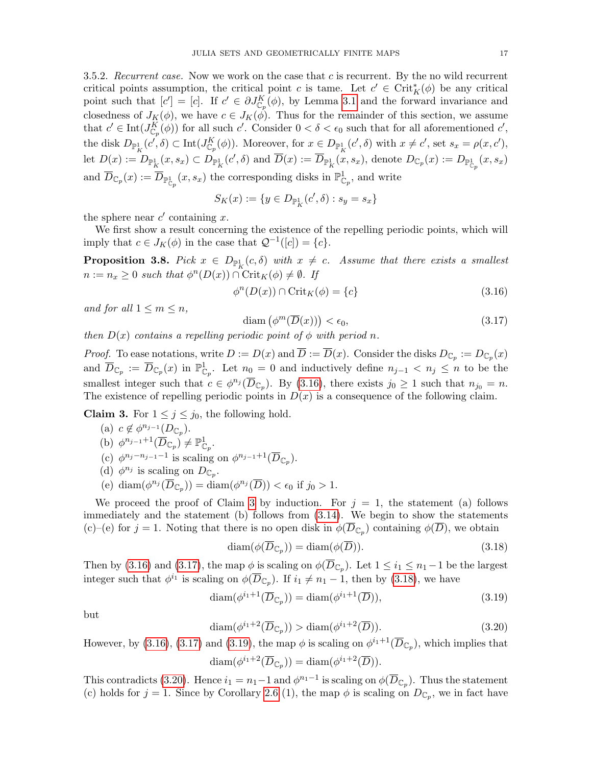3.5.2. *Recurrent case.* Now we work on the case that $c$ is recurrent. By the no wild recurrent critical points assumption, the critical point $c$ is tame. Let $c' \in \mathrm{Crit}_K^*(\phi)$ be any critical point such that $[c'] = [c]$. If $c' \in \partial J_{\mathbb{C}_p}^K(\phi)$, by Lemma 3.1 and the forward invariance and closedness of $J_K(\phi)$, we have $c \in J_K(\phi)$. Thus for the remainder of this section, we assume that $c' \in \mathrm{Int}(J_{\mathbb{C}_p}^K(\phi))$ for all such $c'$. Consider $0 < \delta < \epsilon_0$ such that for all aforementioned $c'$, the disk $D_{\mathbb{P}^1_K}(c', \delta) \subset \mathrm{Int}(J_{\mathbb{C}_p}^K(\phi))$. Moreover, for $x \in D_{\mathbb{P}^1_K}(c', \delta)$ with $x \neq c'$, set $s_x = \rho(x, c')$, let $D(x) := D_{\mathbb{P}^1_K}(x, s_x) \subset D_{\mathbb{P}^1_K}(c', \delta)$ and $\overline{D}(x) := \overline{D}_{\mathbb{P}^1_K}(x, s_x)$, denote $D_{\mathbb{C}_p}(x) := D_{\mathbb{P}^1_{\mathbb{C}_p}}(x, s_x)$ and $\overline{D}_{\mathbb{C}_p}(x) := \overline{D}_{\mathbb{P}^1_{\mathbb{C}_p}}(x, s_x)$ the corresponding disks in $\mathbb{P}^1_{\mathbb{C}_p}$, and write

$$S_K(x) := \{y \in D_{\mathbb{P}^1_K}(c', \delta) : s_y = s_x\}$$

the sphere near $c'$ containing $x$.

We first show a result concerning the existence of the repelling periodic points, which will imply that $c \in J_K(\phi)$ in the case that $\mathcal{Q}^{-1}([c]) = \{c\}$.

**Proposition 3.8.** *Pick $x \in D_{\mathbb{P}^1_K}(c, \delta)$ with $x \neq c$. Assume that there exists a smallest $n := n_x \geq 0$ such that $\phi^n(D(x)) \cap \mathrm{Crit}_K(\phi) \neq \emptyset$. If*

$$\phi^n(D(x)) \cap \mathrm{Crit}_K(\phi) = \{c\} \tag{3.16}$$

*and for all $1 \leq m \leq n$,*

$$\mathrm{diam}\left(\phi^m(\overline{D}(x))\right) < \epsilon_0, \tag{3.17}$$

*then $D(x)$ contains a repelling periodic point of $\phi$ with period $n$.*

*Proof.* To ease notations, write $D := D(x)$ and $\overline{D} := \overline{D}(x)$. Consider the disks $D_{\mathbb{C}_p} := D_{\mathbb{C}_p}(x)$ and $\overline{D}_{\mathbb{C}_p} := \overline{D}_{\mathbb{C}_p}(x)$ in $\mathbb{P}^1_{\mathbb{C}_p}$. Let $n_0 = 0$ and inductively define $n_{j-1} < n_j \leq n$ to be the smallest integer such that $c \in \phi^{n_j}(\overline{D}_{\mathbb{C}_p})$. By (3.16), there exists $j_0 \geq 1$ such that $n_{j_0} = n$. The existence of repelling periodic points in $D(x)$ is a consequence of the following claim.

**Claim 3.** For $1 \leq j \leq j_0$, the following hold.

(a) $c \notin \phi^{n_{j-1}}(D_{\mathbb{C}_p})$.

(b) $\phi^{n_{j-1}+1}(\overline{D}_{\mathbb{C}_p}) \neq \mathbb{P}^1_{\mathbb{C}_p}$.

(c) $\phi^{n_j - n_{j-1} - 1}$ is scaling on $\phi^{n_{j-1}+1}(\overline{D}_{\mathbb{C}_p})$.

(d) $\phi^{n_j}$ is scaling on $D_{\mathbb{C}_p}$.

(e) $\mathrm{diam}(\phi^{n_j}(\overline{D}_{\mathbb{C}_p})) = \mathrm{diam}(\phi^{n_j}(\overline{D})) < \epsilon_0$ if $j_0 > 1$.

We proceed the proof of Claim 3 by induction. For $j = 1$, the statement (a) follows immediately and the statement (b) follows from (3.14). We begin to show the statements (c)–(e) for $j = 1$. Noting that there is no open disk in $\phi(\overline{D}_{\mathbb{C}_p})$ containing $\phi(\overline{D})$, we obtain

$$\mathrm{diam}(\phi(\overline{D}_{\mathbb{C}_p})) = \mathrm{diam}(\phi(\overline{D})). \tag{3.18}$$

Then by (3.16) and (3.17), the map $\phi$ is scaling on $\phi(\overline{D}_{\mathbb{C}_p})$. Let $1 \leq i_1 \leq n_1 - 1$ be the largest integer such that $\phi^{i_1}$ is scaling on $\phi(\overline{D}_{\mathbb{C}_p})$. If $i_1 \neq n_1 - 1$, then by (3.18), we have

$$\mathrm{diam}(\phi^{i_1+1}(\overline{D}_{\mathbb{C}_p})) = \mathrm{diam}(\phi^{i_1+1}(\overline{D})), \tag{3.19}$$

but

$$\mathrm{diam}(\phi^{i_1+2}(\overline{D}_{\mathbb{C}_p})) > \mathrm{diam}(\phi^{i_1+2}(\overline{D})). \tag{3.20}$$

However, by (3.16), (3.17) and (3.19), the map $\phi$ is scaling on $\phi^{i_1+1}(\overline{D}_{\mathbb{C}_p})$, which implies that

$$\mathrm{diam}(\phi^{i_1+2}(\overline{D}_{\mathbb{C}_p})) = \mathrm{diam}(\phi^{i_1+2}(\overline{D})).$$

This contradicts (3.20). Hence $i_1 = n_1 - 1$ and $\phi^{n_1-1}$ is scaling on $\phi(\overline{D}_{\mathbb{C}_p})$. Thus the statement (c) holds for $j = 1$. Since by Corollary 2.6 (1), the map $\phi$ is scaling on $D_{\mathbb{C}_p}$, we in fact have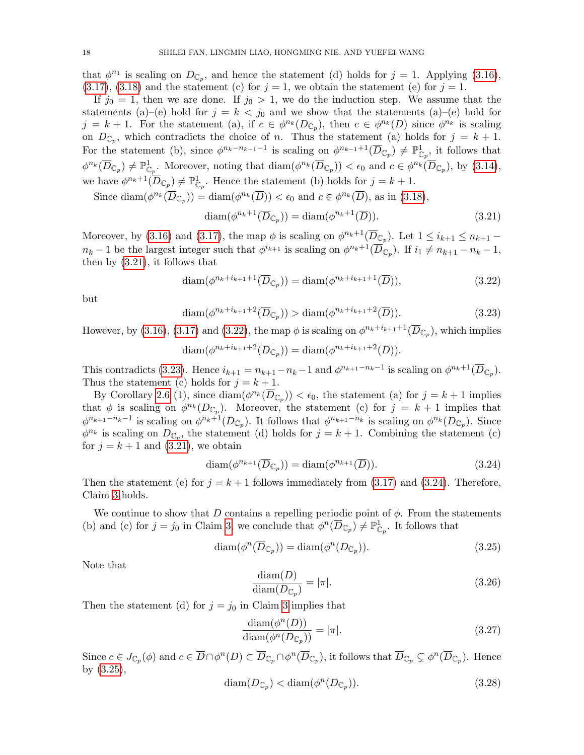that $\phi^{n_1}$ is scaling on $D_{\mathbb{C}_p}$, and hence the statement (d) holds for $j = 1$. Applying (3.16), (3.17), (3.18) and the statement (c) for $j = 1$, we obtain the statement (e) for $j = 1$.

If $j_0 = 1$, then we are done. If $j_0 > 1$, we do the induction step. We assume that the statements (a)–(e) hold for $j = k < j_0$ and we show that the statements (a)–(e) hold for $j = k + 1$. For the statement (a), if $c \in \phi^{n_k}(D_{\mathbb{C}_p})$, then $c \in \phi^{n_k}(D)$ since $\phi^{n_k}$ is scaling on $D_{\mathbb{C}_p}$, which contradicts the choice of $n$. Thus the statement (a) holds for $j = k + 1$. For the statement (b), since $\phi^{n_k - n_{k-1} - 1}$ is scaling on $\phi^{n_{k-1}+1}(\overline{D}_{\mathbb{C}_p}) \neq \mathbb{P}^1_{\mathbb{C}_p}$, it follows that $\phi^{n_k}(\overline{D}_{\mathbb{C}_p}) \neq \mathbb{P}^1_{\mathbb{C}_p}$. Moreover, noting that $\mathrm{diam}(\phi^{n_k}(\overline{D}_{\mathbb{C}_p})) < \epsilon_0$ and $c \in \phi^{n_k}(\overline{D}_{\mathbb{C}_p})$, by (3.14), we have $\phi^{n_k+1}(\overline{D}_{\mathbb{C}_p}) \neq \mathbb{P}^1_{\mathbb{C}_p}$. Hence the statement (b) holds for $j = k + 1$.

Since $\mathrm{diam}(\phi^{n_k}(\overline{D}_{\mathbb{C}_p})) = \mathrm{diam}(\phi^{n_k}(\overline{D})) < \epsilon_0$ and $c \in \phi^{n_k}(\overline{D})$, as in (3.18),

$$\mathrm{diam}(\phi^{n_k+1}(\overline{D}_{\mathbb{C}_p})) = \mathrm{diam}(\phi^{n_k+1}(\overline{D})). \tag{3.21}$$

Moreover, by (3.16) and (3.17), the map $\phi$ is scaling on $\phi^{n_k+1}(\overline{D}_{\mathbb{C}_p})$. Let $1 \leq i_{k+1} \leq n_{k+1} - n_k - 1$ be the largest integer such that $\phi^{i_{k+1}}$ is scaling on $\phi^{n_k+1}(\overline{D}_{\mathbb{C}_p})$. If $i_1 \neq n_{k+1} - n_k - 1$, then by (3.21), it follows that

$$\mathrm{diam}(\phi^{n_k+i_{k+1}+1}(\overline{D}_{\mathbb{C}_p})) = \mathrm{diam}(\phi^{n_k+i_{k+1}+1}(\overline{D})), \tag{3.22}$$

but

$$\mathrm{diam}(\phi^{n_k+i_{k+1}+2}(\overline{D}_{\mathbb{C}_p})) > \mathrm{diam}(\phi^{n_k+i_{k+1}+2}(\overline{D})). \tag{3.23}$$

However, by (3.16), (3.17) and (3.22), the map $\phi$ is scaling on $\phi^{n_k+i_{k+1}+1}(\overline{D}_{\mathbb{C}_p})$, which implies

$$\mathrm{diam}(\phi^{n_k+i_{k+1}+2}(\overline{D}_{\mathbb{C}_p})) = \mathrm{diam}(\phi^{n_k+i_{k+1}+2}(\overline{D})).$$

This contradicts (3.23). Hence $i_{k+1} = n_{k+1} - n_k - 1$ and $\phi^{n_{k+1}-n_k-1}$ is scaling on $\phi^{n_k+1}(\overline{D}_{\mathbb{C}_p})$. Thus the statement (c) holds for $j = k + 1$.

By Corollary 2.6 (1), since $\mathrm{diam}(\phi^{n_k}(\overline{D}_{\mathbb{C}_p})) < \epsilon_0$, the statement (a) for $j = k + 1$ implies that $\phi$ is scaling on $\phi^{n_k}(D_{\mathbb{C}_p})$. Moreover, the statement (c) for $j = k + 1$ implies that $\phi^{n_{k+1}-n_k-1}$ is scaling on $\phi^{n_k+1}(D_{\mathbb{C}_p})$. It follows that $\phi^{n_{k+1}-n_k}$ is scaling on $\phi^{n_k}(D_{\mathbb{C}_p})$. Since $\phi^{n_k}$ is scaling on $D_{\mathbb{C}_p}$, the statement (d) holds for $j = k + 1$. Combining the statement (c) for $j = k + 1$ and (3.21), we obtain

$$\mathrm{diam}(\phi^{n_{k+1}}(\overline{D}_{\mathbb{C}_p})) = \mathrm{diam}(\phi^{n_{k+1}}(\overline{D})). \tag{3.24}$$

Then the statement (e) for $j = k + 1$ follows immediately from (3.17) and (3.24). Therefore, Claim 3 holds.

We continue to show that $D$ contains a repelling periodic point of $\phi$. From the statements (b) and (c) for $j = j_0$ in Claim 3, we conclude that $\phi^n(\overline{D}_{\mathbb{C}_p}) \neq \mathbb{P}^1_{\mathbb{C}_p}$. It follows that

$$\mathrm{diam}(\phi^n(\overline{D}_{\mathbb{C}_p})) = \mathrm{diam}(\phi^n(D_{\mathbb{C}_p})). \tag{3.25}$$

Note that

$$\frac{\mathrm{diam}(D)}{\mathrm{diam}(D_{\mathbb{C}_p})} = |\pi|. \tag{3.26}$$

Then the statement (d) for $j = j_0$ in Claim 3 implies that

$$\frac{\mathrm{diam}(\phi^n(D))}{\mathrm{diam}(\phi^n(D_{\mathbb{C}_p}))} = |\pi|. \tag{3.27}$$

Since $c \in J_{\mathbb{C}_p}(\phi)$ and $c \in \overline{D} \cap \phi^n(D) \subset \overline{D}_{\mathbb{C}_p} \cap \phi^n(\overline{D}_{\mathbb{C}_p})$, it follows that $\overline{D}_{\mathbb{C}_p} \subsetneq \phi^n(\overline{D}_{\mathbb{C}_p})$. Hence by (3.25),

$$\mathrm{diam}(D_{\mathbb{C}_p}) < \mathrm{diam}(\phi^n(D_{\mathbb{C}_p})). \tag{3.28}$$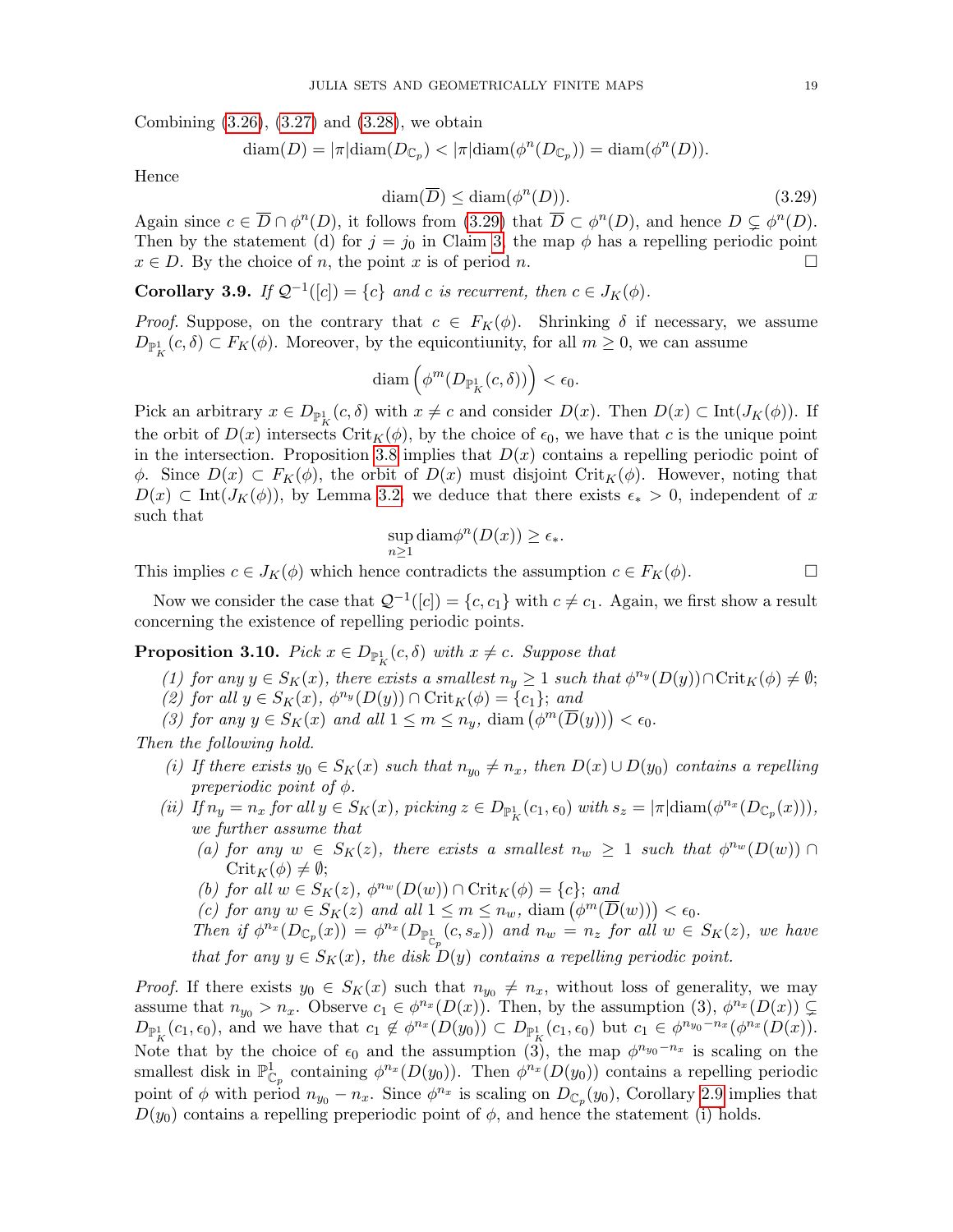Combining (3.26), (3.27) and (3.28), we obtain

$$\mathrm{diam}(D) = |\pi|\mathrm{diam}(D_{\mathbb{C}_p}) < |\pi|\mathrm{diam}(\phi^n(D_{\mathbb{C}_p})) = \mathrm{diam}(\phi^n(D)).$$

Hence

$$\mathrm{diam}(\overline{D}) \leq \mathrm{diam}(\phi^n(D)). \tag{3.29}$$

Again since $c \in \overline{D} \cap \phi^n(D)$, it follows from (3.29) that $\overline{D} \subset \phi^n(D)$, and hence $D \subsetneq \phi^n(D)$. Then by the statement (d) for $j = j_0$ in Claim 3, the map $\phi$ has a repelling periodic point $x \in D$. By the choice of $n$, the point $x$ is of period $n$. $\square$

**Corollary 3.9.** *If $\mathcal{Q}^{-1}([c]) = \{c\}$ and $c$ is recurrent, then $c \in J_K(\phi)$.*

*Proof.* Suppose, on the contrary that $c \in F_K(\phi)$. Shrinking $\delta$ if necessary, we assume $D_{\mathbb{P}^1_K}(c, \delta) \subset F_K(\phi)$. Moreover, by the equicontiunity, for all $m \geq 0$, we can assume

$$\mathrm{diam}\left(\phi^m(D_{\mathbb{P}^1_K}(c, \delta))\right) < \epsilon_0.$$

Pick an arbitrary $x \in D_{\mathbb{P}^1_K}(c, \delta)$ with $x \neq c$ and consider $D(x)$. Then $D(x) \subset \mathrm{Int}(J_K(\phi))$. If the orbit of $D(x)$ intersects $\mathrm{Crit}_K(\phi)$, by the choice of $\epsilon_0$, we have that $c$ is the unique point in the intersection. Proposition 3.8 implies that $D(x)$ contains a repelling periodic point of $\phi$. Since $D(x) \subset F_K(\phi)$, the orbit of $D(x)$ must disjoint $\mathrm{Crit}_K(\phi)$. However, noting that $D(x) \subset \mathrm{Int}(J_K(\phi))$, by Lemma 3.2, we deduce that there exists $\epsilon_* > 0$, independent of $x$ such that

$$\sup_{n\geq 1} \mathrm{diam}\phi^n(D(x)) \geq \epsilon_*.$$

This implies $c \in J_K(\phi)$ which hence contradicts the assumption $c \in F_K(\phi)$. $\square$

Now we consider the case that $\mathcal{Q}^{-1}([c]) = \{c, c_1\}$ with $c \neq c_1$. Again, we first show a result concerning the existence of repelling periodic points.

**Proposition 3.10.** *Pick $x \in D_{\mathbb{P}^1_K}(c, \delta)$ with $x \neq c$. Suppose that*

*(1) for any $y \in S_K(x)$, there exists a smallest $n_y \geq 1$ such that $\phi^{n_y}(D(y)) \cap \mathrm{Crit}_K(\phi) \neq \emptyset$;*
*(2) for all $y \in S_K(x)$, $\phi^{n_y}(D(y)) \cap \mathrm{Crit}_K(\phi) = \{c_1\}$; and*
*(3) for any $y \in S_K(x)$ and all $1 \leq m \leq n_y$, $\mathrm{diam}\left(\phi^m(\overline{D}(y))\right) < \epsilon_0$.*

*Then the following hold.*

*(i) If there exists $y_0 \in S_K(x)$ such that $n_{y_0} \neq n_x$, then $D(x) \cup D(y_0)$ contains a repelling preperiodic point of $\phi$.*

*(ii) If $n_y = n_x$ for all $y \in S_K(x)$, picking $z \in D_{\mathbb{P}^1_K}(c_1, \epsilon_0)$ with $s_z = |\pi|\mathrm{diam}(\phi^{n_x}(D_{\mathbb{C}_p}(x)))$, we further assume that*

*(a) for any $w \in S_K(z)$, there exists a smallest $n_w \geq 1$ such that $\phi^{n_w}(D(w)) \cap \mathrm{Crit}_K(\phi) \neq \emptyset$;*
*(b) for all $w \in S_K(z)$, $\phi^{n_w}(D(w)) \cap \mathrm{Crit}_K(\phi) = \{c\}$; and*
*(c) for any $w \in S_K(z)$ and all $1 \leq m \leq n_w$, $\mathrm{diam}\left(\phi^m(\overline{D}(w))\right) < \epsilon_0$.*

*Then if $\phi^{n_x}(D_{\mathbb{C}_p}(x)) = \phi^{n_x}(D_{\mathbb{P}^1_{\mathbb{C}_p}}(c, s_x))$ and $n_w = n_z$ for all $w \in S_K(z)$, we have that for any $y \in S_K(x)$, the disk $D(y)$ contains a repelling periodic point.*

*Proof.* If there exists $y_0 \in S_K(x)$ such that $n_{y_0} \neq n_x$, without loss of generality, we may assume that $n_{y_0} > n_x$. Observe $c_1 \in \phi^{n_x}(D(x))$. Then, by the assumption (3), $\phi^{n_x}(D(x)) \subsetneq D_{\mathbb{P}^1_K}(c_1, \epsilon_0)$, and we have that $c_1 \notin \phi^{n_x}(D(y_0)) \subset D_{\mathbb{P}^1_K}(c_1, \epsilon_0)$ but $c_1 \in \phi^{n_{y_0}-n_x}(\phi^{n_x}(D(x))$. Note that by the choice of $\epsilon_0$ and the assumption (3), the map $\phi^{n_{y_0}-n_x}$ is scaling on the smallest disk in $\mathbb{P}^1_{\mathbb{C}_p}$ containing $\phi^{n_x}(D(y_0))$. Then $\phi^{n_x}(D(y_0))$ contains a repelling periodic point of $\phi$ with period $n_{y_0} - n_x$. Since $\phi^{n_x}$ is scaling on $D_{\mathbb{C}_p}(y_0)$, Corollary 2.9 implies that $D(y_0)$ contains a repelling preperiodic point of $\phi$, and hence the statement (i) holds.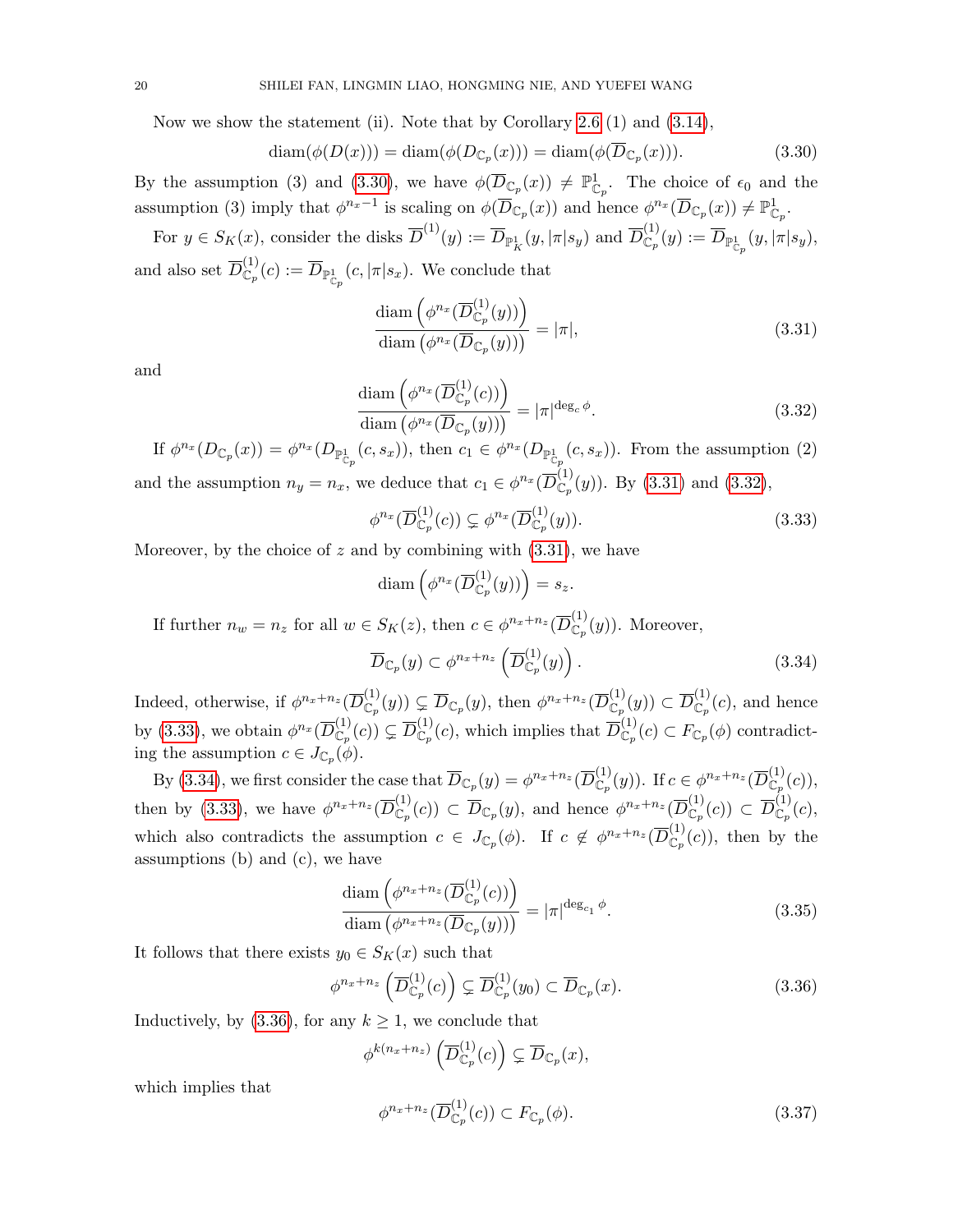Now we show the statement (ii). Note that by Corollary 2.6 (1) and (3.14),

$$\operatorname{diam}(\phi(D(x))) = \operatorname{diam}(\phi(D_{\mathbb{C}_p}(x))) = \operatorname{diam}(\phi(\overline{D}_{\mathbb{C}_p}(x))). \tag{3.30}$$

By the assumption (3) and (3.30), we have $\phi(\overline{D}_{\mathbb{C}_p}(x)) \neq \mathbb{P}^1_{\mathbb{C}_p}$. The choice of $\epsilon_0$ and the assumption (3) imply that $\phi^{n_x-1}$ is scaling on $\phi(\overline{D}_{\mathbb{C}_p}(x))$ and hence $\phi^{n_x}(\overline{D}_{\mathbb{C}_p}(x)) \neq \mathbb{P}^1_{\mathbb{C}_p}$.

For $y \in S_K(x)$, consider the disks $\overline{D}^{(1)}(y) := \overline{D}_{\mathbb{P}^1_K}(y, |\pi| s_y)$ and $\overline{D}^{(1)}_{\mathbb{C}_p}(y) := \overline{D}_{\mathbb{P}^1_{\mathbb{C}_p}}(y, |\pi| s_y)$, and also set $\overline{D}^{(1)}_{\mathbb{C}_p}(c) := \overline{D}_{\mathbb{P}^1_{\mathbb{C}_p}}(c, |\pi| s_x)$. We conclude that

$$\frac{\operatorname{diam}\left(\phi^{n_x}(\overline{D}^{(1)}_{\mathbb{C}_p}(y))\right)}{\operatorname{diam}\left(\phi^{n_x}(\overline{D}_{\mathbb{C}_p}(y))\right)} = |\pi|, \tag{3.31}$$

and

$$\frac{\operatorname{diam}\left(\phi^{n_x}(\overline{D}^{(1)}_{\mathbb{C}_p}(c))\right)}{\operatorname{diam}\left(\phi^{n_x}(\overline{D}_{\mathbb{C}_p}(y))\right)} = |\pi|^{\deg_c \phi}. \tag{3.32}$$

If $\phi^{n_x}(D_{\mathbb{C}_p}(x)) = \phi^{n_x}(D_{\mathbb{P}^1_{\mathbb{C}_p}}(c, s_x))$, then $c_1 \in \phi^{n_x}(D_{\mathbb{P}^1_{\mathbb{C}_p}}(c, s_x))$. From the assumption (2) and the assumption $n_y = n_x$, we deduce that $c_1 \in \phi^{n_x}(\overline{D}^{(1)}_{\mathbb{C}_p}(y))$. By (3.31) and (3.32),

$$\phi^{n_x}(\overline{D}^{(1)}_{\mathbb{C}_p}(c)) \subsetneq \phi^{n_x}(\overline{D}^{(1)}_{\mathbb{C}_p}(y)). \tag{3.33}$$

Moreover, by the choice of $z$ and by combining with (3.31), we have

$$\operatorname{diam}\left(\phi^{n_x}(\overline{D}^{(1)}_{\mathbb{C}_p}(y))\right) = s_z.$$

If further $n_w = n_z$ for all $w \in S_K(z)$, then $c \in \phi^{n_x+n_z}(\overline{D}^{(1)}_{\mathbb{C}_p}(y))$. Moreover,

$$\overline{D}_{\mathbb{C}_p}(y) \subset \phi^{n_x+n_z}\left(\overline{D}^{(1)}_{\mathbb{C}_p}(y)\right). \tag{3.34}$$

Indeed, otherwise, if $\phi^{n_x+n_z}(\overline{D}^{(1)}_{\mathbb{C}_p}(y)) \subsetneq \overline{D}_{\mathbb{C}_p}(y)$, then $\phi^{n_x+n_z}(\overline{D}^{(1)}_{\mathbb{C}_p}(y)) \subset \overline{D}^{(1)}_{\mathbb{C}_p}(c)$, and hence by (3.33), we obtain $\phi^{n_x}(\overline{D}^{(1)}_{\mathbb{C}_p}(c)) \subsetneq \overline{D}^{(1)}_{\mathbb{C}_p}(c)$, which implies that $\overline{D}^{(1)}_{\mathbb{C}_p}(c) \subset F_{\mathbb{C}_p}(\phi)$ contradicting the assumption $c \in J_{\mathbb{C}_p}(\phi)$.

By (3.34), we first consider the case that $\overline{D}_{\mathbb{C}_p}(y) = \phi^{n_x+n_z}(\overline{D}^{(1)}_{\mathbb{C}_p}(y))$. If $c \in \phi^{n_x+n_z}(\overline{D}^{(1)}_{\mathbb{C}_p}(c))$, then by (3.33), we have $\phi^{n_x+n_z}(\overline{D}^{(1)}_{\mathbb{C}_p}(c)) \subset \overline{D}_{\mathbb{C}_p}(y)$, and hence $\phi^{n_x+n_z}(\overline{D}^{(1)}_{\mathbb{C}_p}(c)) \subset \overline{D}^{(1)}_{\mathbb{C}_p}(c)$, which also contradicts the assumption $c \in J_{\mathbb{C}_p}(\phi)$. If $c \notin \phi^{n_x+n_z}(\overline{D}^{(1)}_{\mathbb{C}_p}(c))$, then by the assumptions (b) and (c), we have

$$\frac{\operatorname{diam}\left(\phi^{n_x+n_z}(\overline{D}^{(1)}_{\mathbb{C}_p}(c))\right)}{\operatorname{diam}\left(\phi^{n_x+n_z}(\overline{D}_{\mathbb{C}_p}(y))\right)} = |\pi|^{\deg_{c_1} \phi}. \tag{3.35}$$

It follows that there exists $y_0 \in S_K(x)$ such that

$$\phi^{n_x+n_z}\left(\overline{D}^{(1)}_{\mathbb{C}_p}(c)\right) \subsetneq \overline{D}^{(1)}_{\mathbb{C}_p}(y_0) \subset \overline{D}_{\mathbb{C}_p}(x). \tag{3.36}$$

Inductively, by (3.36), for any $k \geq 1$, we conclude that

$$\phi^{k(n_x+n_z)}\left(\overline{D}^{(1)}_{\mathbb{C}_p}(c)\right) \subsetneq \overline{D}_{\mathbb{C}_p}(x),$$

which implies that

$$\phi^{n_x+n_z}(\overline{D}^{(1)}_{\mathbb{C}_p}(c)) \subset F_{\mathbb{C}_p}(\phi). \tag{3.37}$$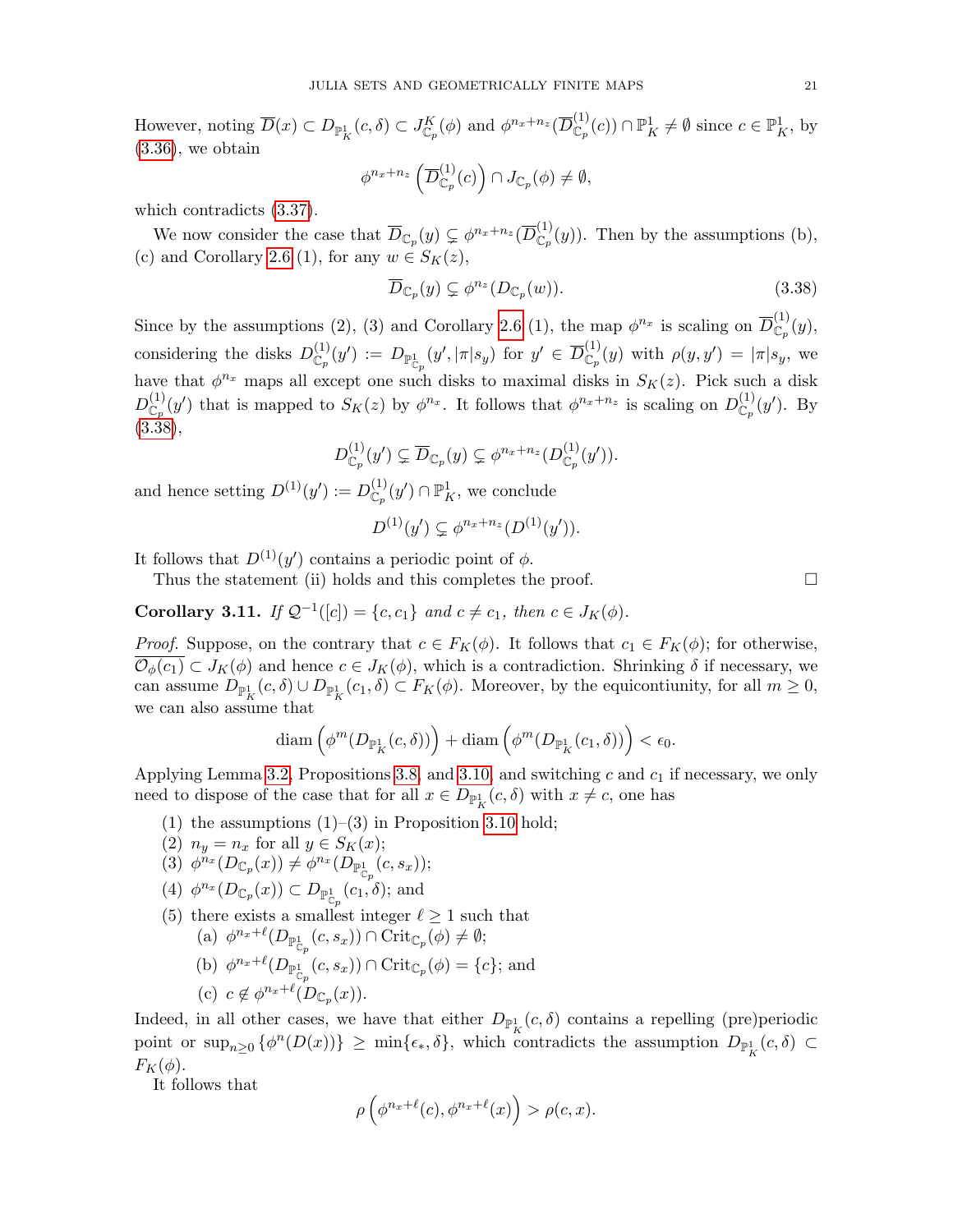However, noting $\overline{D}(x) \subset D_{\mathbb{P}^1_K}(c,\delta) \subset J^K_{\mathbb{C}_p}(\phi)$ and $\phi^{n_x+n_z}(\overline{D}^{(1)}_{\mathbb{C}_p}(c)) \cap \mathbb{P}^1_K \neq \emptyset$ since $c \in \mathbb{P}^1_K$, by (3.36), we obtain

$$\phi^{n_x+n_z}\left(\overline{D}^{(1)}_{\mathbb{C}_p}(c)\right) \cap J_{\mathbb{C}_p}(\phi) \neq \emptyset,$$

which contradicts (3.37).

We now consider the case that $\overline{D}_{\mathbb{C}_p}(y) \subsetneq \phi^{n_x+n_z}(\overline{D}^{(1)}_{\mathbb{C}_p}(y))$. Then by the assumptions (b), (c) and Corollary 2.6 (1), for any $w \in S_K(z)$,

$$\overline{D}_{\mathbb{C}_p}(y) \subsetneq \phi^{n_z}(D_{\mathbb{C}_p}(w)). \tag{3.38}$$

Since by the assumptions (2), (3) and Corollary 2.6 (1), the map $\phi^{n_x}$ is scaling on $\overline{D}^{(1)}_{\mathbb{C}_p}(y)$, considering the disks $D^{(1)}_{\mathbb{C}_p}(y') := D_{\mathbb{P}^1_{\mathbb{C}_p}}(y', |\pi|s_y)$ for $y' \in \overline{D}^{(1)}_{\mathbb{C}_p}(y)$ with $\rho(y,y') = |\pi|s_y$, we have that $\phi^{n_x}$ maps all except one such disks to maximal disks in $S_K(z)$. Pick such a disk $D^{(1)}_{\mathbb{C}_p}(y')$ that is mapped to $S_K(z)$ by $\phi^{n_x}$. It follows that $\phi^{n_x+n_z}$ is scaling on $D^{(1)}_{\mathbb{C}_p}(y')$. By (3.38),

$$D^{(1)}_{\mathbb{C}_p}(y') \subsetneq \overline{D}_{\mathbb{C}_p}(y) \subsetneq \phi^{n_x+n_z}(D^{(1)}_{\mathbb{C}_p}(y')).$$

and hence setting $D^{(1)}(y') := D^{(1)}_{\mathbb{C}_p}(y') \cap \mathbb{P}^1_K$, we conclude

$$D^{(1)}(y') \subsetneq \phi^{n_x+n_z}(D^{(1)}(y')).$$

It follows that $D^{(1)}(y')$ contains a periodic point of $\phi$.

Thus the statement (ii) holds and this completes the proof. □

**Corollary 3.11.** *If $\mathcal{Q}^{-1}([c]) = \{c, c_1\}$ and $c \neq c_1$, then $c \in J_K(\phi)$.*

*Proof.* Suppose, on the contrary that $c \in F_K(\phi)$. It follows that $c_1 \in F_K(\phi)$; for otherwise, $\overline{\mathcal{O}_\phi(c_1)} \subset J_K(\phi)$ and hence $c \in J_K(\phi)$, which is a contradiction. Shrinking $\delta$ if necessary, we can assume $D_{\mathbb{P}^1_K}(c,\delta) \cup D_{\mathbb{P}^1_K}(c_1,\delta) \subset F_K(\phi)$. Moreover, by the equicontiunity, for all $m \geq 0$, we can also assume that

$$\operatorname{diam}\left(\phi^m(D_{\mathbb{P}^1_K}(c,\delta))\right) + \operatorname{diam}\left(\phi^m(D_{\mathbb{P}^1_K}(c_1,\delta))\right) < \epsilon_0.$$

Applying Lemma 3.2, Propositions 3.8, and 3.10, and switching $c$ and $c_1$ if necessary, we only need to dispose of the case that for all $x \in D_{\mathbb{P}^1_K}(c,\delta)$ with $x \neq c$, one has

1. the assumptions (1)–(3) in Proposition 3.10 hold;
2. $n_y = n_x$ for all $y \in S_K(x)$;
3. $\phi^{n_x}(D_{\mathbb{C}_p}(x)) \neq \phi^{n_x}(D_{\mathbb{P}^1_{\mathbb{C}_p}}(c, s_x))$;
4. $\phi^{n_x}(D_{\mathbb{C}_p}(x)) \subset D_{\mathbb{P}^1_{\mathbb{C}_p}}(c_1,\delta)$; and
5. there exists a smallest integer $\ell \geq 1$ such that
   - (a) $\phi^{n_x+\ell}(D_{\mathbb{P}^1_{\mathbb{C}_p}}(c, s_x)) \cap \mathrm{Crit}_{\mathbb{C}_p}(\phi) \neq \emptyset$;
   - (b) $\phi^{n_x+\ell}(D_{\mathbb{P}^1_{\mathbb{C}_p}}(c, s_x)) \cap \mathrm{Crit}_{\mathbb{C}_p}(\phi) = \{c\}$; and
   - (c) $c \notin \phi^{n_x+\ell}(D_{\mathbb{C}_p}(x))$.

Indeed, in all other cases, we have that either $D_{\mathbb{P}^1_K}(c,\delta)$ contains a repelling (pre)periodic point or $\sup_{n\geq 0}\{\phi^n(D(x))\} \geq \min\{\epsilon_*, \delta\}$, which contradicts the assumption $D_{\mathbb{P}^1_K}(c,\delta) \subset F_K(\phi)$.

It follows that

$$\rho\left(\phi^{n_x+\ell}(c), \phi^{n_x+\ell}(x)\right) > \rho(c,x).$$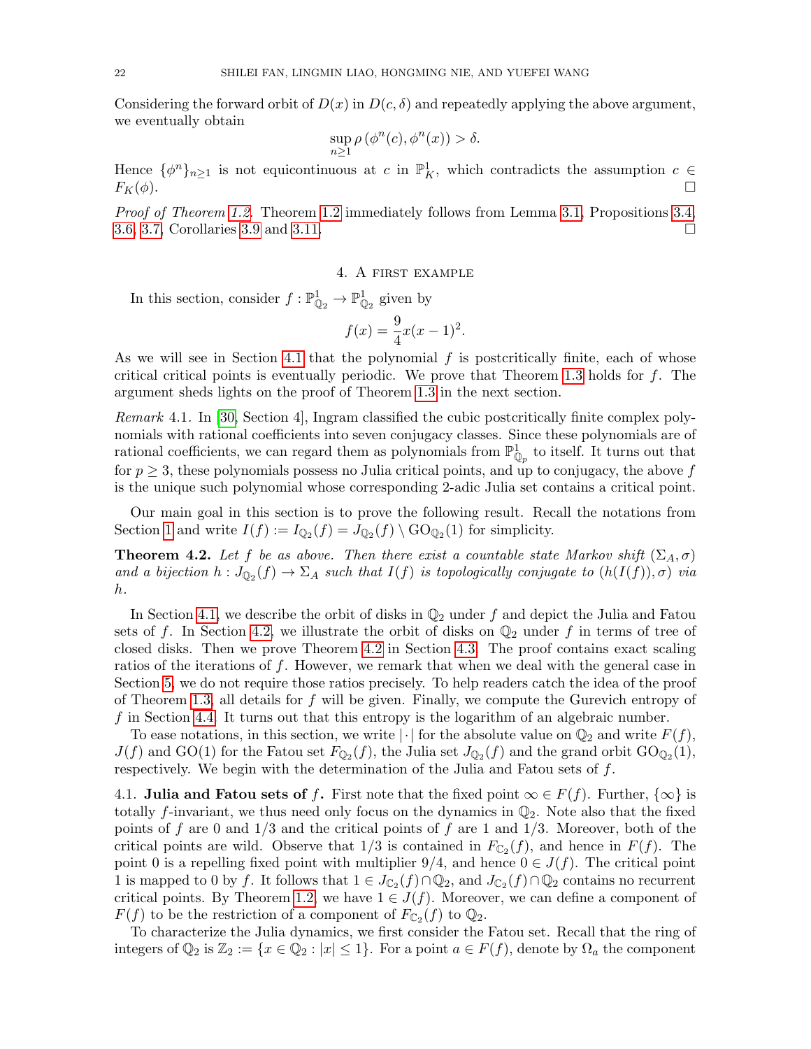Considering the forward orbit of $D(x)$ in $D(c,\delta)$ and repeatedly applying the above argument, we eventually obtain

$$\sup_{n\geq 1} \rho\left(\phi^n(c), \phi^n(x)\right) > \delta.$$

Hence $\{\phi^n\}_{n\geq 1}$ is not equicontinuous at $c$ in $\mathbb{P}^1_K$, which contradicts the assumption $c \in F_K(\phi)$. ☐

*Proof of Theorem 1.2.* Theorem 1.2 immediately follows from Lemma 3.1, Propositions 3.4, 3.6, 3.7, Corollaries 3.9 and 3.11. ☐

## 4. A first example

In this section, consider $f : \mathbb{P}^1_{\mathbb{Q}_2} \to \mathbb{P}^1_{\mathbb{Q}_2}$ given by

$$f(x) = \frac{9}{4}x(x-1)^2.$$

As we will see in Section 4.1 that the polynomial $f$ is postcritically finite, each of whose critical critical points is eventually periodic. We prove that Theorem 1.3 holds for $f$. The argument sheds lights on the proof of Theorem 1.3 in the next section.

*Remark* 4.1. In [30, Section 4], Ingram classified the cubic postcritically finite complex polynomials with rational coefficients into seven conjugacy classes. Since these polynomials are of rational coefficients, we can regard them as polynomials from $\mathbb{P}^1_{\mathbb{Q}_p}$ to itself. It turns out that for $p \geq 3$, these polynomials possess no Julia critical points, and up to conjugacy, the above $f$ is the unique such polynomial whose corresponding 2-adic Julia set contains a critical point.

Our main goal in this section is to prove the following result. Recall the notations from Section 1 and write $I(f) := I_{\mathbb{Q}_2}(f) = J_{\mathbb{Q}_2}(f) \setminus \mathrm{GO}_{\mathbb{Q}_2}(1)$ for simplicity.

**Theorem 4.2.** *Let $f$ be as above. Then there exist a countable state Markov shift $(\Sigma_A, \sigma)$ and a bijection $h : J_{\mathbb{Q}_2}(f) \to \Sigma_A$ such that $I(f)$ is topologically conjugate to $(h(I(f)), \sigma)$ via $h$.*

In Section 4.1, we describe the orbit of disks in $\mathbb{Q}_2$ under $f$ and depict the Julia and Fatou sets of $f$. In Section 4.2, we illustrate the orbit of disks on $\mathbb{Q}_2$ under $f$ in terms of tree of closed disks. Then we prove Theorem 4.2 in Section 4.3. The proof contains exact scaling ratios of the iterations of $f$. However, we remark that when we deal with the general case in Section 5, we do not require those ratios precisely. To help readers catch the idea of the proof of Theorem 1.3, all details for $f$ will be given. Finally, we compute the Gurevich entropy of $f$ in Section 4.4. It turns out that this entropy is the logarithm of an algebraic number.

To ease notations, in this section, we write $|\cdot|$ for the absolute value on $\mathbb{Q}_2$ and write $F(f)$, $J(f)$ and $\mathrm{GO}(1)$ for the Fatou set $F_{\mathbb{Q}_2}(f)$, the Julia set $J_{\mathbb{Q}_2}(f)$ and the grand orbit $\mathrm{GO}_{\mathbb{Q}_2}(1)$, respectively. We begin with the determination of the Julia and Fatou sets of $f$.

4.1. **Julia and Fatou sets of $f$.** First note that the fixed point $\infty \in F(f)$. Further, $\{\infty\}$ is totally $f$-invariant, we thus need only focus on the dynamics in $\mathbb{Q}_2$. Note also that the fixed points of $f$ are 0 and $1/3$ and the critical points of $f$ are 1 and $1/3$. Moreover, both of the critical points are wild. Observe that $1/3$ is contained in $F_{\mathbb{C}_2}(f)$, and hence in $F(f)$. The point 0 is a repelling fixed point with multiplier $9/4$, and hence $0 \in J(f)$. The critical point 1 is mapped to 0 by $f$. It follows that $1 \in J_{\mathbb{C}_2}(f) \cap \mathbb{Q}_2$, and $J_{\mathbb{C}_2}(f) \cap \mathbb{Q}_2$ contains no recurrent critical points. By Theorem 1.2, we have $1 \in J(f)$. Moreover, we can define a component of $F(f)$ to be the restriction of a component of $F_{\mathbb{C}_2}(f)$ to $\mathbb{Q}_2$.

To characterize the Julia dynamics, we first consider the Fatou set. Recall that the ring of integers of $\mathbb{Q}_2$ is $\mathbb{Z}_2 := \{x \in \mathbb{Q}_2 : |x| \leq 1\}$. For a point $a \in F(f)$, denote by $\Omega_a$ the component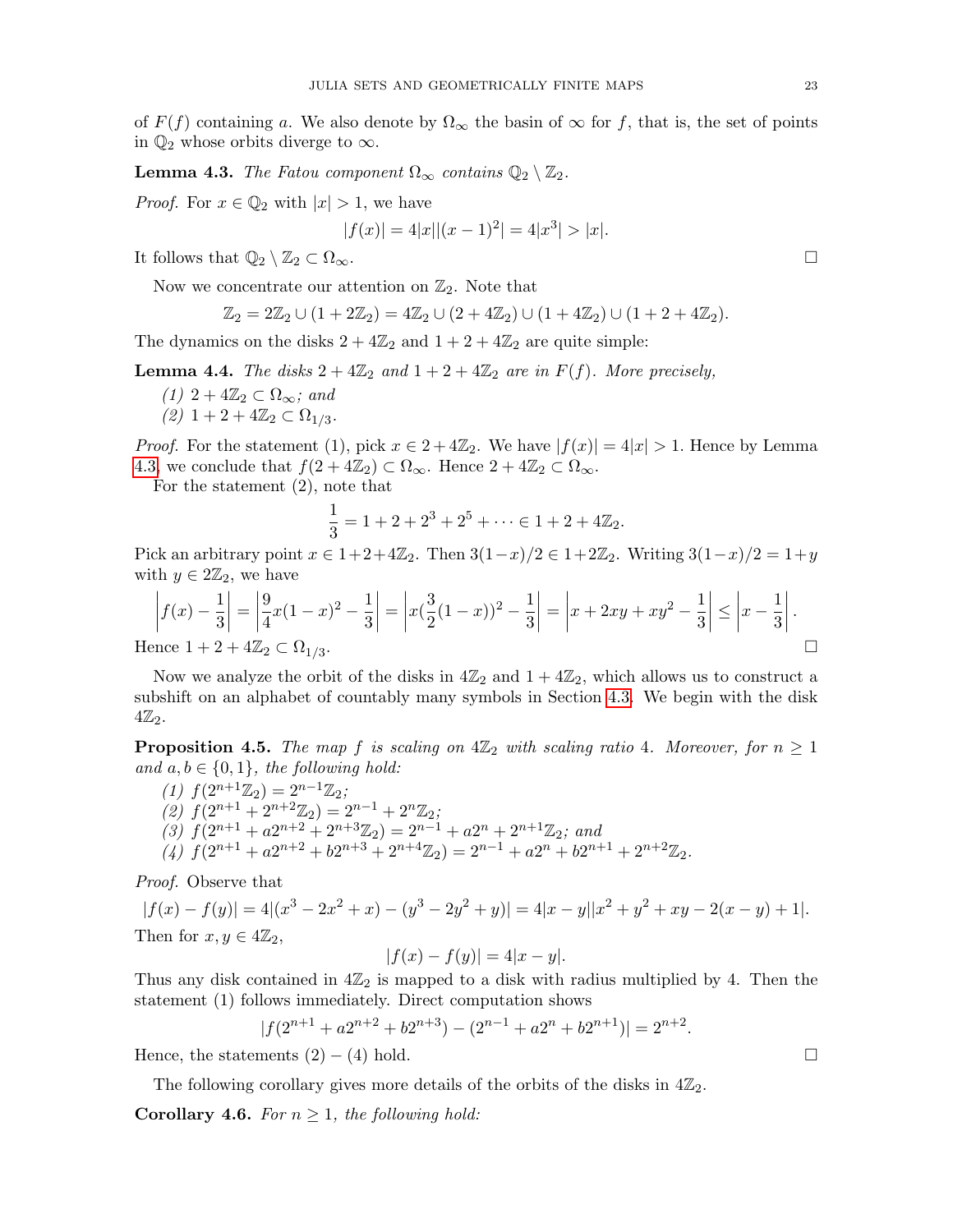of $F(f)$ containing $a$. We also denote by $\Omega_\infty$ the basin of $\infty$ for $f$, that is, the set of points in $\mathbb{Q}_2$ whose orbits diverge to $\infty$.

**Lemma 4.3.** *The Fatou component $\Omega_\infty$ contains $\mathbb{Q}_2 \setminus \mathbb{Z}_2$.*

*Proof.* For $x \in \mathbb{Q}_2$ with $|x| > 1$, we have

$$|f(x)| = 4|x||(x-1)^2| = 4|x^3| > |x|.$$

It follows that $\mathbb{Q}_2 \setminus \mathbb{Z}_2 \subset \Omega_\infty$. $\square$

Now we concentrate our attention on $\mathbb{Z}_2$. Note that

$$\mathbb{Z}_2 = 2\mathbb{Z}_2 \cup (1 + 2\mathbb{Z}_2) = 4\mathbb{Z}_2 \cup (2 + 4\mathbb{Z}_2) \cup (1 + 4\mathbb{Z}_2) \cup (1 + 2 + 4\mathbb{Z}_2).$$

The dynamics on the disks $2 + 4\mathbb{Z}_2$ and $1 + 2 + 4\mathbb{Z}_2$ are quite simple:

**Lemma 4.4.** *The disks $2 + 4\mathbb{Z}_2$ and $1 + 2 + 4\mathbb{Z}_2$ are in $F(f)$. More precisely,*

*(1) $2 + 4\mathbb{Z}_2 \subset \Omega_\infty$; and*
*(2) $1 + 2 + 4\mathbb{Z}_2 \subset \Omega_{1/3}$.*

*Proof.* For the statement (1), pick $x \in 2 + 4\mathbb{Z}_2$. We have $|f(x)| = 4|x| > 1$. Hence by Lemma 4.3, we conclude that $f(2 + 4\mathbb{Z}_2) \subset \Omega_\infty$. Hence $2 + 4\mathbb{Z}_2 \subset \Omega_\infty$.

For the statement (2), note that

$$\frac{1}{3} = 1 + 2 + 2^3 + 2^5 + \cdots \in 1 + 2 + 4\mathbb{Z}_2.$$

Pick an arbitrary point $x \in 1+2+4\mathbb{Z}_2$. Then $3(1-x)/2 \in 1+2\mathbb{Z}_2$. Writing $3(1-x)/2 = 1+y$ with $y \in 2\mathbb{Z}_2$, we have

$$\left|f(x) - \frac{1}{3}\right| = \left|\frac{9}{4}x(1-x)^2 - \frac{1}{3}\right| = \left|x(\frac{3}{2}(1-x))^2 - \frac{1}{3}\right| = \left|x + 2xy + xy^2 - \frac{1}{3}\right| \leq \left|x - \frac{1}{3}\right|.$$

Hence $1 + 2 + 4\mathbb{Z}_2 \subset \Omega_{1/3}$. $\square$

Now we analyze the orbit of the disks in $4\mathbb{Z}_2$ and $1 + 4\mathbb{Z}_2$, which allows us to construct a subshift on an alphabet of countably many symbols in Section 4.3. We begin with the disk $4\mathbb{Z}_2$.

**Proposition 4.5.** *The map $f$ is scaling on $4\mathbb{Z}_2$ with scaling ratio 4. Moreover, for $n \geq 1$ and $a, b \in \{0, 1\}$, the following hold:*

*(1) $f(2^{n+1}\mathbb{Z}_2) = 2^{n-1}\mathbb{Z}_2$;*
*(2) $f(2^{n+1} + 2^{n+2}\mathbb{Z}_2) = 2^{n-1} + 2^n\mathbb{Z}_2$;*
*(3) $f(2^{n+1} + a2^{n+2} + 2^{n+3}\mathbb{Z}_2) = 2^{n-1} + a2^n + 2^{n+1}\mathbb{Z}_2$; and*
*(4) $f(2^{n+1} + a2^{n+2} + b2^{n+3} + 2^{n+4}\mathbb{Z}_2) = 2^{n-1} + a2^n + b2^{n+1} + 2^{n+2}\mathbb{Z}_2$.*

*Proof.* Observe that

$$|f(x) - f(y)| = 4|(x^3 - 2x^2 + x) - (y^3 - 2y^2 + y)| = 4|x - y||x^2 + y^2 + xy - 2(x - y) + 1|.$$

Then for $x, y \in 4\mathbb{Z}_2$,

$$|f(x) - f(y)| = 4|x - y|.$$

Thus any disk contained in $4\mathbb{Z}_2$ is mapped to a disk with radius multiplied by 4. Then the statement (1) follows immediately. Direct computation shows

$$|f(2^{n+1} + a2^{n+2} + b2^{n+3}) - (2^{n-1} + a2^n + b2^{n+1})| = 2^{n+2}.$$

Hence, the statements $(2) - (4)$ hold. $\square$

The following corollary gives more details of the orbits of the disks in $4\mathbb{Z}_2$.

**Corollary 4.6.** *For $n \geq 1$, the following hold:*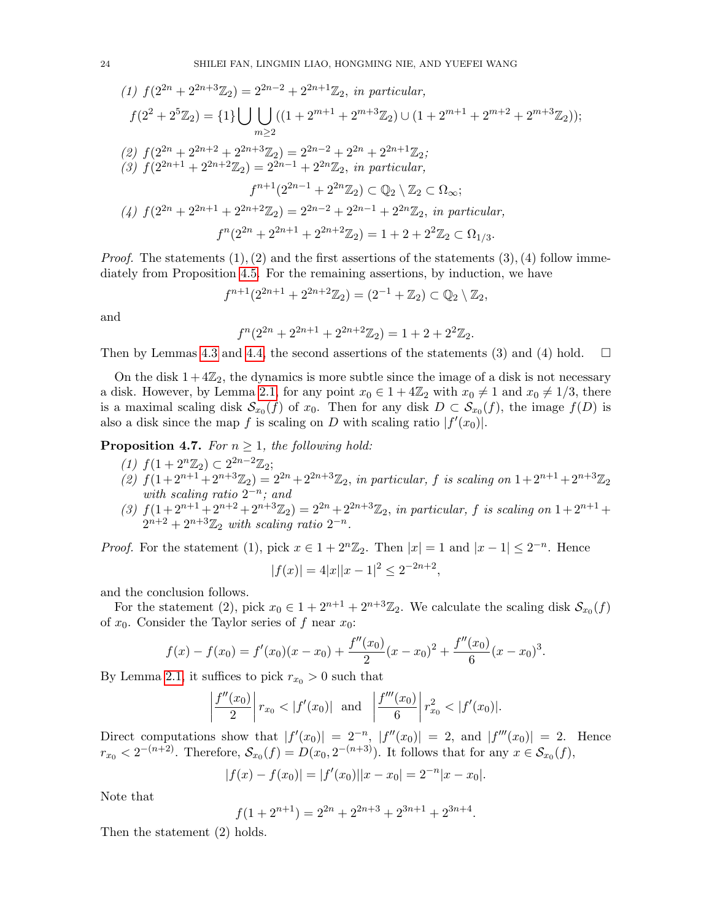(1) $f(2^{2n} + 2^{2n+3}\mathbb{Z}_2) = 2^{2n-2} + 2^{2n+1}\mathbb{Z}_2$, *in particular,*

$$f(2^2 + 2^5\mathbb{Z}_2) = \{1\} \bigcup \bigcup_{m\geq 2} ((1 + 2^{m+1} + 2^{m+3}\mathbb{Z}_2) \cup (1 + 2^{m+1} + 2^{m+2} + 2^{m+3}\mathbb{Z}_2));$$

(2) $f(2^{2n} + 2^{2n+2} + 2^{2n+3}\mathbb{Z}_2) = 2^{2n-2} + 2^{2n} + 2^{2n+1}\mathbb{Z}_2$;

(3) $f(2^{2n+1} + 2^{2n+2}\mathbb{Z}_2) = 2^{2n-1} + 2^{2n}\mathbb{Z}_2$, *in particular,*

$$f^{n+1}(2^{2n-1} + 2^{2n}\mathbb{Z}_2) \subset \mathbb{Q}_2 \setminus \mathbb{Z}_2 \subset \Omega_\infty;$$

(4) $f(2^{2n} + 2^{2n+1} + 2^{2n+2}\mathbb{Z}_2) = 2^{2n-2} + 2^{2n-1} + 2^{2n}\mathbb{Z}_2$, *in particular,*

$$f^n(2^{2n} + 2^{2n+1} + 2^{2n+2}\mathbb{Z}_2) = 1 + 2 + 2^2\mathbb{Z}_2 \subset \Omega_{1/3}.$$

*Proof.* The statements (1), (2) and the first assertions of the statements (3), (4) follow immediately from Proposition 4.5. For the remaining assertions, by induction, we have

$$f^{n+1}(2^{2n+1} + 2^{2n+2}\mathbb{Z}_2) = (2^{-1} + \mathbb{Z}_2) \subset \mathbb{Q}_2 \setminus \mathbb{Z}_2,$$

and

$$f^n(2^{2n} + 2^{2n+1} + 2^{2n+2}\mathbb{Z}_2) = 1 + 2 + 2^2\mathbb{Z}_2.$$

Then by Lemmas 4.3 and 4.4, the second assertions of the statements (3) and (4) hold. □

On the disk $1 + 4\mathbb{Z}_2$, the dynamics is more subtle since the image of a disk is not necessary a disk. However, by Lemma 2.1, for any point $x_0 \in 1 + 4\mathbb{Z}_2$ with $x_0 \neq 1$ and $x_0 \neq 1/3$, there is a maximal scaling disk $\mathcal{S}_{x_0}(f)$ of $x_0$. Then for any disk $D \subset \mathcal{S}_{x_0}(f)$, the image $f(D)$ is also a disk since the map $f$ is scaling on $D$ with scaling ratio $|f'(x_0)|$.

**Proposition 4.7.** *For $n \geq 1$, the following hold:*

(1) $f(1 + 2^n\mathbb{Z}_2) \subset 2^{2n-2}\mathbb{Z}_2$;

(2) $f(1+2^{n+1}+2^{n+3}\mathbb{Z}_2) = 2^{2n}+2^{2n+3}\mathbb{Z}_2$, *in particular, $f$ is scaling on $1+2^{n+1}+2^{n+3}\mathbb{Z}_2$ with scaling ratio $2^{-n}$; and*

(3) $f(1 + 2^{n+1} + 2^{n+2} + 2^{n+3}\mathbb{Z}_2) = 2^{2n} + 2^{2n+3}\mathbb{Z}_2$, *in particular, $f$ is scaling on $1 + 2^{n+1} + 2^{n+2} + 2^{n+3}\mathbb{Z}_2$ with scaling ratio $2^{-n}$.*

*Proof.* For the statement (1), pick $x \in 1 + 2^n\mathbb{Z}_2$. Then $|x| = 1$ and $|x - 1| \leq 2^{-n}$. Hence

$$|f(x)| = 4|x||x - 1|^2 \leq 2^{-2n+2},$$

and the conclusion follows.

For the statement (2), pick $x_0 \in 1 + 2^{n+1} + 2^{n+3}\mathbb{Z}_2$. We calculate the scaling disk $\mathcal{S}_{x_0}(f)$ of $x_0$. Consider the Taylor series of $f$ near $x_0$:

$$f(x) - f(x_0) = f'(x_0)(x - x_0) + \frac{f''(x_0)}{2}(x - x_0)^2 + \frac{f''(x_0)}{6}(x - x_0)^3.$$

By Lemma 2.1, it suffices to pick $r_{x_0} > 0$ such that

$$\left|\frac{f''(x_0)}{2}\right| r_{x_0} < |f'(x_0)| \quad \text{and} \quad \left|\frac{f'''(x_0)}{6}\right| r_{x_0}^2 < |f'(x_0)|.$$

Direct computations show that $|f'(x_0)| = 2^{-n}$, $|f''(x_0)| = 2$, and $|f'''(x_0)| = 2$. Hence $r_{x_0} < 2^{-(n+2)}$. Therefore, $\mathcal{S}_{x_0}(f) = D(x_0, 2^{-(n+3)})$. It follows that for any $x \in \mathcal{S}_{x_0}(f)$,

$$|f(x) - f(x_0)| = |f'(x_0)||x - x_0| = 2^{-n}|x - x_0|.$$

Note that

$$f(1 + 2^{n+1}) = 2^{2n} + 2^{2n+3} + 2^{3n+1} + 2^{3n+4}.$$

Then the statement (2) holds.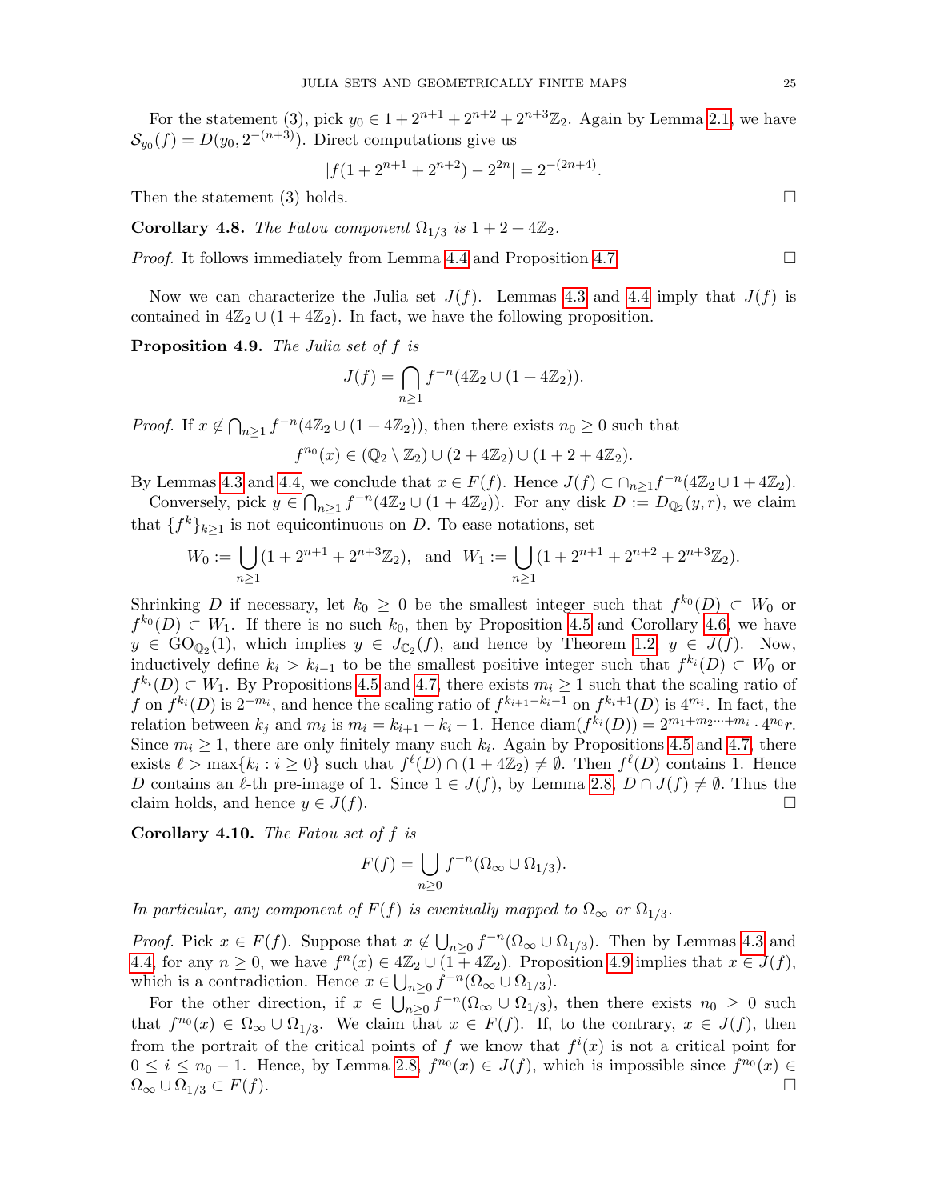For the statement (3), pick $y_0 \in 1 + 2^{n+1} + 2^{n+2} + 2^{n+3}\mathbb{Z}_2$. Again by Lemma 2.1, we have $\mathcal{S}_{y_0}(f) = D(y_0, 2^{-(n+3)})$. Direct computations give us

$$|f(1 + 2^{n+1} + 2^{n+2}) - 2^{2n}| = 2^{-(2n+4)}.$$

Then the statement (3) holds. $\square$

**Corollary 4.8.** *The Fatou component $\Omega_{1/3}$ is $1 + 2 + 4\mathbb{Z}_2$.*

*Proof.* It follows immediately from Lemma 4.4 and Proposition 4.7. $\square$

Now we can characterize the Julia set $J(f)$. Lemmas 4.3 and 4.4 imply that $J(f)$ is contained in $4\mathbb{Z}_2 \cup (1 + 4\mathbb{Z}_2)$. In fact, we have the following proposition.

**Proposition 4.9.** *The Julia set of $f$ is*

$$J(f) = \bigcap_{n \geq 1} f^{-n}(4\mathbb{Z}_2 \cup (1 + 4\mathbb{Z}_2)).$$

*Proof.* If $x \notin \bigcap_{n\geq 1} f^{-n}(4\mathbb{Z}_2 \cup (1 + 4\mathbb{Z}_2))$, then there exists $n_0 \geq 0$ such that

$$f^{n_0}(x) \in (\mathbb{Q}_2 \setminus \mathbb{Z}_2) \cup (2 + 4\mathbb{Z}_2) \cup (1 + 2 + 4\mathbb{Z}_2).$$

By Lemmas 4.3 and 4.4, we conclude that $x \in F(f)$. Hence $J(f) \subset \cap_{n\geq 1} f^{-n}(4\mathbb{Z}_2 \cup 1 + 4\mathbb{Z}_2)$.

Conversely, pick $y \in \bigcap_{n\geq 1} f^{-n}(4\mathbb{Z}_2 \cup (1 + 4\mathbb{Z}_2))$. For any disk $D := D_{\mathbb{Q}_2}(y, r)$, we claim that $\{f^k\}_{k\geq 1}$ is not equicontinuous on $D$. To ease notations, set

$$W_0 := \bigcup_{n\geq 1}(1 + 2^{n+1} + 2^{n+3}\mathbb{Z}_2), \quad \text{and} \quad W_1 := \bigcup_{n\geq 1}(1 + 2^{n+1} + 2^{n+2} + 2^{n+3}\mathbb{Z}_2).$$

Shrinking $D$ if necessary, let $k_0 \geq 0$ be the smallest integer such that $f^{k_0}(D) \subset W_0$ or $f^{k_0}(D) \subset W_1$. If there is no such $k_0$, then by Proposition 4.5 and Corollary 4.6, we have $y \in \mathrm{GO}_{\mathbb{Q}_2}(1)$, which implies $y \in J_{\mathbb{C}_2}(f)$, and hence by Theorem 1.2, $y \in J(f)$. Now, inductively define $k_i > k_{i-1}$ to be the smallest positive integer such that $f^{k_i}(D) \subset W_0$ or $f^{k_i}(D) \subset W_1$. By Propositions 4.5 and 4.7, there exists $m_i \geq 1$ such that the scaling ratio of $f$ on $f^{k_i}(D)$ is $2^{-m_i}$, and hence the scaling ratio of $f^{k_{i+1}-k_i-1}$ on $f^{k_i+1}(D)$ is $4^{m_i}$. In fact, the relation between $k_j$ and $m_i$ is $m_i = k_{i+1} - k_i - 1$. Hence $\mathrm{diam}(f^{k_i}(D)) = 2^{m_1+m_2\cdots+m_i} \cdot 4^{n_0} r$. Since $m_i \geq 1$, there are only finitely many such $k_i$. Again by Propositions 4.5 and 4.7, there exists $\ell > \max\{k_i : i \geq 0\}$ such that $f^{\ell}(D) \cap (1 + 4\mathbb{Z}_2) \neq \emptyset$. Then $f^{\ell}(D)$ contains 1. Hence $D$ contains an $\ell$-th pre-image of 1. Since $1 \in J(f)$, by Lemma 2.8, $D \cap J(f) \neq \emptyset$. Thus the claim holds, and hence $y \in J(f)$. $\square$

**Corollary 4.10.** *The Fatou set of $f$ is*

$$F(f) = \bigcup_{n\geq 0} f^{-n}(\Omega_\infty \cup \Omega_{1/3}).$$

*In particular, any component of $F(f)$ is eventually mapped to $\Omega_\infty$ or $\Omega_{1/3}$.*

*Proof.* Pick $x \in F(f)$. Suppose that $x \notin \bigcup_{n\geq 0} f^{-n}(\Omega_\infty \cup \Omega_{1/3})$. Then by Lemmas 4.3 and 4.4, for any $n \geq 0$, we have $f^n(x) \in 4\mathbb{Z}_2 \cup (1 + 4\mathbb{Z}_2)$. Proposition 4.9 implies that $x \in J(f)$, which is a contradiction. Hence $x \in \bigcup_{n\geq 0} f^{-n}(\Omega_\infty \cup \Omega_{1/3})$.

For the other direction, if $x \in \bigcup_{n\geq 0} f^{-n}(\Omega_\infty \cup \Omega_{1/3})$, then there exists $n_0 \geq 0$ such that $f^{n_0}(x) \in \Omega_\infty \cup \Omega_{1/3}$. We claim that $x \in F(f)$. If, to the contrary, $x \in J(f)$, then from the portrait of the critical points of $f$ we know that $f^i(x)$ is not a critical point for $0 \leq i \leq n_0 - 1$. Hence, by Lemma 2.8, $f^{n_0}(x) \in J(f)$, which is impossible since $f^{n_0}(x) \in \Omega_\infty \cup \Omega_{1/3} \subset F(f)$. $\square$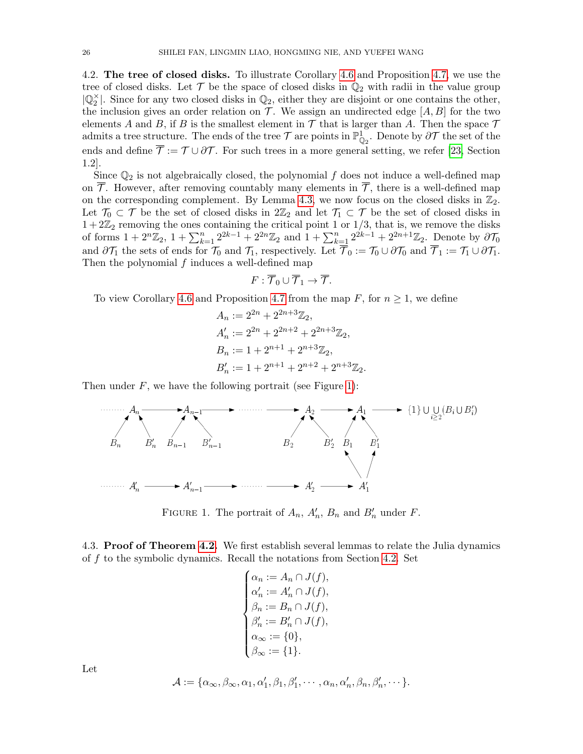4.2. **The tree of closed disks.** To illustrate Corollary 4.6 and Proposition 4.7, we use the tree of closed disks. Let $\mathcal{T}$ be the space of closed disks in $\mathbb{Q}_2$ with radii in the value group $|\mathbb{Q}_2^{\times}|$. Since for any two closed disks in $\mathbb{Q}_2$, either they are disjoint or one contains the other, the inclusion gives an order relation on $\mathcal{T}$. We assign an undirected edge $[A, B]$ for the two elements $A$ and $B$, if $B$ is the smallest element in $\mathcal{T}$ that is larger than $A$. Then the space $\mathcal{T}$ admits a tree structure. The ends of the tree $\mathcal{T}$ are points in $\mathbb{P}^1_{\mathbb{Q}_2}$. Denote by $\partial\mathcal{T}$ the set of the ends and define $\overline{\mathcal{T}} := \mathcal{T} \cup \partial\mathcal{T}$. For such trees in a more general setting, we refer [23, Section 1.2].

Since $\mathbb{Q}_2$ is not algebraically closed, the polynomial $f$ does not induce a well-defined map on $\overline{\mathcal{T}}$. However, after removing countably many elements in $\overline{\mathcal{T}}$, there is a well-defined map on the corresponding complement. By Lemma 4.3, we now focus on the closed disks in $\mathbb{Z}_2$. Let $\mathcal{T}_0 \subset \mathcal{T}$ be the set of closed disks in $2\mathbb{Z}_2$ and let $\mathcal{T}_1 \subset \mathcal{T}$ be the set of closed disks in $1+2\mathbb{Z}_2$ removing the ones containing the critical point 1 or $1/3$, that is, we remove the disks of forms $1+2^n\mathbb{Z}_2$, $1+\sum_{k=1}^{n} 2^{2k-1} + 2^{2n}\mathbb{Z}_2$ and $1+\sum_{k=1}^{n} 2^{2k-1} + 2^{2n+1}\mathbb{Z}_2$. Denote by $\partial\mathcal{T}_0$ and $\partial\mathcal{T}_1$ the sets of ends for $\mathcal{T}_0$ and $\mathcal{T}_1$, respectively. Let $\overline{\mathcal{T}}_0 := \mathcal{T}_0 \cup \partial\mathcal{T}_0$ and $\overline{\mathcal{T}}_1 := \mathcal{T}_1 \cup \partial\mathcal{T}_1$. Then the polynomial $f$ induces a well-defined map

$$F : \overline{\mathcal{T}}_0 \cup \overline{\mathcal{T}}_1 \to \overline{\mathcal{T}}.$$

To view Corollary 4.6 and Proposition 4.7 from the map $F$, for $n \geq 1$, we define

$$\begin{aligned}
A_n &:= 2^{2n} + 2^{2n+3}\mathbb{Z}_2,\\
A'_n &:= 2^{2n} + 2^{2n+2} + 2^{2n+3}\mathbb{Z}_2,\\
B_n &:= 1 + 2^{n+1} + 2^{n+3}\mathbb{Z}_2,\\
B'_n &:= 1 + 2^{n+1} + 2^{n+2} + 2^{n+3}\mathbb{Z}_2.
\end{aligned}$$

Then under $F$, we have the following portrait (see Figure 1):

$$\cdots A_n \to A_{n-1} \to \cdots \to A_2 \to A_1 \to \{1\} \cup \bigcup_{i\geq 2}(B_i \cup B'_i)$$
$$B_n, B'_n \to A_n,\quad B_{n-1}, B'_{n-1} \to A_{n-1},\quad B_2, B'_2 \to A_2,\quad B_1, B'_1 \to A_1$$
$$\cdots A'_n \to A'_{n-1} \to \cdots \to A'_2 \to A'_1 \to B_1, B'_1$$

FIGURE 1. The portrait of $A_n$, $A'_n$, $B_n$ and $B'_n$ under $F$.

4.3. **Proof of Theorem 4.2.** We first establish several lemmas to relate the Julia dynamics of $f$ to the symbolic dynamics. Recall the notations from Section 4.2. Set

$$\begin{cases}
\alpha_n := A_n \cap J(f),\\
\alpha'_n := A'_n \cap J(f),\\
\beta_n := B_n \cap J(f),\\
\beta'_n := B'_n \cap J(f),\\
\alpha_\infty := \{0\},\\
\beta_\infty := \{1\}.
\end{cases}$$

Let

$$\mathcal{A} := \{\alpha_\infty, \beta_\infty, \alpha_1, \alpha'_1, \beta_1, \beta'_1, \cdots, \alpha_n, \alpha'_n, \beta_n, \beta'_n, \cdots\}.$$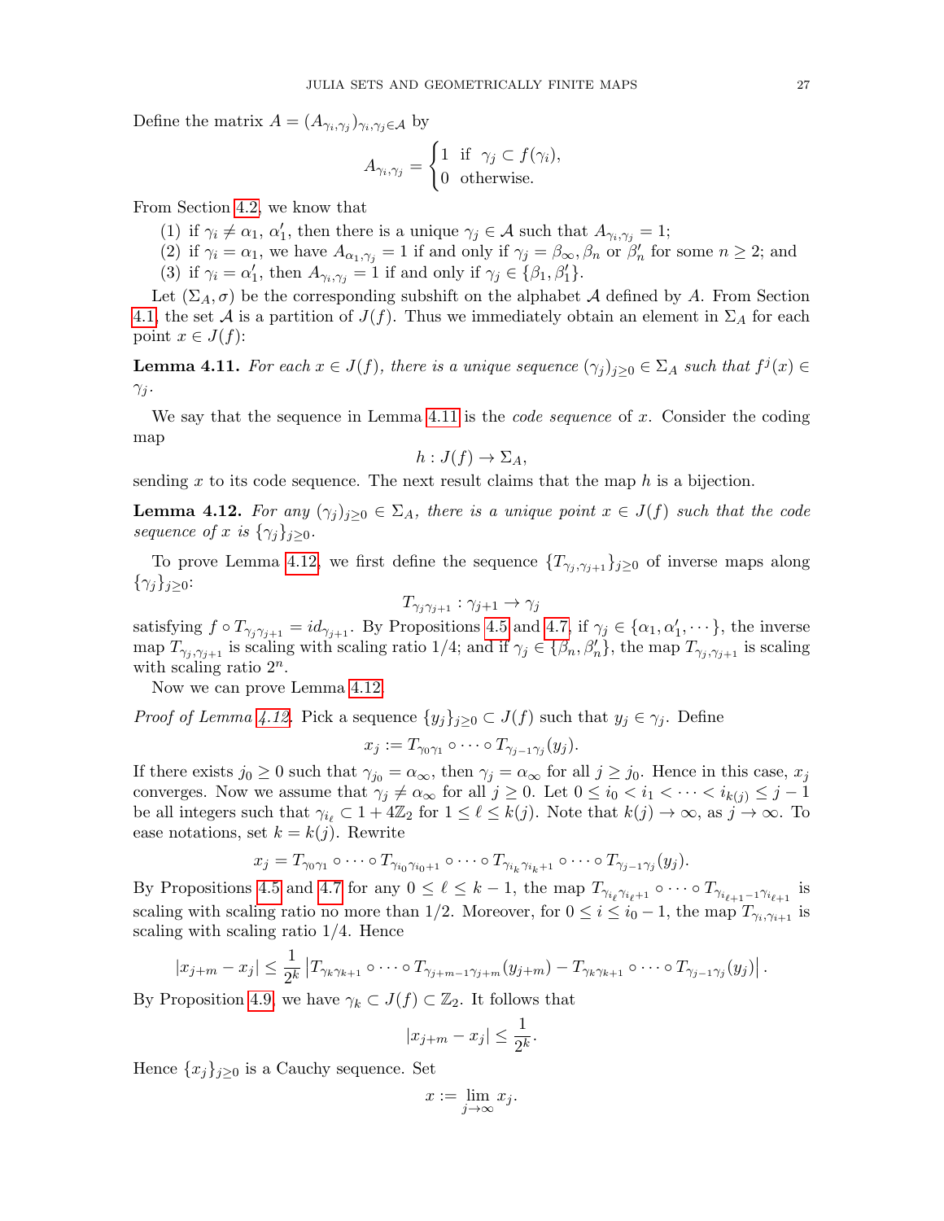Define the matrix $A = (A_{\gamma_i,\gamma_j})_{\gamma_i,\gamma_j \in \mathcal{A}}$ by

$$A_{\gamma_i,\gamma_j} = \begin{cases} 1 & \text{if } \ \gamma_j \subset f(\gamma_i), \\ 0 & \text{otherwise.} \end{cases}$$

From Section 4.2, we know that

(1) if $\gamma_i \neq \alpha_1$, $\alpha_1'$, then there is a unique $\gamma_j \in \mathcal{A}$ such that $A_{\gamma_i,\gamma_j} = 1$;
(2) if $\gamma_i = \alpha_1$, we have $A_{\alpha_1,\gamma_j} = 1$ if and only if $\gamma_j = \beta_\infty, \beta_n$ or $\beta_n'$ for some $n \geq 2$; and
(3) if $\gamma_i = \alpha_1'$, then $A_{\gamma_i,\gamma_j} = 1$ if and only if $\gamma_j \in \{\beta_1, \beta_1'\}$.

Let $(\Sigma_A, \sigma)$ be the corresponding subshift on the alphabet $\mathcal{A}$ defined by $A$. From Section 4.1, the set $\mathcal{A}$ is a partition of $J(f)$. Thus we immediately obtain an element in $\Sigma_A$ for each point $x \in J(f)$:

**Lemma 4.11.** *For each $x \in J(f)$, there is a unique sequence $(\gamma_j)_{j\geq 0} \in \Sigma_A$ such that $f^j(x) \in \gamma_j$.*

We say that the sequence in Lemma 4.11 is the *code sequence* of $x$. Consider the coding map

$$h : J(f) \to \Sigma_A,$$

sending $x$ to its code sequence. The next result claims that the map $h$ is a bijection.

**Lemma 4.12.** *For any $(\gamma_j)_{j\geq 0} \in \Sigma_A$, there is a unique point $x \in J(f)$ such that the code sequence of $x$ is $\{\gamma_j\}_{j\geq 0}$.*

To prove Lemma 4.12, we first define the sequence $\{T_{\gamma_j,\gamma_{j+1}}\}_{j\geq 0}$ of inverse maps along $\{\gamma_j\}_{j\geq 0}$:

$$T_{\gamma_j\gamma_{j+1}} : \gamma_{j+1} \to \gamma_j$$

satisfying $f \circ T_{\gamma_j\gamma_{j+1}} = id_{\gamma_{j+1}}$. By Propositions 4.5 and 4.7, if $\gamma_j \in \{\alpha_1, \alpha_1', \cdots\}$, the inverse map $T_{\gamma_j,\gamma_{j+1}}$ is scaling with scaling ratio $1/4$; and if $\gamma_j \in \{\beta_n, \beta_n'\}$, the map $T_{\gamma_j,\gamma_{j+1}}$ is scaling with scaling ratio $2^n$.

Now we can prove Lemma 4.12.

*Proof of Lemma 4.12.* Pick a sequence $\{y_j\}_{j\geq 0} \subset J(f)$ such that $y_j \in \gamma_j$. Define

$$x_j := T_{\gamma_0\gamma_1} \circ \cdots \circ T_{\gamma_{j-1}\gamma_j}(y_j).$$

If there exists $j_0 \geq 0$ such that $\gamma_{j_0} = \alpha_\infty$, then $\gamma_j = \alpha_\infty$ for all $j \geq j_0$. Hence in this case, $x_j$ converges. Now we assume that $\gamma_j \neq \alpha_\infty$ for all $j \geq 0$. Let $0 \leq i_0 < i_1 < \cdots < i_{k(j)} \leq j-1$ be all integers such that $\gamma_{i_\ell} \subset 1 + 4\mathbb{Z}_2$ for $1 \leq \ell \leq k(j)$. Note that $k(j) \to \infty$, as $j \to \infty$. To ease notations, set $k = k(j)$. Rewrite

$$x_j = T_{\gamma_0\gamma_1} \circ \cdots \circ T_{\gamma_{i_0}\gamma_{i_0+1}} \circ \cdots \circ T_{\gamma_{i_k}\gamma_{i_k+1}} \circ \cdots \circ T_{\gamma_{j-1}\gamma_j}(y_j).$$

By Propositions 4.5 and 4.7 for any $0 \leq \ell \leq k-1$, the map $T_{\gamma_{i_\ell}\gamma_{i_\ell+1}} \circ \cdots \circ T_{\gamma_{i_{\ell+1}-1}\gamma_{i_{\ell+1}}}$ is scaling with scaling ratio no more than $1/2$. Moreover, for $0 \leq i \leq i_0 - 1$, the map $T_{\gamma_i,\gamma_{i+1}}$ is scaling with scaling ratio $1/4$. Hence

$$|x_{j+m} - x_j| \leq \frac{1}{2^k}\left|T_{\gamma_k\gamma_{k+1}} \circ \cdots \circ T_{\gamma_{j+m-1}\gamma_{j+m}}(y_{j+m}) - T_{\gamma_k\gamma_{k+1}} \circ \cdots \circ T_{\gamma_{j-1}\gamma_j}(y_j)\right|.$$

By Proposition 4.9, we have $\gamma_k \subset J(f) \subset \mathbb{Z}_2$. It follows that

$$|x_{j+m} - x_j| \leq \frac{1}{2^k}.$$

Hence $\{x_j\}_{j\geq 0}$ is a Cauchy sequence. Set

$$x := \lim_{j\to\infty} x_j.$$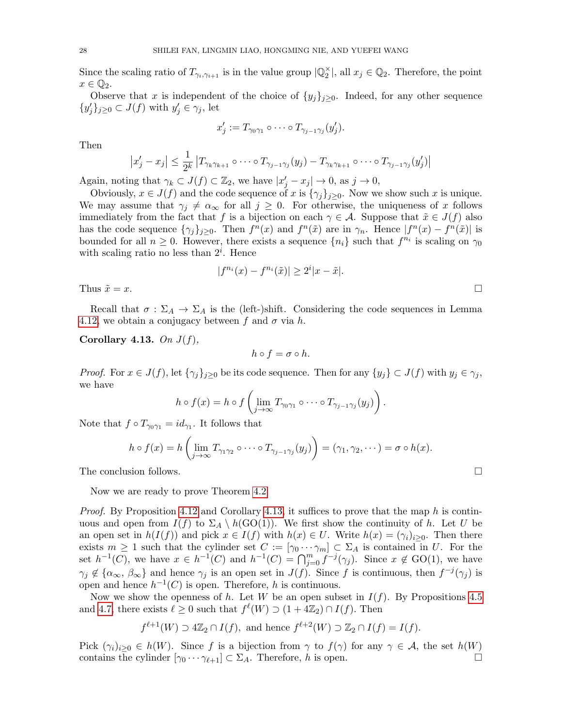Since the scaling ratio of $T_{\gamma_i,\gamma_{i+1}}$ is in the value group $|\mathbb{Q}_2^\times|$, all $x_j \in \mathbb{Q}_2$. Therefore, the point $x \in \mathbb{Q}_2$.

Observe that $x$ is independent of the choice of $\{y_j\}_{j\geq 0}$. Indeed, for any other sequence $\{y'_j\}_{j\geq 0} \subset J(f)$ with $y'_j \in \gamma_j$, let

$$x'_j := T_{\gamma_0\gamma_1} \circ \cdots \circ T_{\gamma_{j-1}\gamma_j}(y'_j).$$

Then

$$\left|x'_j - x_j\right| \leq \frac{1}{2^k} \left|T_{\gamma_k\gamma_{k+1}} \circ \cdots \circ T_{\gamma_{j-1}\gamma_j}(y_j) - T_{\gamma_k\gamma_{k+1}} \circ \cdots \circ T_{\gamma_{j-1}\gamma_j}(y'_j)\right|$$

Again, noting that $\gamma_k \subset J(f) \subset \mathbb{Z}_2$, we have $|x'_j - x_j| \to 0$, as $j \to 0$,

Obviously, $x \in J(f)$ and the code sequence of $x$ is $\{\gamma_j\}_{j\geq 0}$. Now we show such $x$ is unique. We may assume that $\gamma_j \neq \alpha_\infty$ for all $j \geq 0$. For otherwise, the uniqueness of $x$ follows immediately from the fact that $f$ is a bijection on each $\gamma \in \mathcal{A}$. Suppose that $\tilde{x} \in J(f)$ also has the code sequence $\{\gamma_j\}_{j\geq 0}$. Then $f^n(x)$ and $f^n(\tilde{x})$ are in $\gamma_n$. Hence $|f^n(x) - f^n(\tilde{x})|$ is bounded for all $n \geq 0$. However, there exists a sequence $\{n_i\}$ such that $f^{n_i}$ is scaling on $\gamma_0$ with scaling ratio no less than $2^i$. Hence

$$|f^{n_i}(x) - f^{n_i}(\tilde{x})| \geq 2^i |x - \tilde{x}|.$$

Thus $\tilde{x} = x$. $\square$

Recall that $\sigma : \Sigma_A \to \Sigma_A$ is the (left-)shift. Considering the code sequences in Lemma 4.12, we obtain a conjugacy between $f$ and $\sigma$ via $h$.

**Corollary 4.13.** *On $J(f)$,*

$$h \circ f = \sigma \circ h.$$

*Proof.* For $x \in J(f)$, let $\{\gamma_j\}_{j\geq 0}$ be its code sequence. Then for any $\{y_j\} \subset J(f)$ with $y_j \in \gamma_j$, we have

$$h \circ f(x) = h \circ f\left(\lim_{j\to\infty} T_{\gamma_0\gamma_1} \circ \cdots \circ T_{\gamma_{j-1}\gamma_j}(y_j)\right).$$

Note that $f \circ T_{\gamma_0\gamma_1} = id_{\gamma_1}$. It follows that

$$h \circ f(x) = h\left(\lim_{j\to\infty} T_{\gamma_1\gamma_2} \circ \cdots \circ T_{\gamma_{j-1}\gamma_j}(y_j)\right) = (\gamma_1, \gamma_2, \cdots) = \sigma \circ h(x).$$

The conclusion follows. $\square$

Now we are ready to prove Theorem 4.2.

*Proof.* By Proposition 4.12 and Corollary 4.13, it suffices to prove that the map $h$ is continuous and open from $I(f)$ to $\Sigma_A \setminus h(\mathrm{GO}(1))$. We first show the continuity of $h$. Let $U$ be an open set in $h(I(f))$ and pick $x \in I(f)$ with $h(x) \in U$. Write $h(x) = (\gamma_i)_{i\geq 0}$. Then there exists $m \geq 1$ such that the cylinder set $C := [\gamma_0 \cdots \gamma_m] \subset \Sigma_A$ is contained in $U$. For the set $h^{-1}(C)$, we have $x \in h^{-1}(C)$ and $h^{-1}(C) = \bigcap_{j=0}^m f^{-j}(\gamma_j)$. Since $x \notin \mathrm{GO}(1)$, we have $\gamma_j \notin \{\alpha_\infty, \beta_\infty\}$ and hence $\gamma_j$ is an open set in $J(f)$. Since $f$ is continuous, then $f^{-j}(\gamma_j)$ is open and hence $h^{-1}(C)$ is open. Therefore, $h$ is continuous.

Now we show the openness of $h$. Let $W$ be an open subset in $I(f)$. By Propositions 4.5 and 4.7, there exists $\ell \geq 0$ such that $f^\ell(W) \supset (1 + 4\mathbb{Z}_2) \cap I(f)$. Then

$$f^{\ell+1}(W) \supset 4\mathbb{Z}_2 \cap I(f), \text{ and hence } f^{\ell+2}(W) \supset \mathbb{Z}_2 \cap I(f) = I(f).$$

Pick $(\gamma_i)_{i\geq 0} \in h(W)$. Since $f$ is a bijection from $\gamma$ to $f(\gamma)$ for any $\gamma \in \mathcal{A}$, the set $h(W)$ contains the cylinder $[\gamma_0 \cdots \gamma_{\ell+1}] \subset \Sigma_A$. Therefore, $h$ is open. $\square$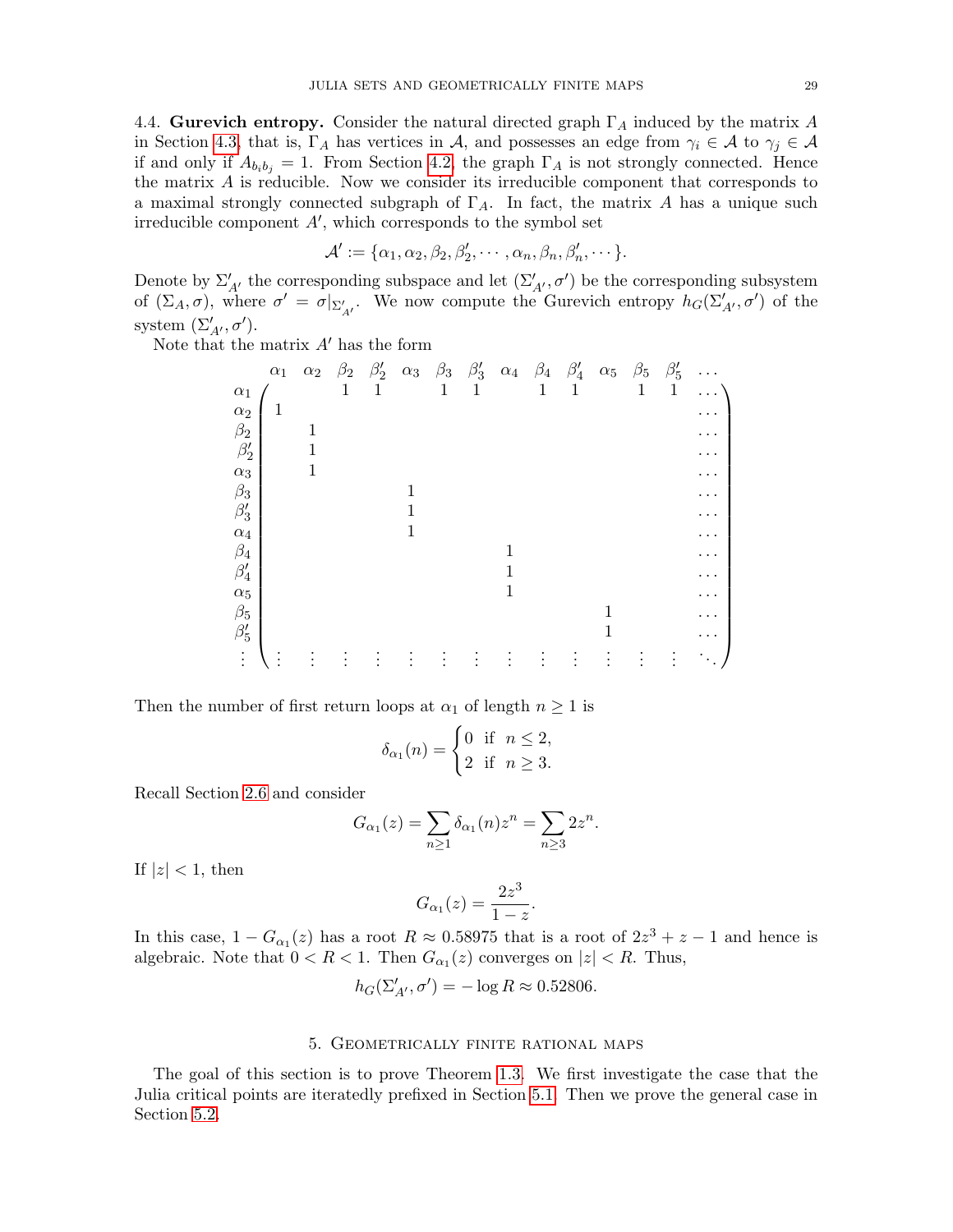4.4. **Gurevich entropy.** Consider the natural directed graph $\Gamma_A$ induced by the matrix $A$ in Section 4.3, that is, $\Gamma_A$ has vertices in $\mathcal{A}$, and possesses an edge from $\gamma_i \in \mathcal{A}$ to $\gamma_j \in \mathcal{A}$ if and only if $A_{b_i b_j} = 1$. From Section 4.2, the graph $\Gamma_A$ is not strongly connected. Hence the matrix $A$ is reducible. Now we consider its irreducible component that corresponds to a maximal strongly connected subgraph of $\Gamma_A$. In fact, the matrix $A$ has a unique such irreducible component $A'$, which corresponds to the symbol set

$$\mathcal{A}' := \{\alpha_1, \alpha_2, \beta_2, \beta_2', \cdots, \alpha_n, \beta_n, \beta_n', \cdots\}.$$

Denote by $\Sigma'_{A'}$ the corresponding subspace and let $(\Sigma'_{A'}, \sigma')$ be the corresponding subsystem of $(\Sigma_A, \sigma)$, where $\sigma' = \sigma|_{\Sigma'_{A'}}$. We now compute the Gurevich entropy $h_G(\Sigma'_{A'}, \sigma')$ of the system $(\Sigma'_{A'}, \sigma')$.

Note that the matrix $A'$ has the form

$$
\begin{array}{c}
\\
\alpha_1 \\ \alpha_2 \\ \beta_2 \\ \beta_2' \\ \alpha_3 \\ \beta_3 \\ \beta_3' \\ \alpha_4 \\ \beta_4 \\ \beta_4' \\ \alpha_5 \\ \beta_5 \\ \beta_5' \\ \vdots
\end{array}
\begin{array}{c}
\begin{array}{cccccccccccccc}
\alpha_1 & \alpha_2 & \beta_2 & \beta_2' & \alpha_3 & \beta_3 & \beta_3' & \alpha_4 & \beta_4 & \beta_4' & \alpha_5 & \beta_5 & \beta_5' & \cdots
\end{array}\\
\left(\begin{array}{cccccccccccccc}
 & & 1 & 1 & & 1 & 1 & & 1 & 1 & & 1 & 1 & \cdots \\
1 & & & & & & & & & & & & & \cdots \\
 & 1 & & & & & & & & & & & & \cdots \\
 & 1 & & & & & & & & & & & & \cdots \\
 & 1 & & & & & & & & & & & & \cdots \\
 & & & & 1 & & & & & & & & & \cdots \\
 & & & & 1 & & & & & & & & & \cdots \\
 & & & & 1 & & & & & & & & & \cdots \\
 & & & & & & & 1 & & & & & & \cdots \\
 & & & & & & & 1 & & & & & & \cdots \\
 & & & & & & & 1 & & & & & & \cdots \\
 & & & & & & & & & & 1 & & & \cdots \\
 & & & & & & & & & & 1 & & & \cdots \\
\vdots & \vdots & \vdots & \vdots & \vdots & \vdots & \vdots & \vdots & \vdots & \vdots & \vdots & \vdots & \vdots & \ddots
\end{array}\right)
\end{array}
$$

Then the number of first return loops at $\alpha_1$ of length $n \geq 1$ is

$$\delta_{\alpha_1}(n) = \begin{cases} 0 & \text{if } \ n \leq 2, \\ 2 & \text{if } \ n \geq 3. \end{cases}$$

Recall Section 2.6 and consider

$$G_{\alpha_1}(z) = \sum_{n\geq 1} \delta_{\alpha_1}(n) z^n = \sum_{n \geq 3} 2z^n.$$

If $|z| < 1$, then

$$G_{\alpha_1}(z) = \frac{2z^3}{1-z}.$$

In this case, $1 - G_{\alpha_1}(z)$ has a root $R \approx 0.58975$ that is a root of $2z^3 + z - 1$ and hence is algebraic. Note that $0 < R < 1$. Then $G_{\alpha_1}(z)$ converges on $|z| < R$. Thus,

$$h_G(\Sigma'_{A'}, \sigma') = -\log R \approx 0.52806.$$

## 5. Geometrically finite rational maps

The goal of this section is to prove Theorem 1.3. We first investigate the case that the Julia critical points are iteratedly prefixed in Section 5.1. Then we prove the general case in Section 5.2.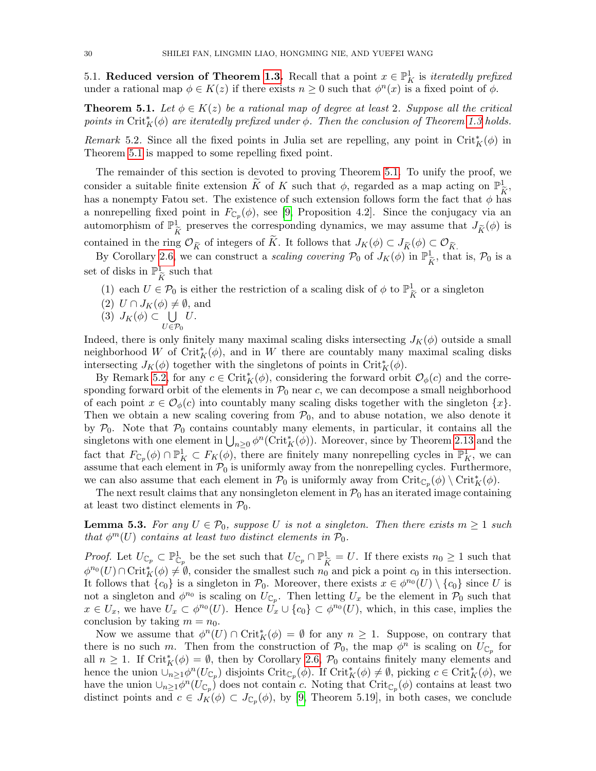### 5.1. **Reduced version of Theorem 1.3.**

Recall that a point $x \in \mathbb{P}^1_K$ is *iteratedly prefixed* under a rational map $\phi \in K(z)$ if there exists $n \geq 0$ such that $\phi^n(x)$ is a fixed point of $\phi$.

**Theorem 5.1.** *Let $\phi \in K(z)$ be a rational map of degree at least 2. Suppose all the critical points in $\mathrm{Crit}^*_K(\phi)$ are iteratedly prefixed under $\phi$. Then the conclusion of Theorem 1.3 holds.*

*Remark* 5.2. Since all the fixed points in Julia set are repelling, any point in $\mathrm{Crit}^*_K(\phi)$ in Theorem 5.1 is mapped to some repelling fixed point.

The remainder of this section is devoted to proving Theorem 5.1. To unify the proof, we consider a suitable finite extension $\widetilde{K}$ of $K$ such that $\phi$, regarded as a map acting on $\mathbb{P}^1_{\widetilde{K}}$, has a nonempty Fatou set. The existence of such extension follows form the fact that $\phi$ has a nonrepelling fixed point in $F_{\mathbb{C}_p}(\phi)$, see [9, Proposition 4.2]. Since the conjugacy via an automorphism of $\mathbb{P}^1_{\widetilde{K}}$ preserves the corresponding dynamics, we may assume that $J_{\widetilde{K}}(\phi)$ is contained in the ring $\mathcal{O}_{\widetilde{K}}$ of integers of $\widetilde{K}$. It follows that $J_K(\phi) \subset J_{\widetilde{K}}(\phi) \subset \mathcal{O}_{\widetilde{K}}$.

By Corollary 2.6, we can construct a *scaling covering* $\mathcal{P}_0$ of $J_K(\phi)$ in $\mathbb{P}^1_{\widetilde{K}}$, that is, $\mathcal{P}_0$ is a set of disks in $\mathbb{P}^1_{\widetilde{K}}$ such that

(1) each $U \in \mathcal{P}_0$ is either the restriction of a scaling disk of $\phi$ to $\mathbb{P}^1_{\widetilde{K}}$ or a singleton
(2) $U \cap J_K(\phi) \neq \emptyset$, and
(3) $J_K(\phi) \subset \bigcup\limits_{U \in \mathcal{P}_0} U$.

Indeed, there is only finitely many maximal scaling disks intersecting $J_K(\phi)$ outside a small neighborhood $W$ of $\mathrm{Crit}^*_K(\phi)$, and in $W$ there are countably many maximal scaling disks intersecting $J_K(\phi)$ together with the singletons of points in $\mathrm{Crit}^*_K(\phi)$.

By Remark 5.2, for any $c \in \mathrm{Crit}^*_K(\phi)$, considering the forward orbit $\mathcal{O}_\phi(c)$ and the corresponding forward orbit of the elements in $\mathcal{P}_0$ near $c$, we can decompose a small neighborhood of each point $x \in \mathcal{O}_\phi(c)$ into countably many scaling disks together with the singleton $\{x\}$. Then we obtain a new scaling covering from $\mathcal{P}_0$, and to abuse notation, we also denote it by $\mathcal{P}_0$. Note that $\mathcal{P}_0$ contains countably many elements, in particular, it contains all the singletons with one element in $\bigcup_{n\geq 0} \phi^n(\mathrm{Crit}^*_K(\phi))$. Moreover, since by Theorem 2.13 and the fact that $F_{\mathbb{C}_p}(\phi) \cap \mathbb{P}^1_K \subset F_K(\phi)$, there are finitely many nonrepelling cycles in $\mathbb{P}^1_K$, we can assume that each element in $\mathcal{P}_0$ is uniformly away from the nonrepelling cycles. Furthermore, we can also assume that each element in $\mathcal{P}_0$ is uniformly away from $\mathrm{Crit}_{\mathbb{C}_p}(\phi) \setminus \mathrm{Crit}^*_K(\phi)$.

The next result claims that any nonsingleton element in $\mathcal{P}_0$ has an iterated image containing at least two distinct elements in $\mathcal{P}_0$.

**Lemma 5.3.** *For any $U \in \mathcal{P}_0$, suppose $U$ is not a singleton. Then there exists $m \geq 1$ such that $\phi^m(U)$ contains at least two distinct elements in $\mathcal{P}_0$.*

*Proof.* Let $U_{\mathbb{C}_p} \subset \mathbb{P}^1_{\mathbb{C}_p}$ be the set such that $U_{\mathbb{C}_p} \cap \mathbb{P}^1_{\widetilde{K}} = U$. If there exists $n_0 \geq 1$ such that $\phi^{n_0}(U) \cap \mathrm{Crit}^*_K(\phi) \neq \emptyset$, consider the smallest such $n_0$ and pick a point $c_0$ in this intersection. It follows that $\{c_0\}$ is a singleton in $\mathcal{P}_0$. Moreover, there exists $x \in \phi^{n_0}(U) \setminus \{c_0\}$ since $U$ is not a singleton and $\phi^{n_0}$ is scaling on $U_{\mathbb{C}_p}$. Then letting $U_x$ be the element in $\mathcal{P}_0$ such that $x \in U_x$, we have $U_x \subset \phi^{n_0}(U)$. Hence $U_x \cup \{c_0\} \subset \phi^{n_0}(U)$, which, in this case, implies the conclusion by taking $m = n_0$.

Now we assume that $\phi^n(U) \cap \mathrm{Crit}^*_K(\phi) = \emptyset$ for any $n \geq 1$. Suppose, on contrary that there is no such $m$. Then from the construction of $\mathcal{P}_0$, the map $\phi^n$ is scaling on $U_{\mathbb{C}_p}$ for all $n \geq 1$. If $\mathrm{Crit}^*_K(\phi) = \emptyset$, then by Corollary 2.6, $\mathcal{P}_0$ contains finitely many elements and hence the union $\cup_{n\geq 1}\phi^n(U_{\mathbb{C}_p})$ disjoints $\mathrm{Crit}_{\mathbb{C}_p}(\phi)$. If $\mathrm{Crit}^*_K(\phi) \neq \emptyset$, picking $c \in \mathrm{Crit}^*_K(\phi)$, we have the union $\cup_{n\geq 1}\phi^n(U_{\mathbb{C}_p})$ does not contain $c$. Noting that $\mathrm{Crit}_{\mathbb{C}_p}(\phi)$ contains at least two distinct points and $c \in J_K(\phi) \subset J_{\mathbb{C}_p}(\phi)$, by [9, Theorem 5.19], in both cases, we conclude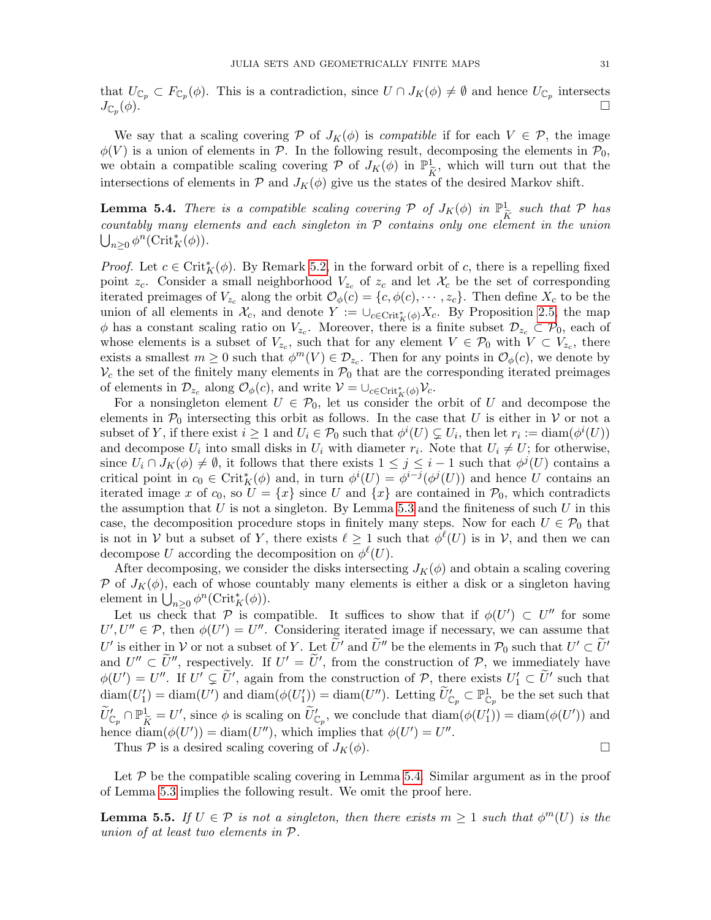that $U_{\mathbb{C}_p} \subset F_{\mathbb{C}_p}(\phi)$. This is a contradiction, since $U \cap J_K(\phi) \neq \emptyset$ and hence $U_{\mathbb{C}_p}$ intersects $J_{\mathbb{C}_p}(\phi)$. □

We say that a scaling covering $\mathcal{P}$ of $J_K(\phi)$ is *compatible* if for each $V \in \mathcal{P}$, the image $\phi(V)$ is a union of elements in $\mathcal{P}$. In the following result, decomposing the elements in $\mathcal{P}_0$, we obtain a compatible scaling covering $\mathcal{P}$ of $J_K(\phi)$ in $\mathbb{P}^1_{\widetilde{K}}$, which will turn out that the intersections of elements in $\mathcal{P}$ and $J_K(\phi)$ give us the states of the desired Markov shift.

**Lemma 5.4.** *There is a compatible scaling covering $\mathcal{P}$ of $J_K(\phi)$ in $\mathbb{P}^1_{\widetilde{K}}$ such that $\mathcal{P}$ has countably many elements and each singleton in $\mathcal{P}$ contains only one element in the union $\bigcup_{n\geq 0}\phi^n(\mathrm{Crit}^*_K(\phi))$.*

*Proof.* Let $c \in \mathrm{Crit}^*_K(\phi)$. By Remark 5.2, in the forward orbit of $c$, there is a repelling fixed point $z_c$. Consider a small neighborhood $V_{z_c}$ of $z_c$ and let $\mathcal{X}_c$ be the set of corresponding iterated preimages of $V_{z_c}$ along the orbit $\mathcal{O}_\phi(c) = \{c, \phi(c), \cdots, z_c\}$. Then define $X_c$ to be the union of all elements in $\mathcal{X}_c$, and denote $Y := \cup_{c\in \mathrm{Crit}^*_K(\phi)} X_c$. By Proposition 2.5, the map $\phi$ has a constant scaling ratio on $V_{z_c}$. Moreover, there is a finite subset $\mathcal{D}_{z_c} \subset \mathcal{P}_0$, each of whose elements is a subset of $V_{z_c}$, such that for any element $V \in \mathcal{P}_0$ with $V \subset V_{z_c}$, there exists a smallest $m \geq 0$ such that $\phi^m(V) \in \mathcal{D}_{z_c}$. Then for any points in $\mathcal{O}_\phi(c)$, we denote by $\mathcal{V}_c$ the set of the finitely many elements in $\mathcal{P}_0$ that are the corresponding iterated preimages of elements in $\mathcal{D}_{z_c}$ along $\mathcal{O}_\phi(c)$, and write $\mathcal{V} = \cup_{c\in \mathrm{Crit}^*_K(\phi)}\mathcal{V}_c$.

For a nonsingleton element $U \in \mathcal{P}_0$, let us consider the orbit of $U$ and decompose the elements in $\mathcal{P}_0$ intersecting this orbit as follows. In the case that $U$ is either in $\mathcal{V}$ or not a subset of $Y$, if there exist $i \geq 1$ and $U_i \in \mathcal{P}_0$ such that $\phi^i(U) \subsetneq U_i$, then let $r_i := \mathrm{diam}(\phi^i(U))$ and decompose $U_i$ into small disks in $U_i$ with diameter $r_i$. Note that $U_i \neq U$; for otherwise, since $U_i \cap J_K(\phi) \neq \emptyset$, it follows that there exists $1 \leq j \leq i-1$ such that $\phi^j(U)$ contains a critical point in $c_0 \in \mathrm{Crit}^*_K(\phi)$ and, in turn $\phi^i(U) = \phi^{i-j}(\phi^j(U))$ and hence $U$ contains an iterated image $x$ of $c_0$, so $U = \{x\}$ since $U$ and $\{x\}$ are contained in $\mathcal{P}_0$, which contradicts the assumption that $U$ is not a singleton. By Lemma 5.3 and the finiteness of such $U$ in this case, the decomposition procedure stops in finitely many steps. Now for each $U \in \mathcal{P}_0$ that is not in $\mathcal{V}$ but a subset of $Y$, there exists $\ell \geq 1$ such that $\phi^\ell(U)$ is in $\mathcal{V}$, and then we can decompose $U$ according the decomposition on $\phi^\ell(U)$.

After decomposing, we consider the disks intersecting $J_K(\phi)$ and obtain a scaling covering $\mathcal{P}$ of $J_K(\phi)$, each of whose countably many elements is either a disk or a singleton having element in $\bigcup_{n\geq 0}\phi^n(\mathrm{Crit}^*_K(\phi))$.

Let us check that $\mathcal{P}$ is compatible. It suffices to show that if $\phi(U') \subset U''$ for some $U', U'' \in \mathcal{P}$, then $\phi(U') = U''$. Considering iterated image if necessary, we can assume that $U'$ is either in $\mathcal{V}$ or not a subset of $Y$. Let $\widetilde{U}'$ and $\widetilde{U}''$ be the elements in $\mathcal{P}_0$ such that $U' \subset \widetilde{U}'$ and $U'' \subset \widetilde{U}''$, respectively. If $U' = \widetilde{U}'$, from the construction of $\mathcal{P}$, we immediately have $\phi(U') = U''$. If $U' \subsetneq \widetilde{U}'$, again from the construction of $\mathcal{P}$, there exists $U'_1 \subset \widetilde{U}'$ such that $\mathrm{diam}(U'_1) = \mathrm{diam}(U')$ and $\mathrm{diam}(\phi(U'_1)) = \mathrm{diam}(U'')$. Letting $\widetilde{U}'_{\mathbb{C}_p} \subset \mathbb{P}^1_{\mathbb{C}_p}$ be the set such that $\widetilde{U}'_{\mathbb{C}_p} \cap \mathbb{P}^1_{\widetilde{K}} = U'$, since $\phi$ is scaling on $\widetilde{U}'_{\mathbb{C}_p}$, we conclude that $\mathrm{diam}(\phi(U'_1)) = \mathrm{diam}(\phi(U'))$ and hence $\mathrm{diam}(\phi(U')) = \mathrm{diam}(U'')$, which implies that $\phi(U') = U''$.

Thus $\mathcal{P}$ is a desired scaling covering of $J_K(\phi)$. □

Let $\mathcal{P}$ be the compatible scaling covering in Lemma 5.4. Similar argument as in the proof of Lemma 5.3 implies the following result. We omit the proof here.

**Lemma 5.5.** *If $U \in \mathcal{P}$ is not a singleton, then there exists $m \geq 1$ such that $\phi^m(U)$ is the union of at least two elements in $\mathcal{P}$.*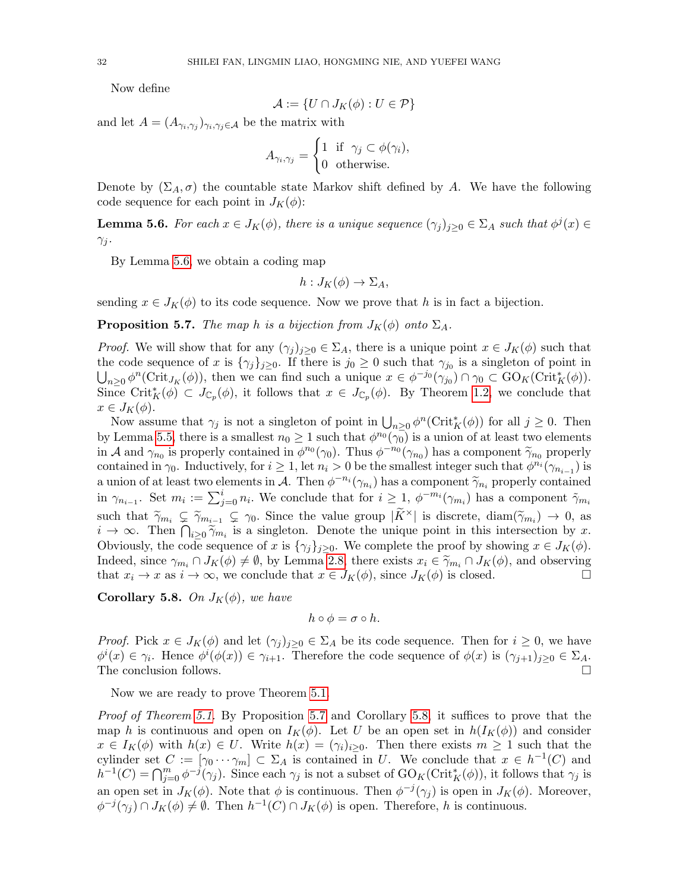Now define

$$\mathcal{A} := \{U \cap J_K(\phi) : U \in \mathcal{P}\}$$

and let $A = (A_{\gamma_i,\gamma_j})_{\gamma_i,\gamma_j \in \mathcal{A}}$ be the matrix with

$$A_{\gamma_i,\gamma_j} = \begin{cases} 1 & \text{if } \ \gamma_j \subset \phi(\gamma_i), \\ 0 & \text{otherwise.} \end{cases}$$

Denote by $(\Sigma_A, \sigma)$ the countable state Markov shift defined by $A$. We have the following code sequence for each point in $J_K(\phi)$:

**Lemma 5.6.** *For each $x \in J_K(\phi)$, there is a unique sequence $(\gamma_j)_{j\geq 0} \in \Sigma_A$ such that $\phi^j(x) \in \gamma_j$.*

By Lemma 5.6, we obtain a coding map

$$h : J_K(\phi) \to \Sigma_A,$$

sending $x \in J_K(\phi)$ to its code sequence. Now we prove that $h$ is in fact a bijection.

**Proposition 5.7.** *The map $h$ is a bijection from $J_K(\phi)$ onto $\Sigma_A$.*

*Proof.* We will show that for any $(\gamma_j)_{j\geq 0} \in \Sigma_A$, there is a unique point $x \in J_K(\phi)$ such that the code sequence of $x$ is $\{\gamma_j\}_{j\geq 0}$. If there is $j_0 \geq 0$ such that $\gamma_{j_0}$ is a singleton of point in $\bigcup_{n\geq 0} \phi^n(\mathrm{Crit}_{J_K}(\phi))$, then we can find such a unique $x \in \phi^{-j_0}(\gamma_{j_0}) \cap \gamma_0 \subset \mathrm{GO}_K(\mathrm{Crit}^*_K(\phi))$. Since $\mathrm{Crit}^*_K(\phi) \subset J_{\mathbb{C}_p}(\phi)$, it follows that $x \in J_{\mathbb{C}_p}(\phi)$. By Theorem 1.2, we conclude that $x \in J_K(\phi)$.

Now assume that $\gamma_j$ is not a singleton of point in $\bigcup_{n\geq 0} \phi^n(\mathrm{Crit}^*_K(\phi))$ for all $j \geq 0$. Then by Lemma 5.5, there is a smallest $n_0 \geq 1$ such that $\phi^{n_0}(\gamma_0)$ is a union of at least two elements in $\mathcal{A}$ and $\gamma_{n_0}$ is properly contained in $\phi^{n_0}(\gamma_0)$. Thus $\phi^{-n_0}(\gamma_{n_0})$ has a component $\widetilde{\gamma}_{n_0}$ properly contained in $\gamma_0$. Inductively, for $i \geq 1$, let $n_i > 0$ be the smallest integer such that $\phi^{n_i}(\gamma_{n_{i-1}})$ is a union of at least two elements in $\mathcal{A}$. Then $\phi^{-n_i}(\gamma_{n_i})$ has a component $\widetilde{\gamma}_{n_i}$ properly contained in $\gamma_{n_{i-1}}$. Set $m_i := \sum_{j=0}^{i} n_i$. We conclude that for $i \geq 1$, $\phi^{-m_i}(\gamma_{m_i})$ has a component $\widetilde{\gamma}_{m_i}$ such that $\widetilde{\gamma}_{m_i} \subsetneq \widetilde{\gamma}_{m_{i-1}} \subsetneq \gamma_0$. Since the value group $|\widetilde{K}^\times|$ is discrete, $\mathrm{diam}(\widetilde{\gamma}_{m_i}) \to 0$, as $i \to \infty$. Then $\bigcap_{i\geq 0} \widetilde{\gamma}_{m_i}$ is a singleton. Denote the unique point in this intersection by $x$. Obviously, the code sequence of $x$ is $\{\gamma_j\}_{j\geq 0}$. We complete the proof by showing $x \in J_K(\phi)$. Indeed, since $\gamma_{m_i} \cap J_K(\phi) \neq \emptyset$, by Lemma 2.8, there exists $x_i \in \widetilde{\gamma}_{m_i} \cap J_K(\phi)$, and observing that $x_i \to x$ as $i \to \infty$, we conclude that $x \in J_K(\phi)$, since $J_K(\phi)$ is closed. $\square$

**Corollary 5.8.** *On $J_K(\phi)$, we have*

$$h \circ \phi = \sigma \circ h.$$

*Proof.* Pick $x \in J_K(\phi)$ and let $(\gamma_j)_{j\geq 0} \in \Sigma_A$ be its code sequence. Then for $i \geq 0$, we have $\phi^i(x) \in \gamma_i$. Hence $\phi^i(\phi(x)) \in \gamma_{i+1}$. Therefore the code sequence of $\phi(x)$ is $(\gamma_{j+1})_{j\geq 0} \in \Sigma_A$. The conclusion follows. $\square$

Now we are ready to prove Theorem 5.1.

*Proof of Theorem 5.1.* By Proposition 5.7 and Corollary 5.8, it suffices to prove that the map $h$ is continuous and open on $I_K(\phi)$. Let $U$ be an open set in $h(I_K(\phi))$ and consider $x \in I_K(\phi)$ with $h(x) \in U$. Write $h(x) = (\gamma_i)_{i\geq 0}$. Then there exists $m \geq 1$ such that the cylinder set $C := [\gamma_0 \cdots \gamma_m] \subset \Sigma_A$ is contained in $U$. We conclude that $x \in h^{-1}(C)$ and $h^{-1}(C) = \bigcap_{j=0}^{m} \phi^{-j}(\gamma_j)$. Since each $\gamma_j$ is not a subset of $\mathrm{GO}_K(\mathrm{Crit}^*_K(\phi))$, it follows that $\gamma_j$ is an open set in $J_K(\phi)$. Note that $\phi$ is continuous. Then $\phi^{-j}(\gamma_j)$ is open in $J_K(\phi)$. Moreover, $\phi^{-j}(\gamma_j) \cap J_K(\phi) \neq \emptyset$. Then $h^{-1}(C) \cap J_K(\phi)$ is open. Therefore, $h$ is continuous.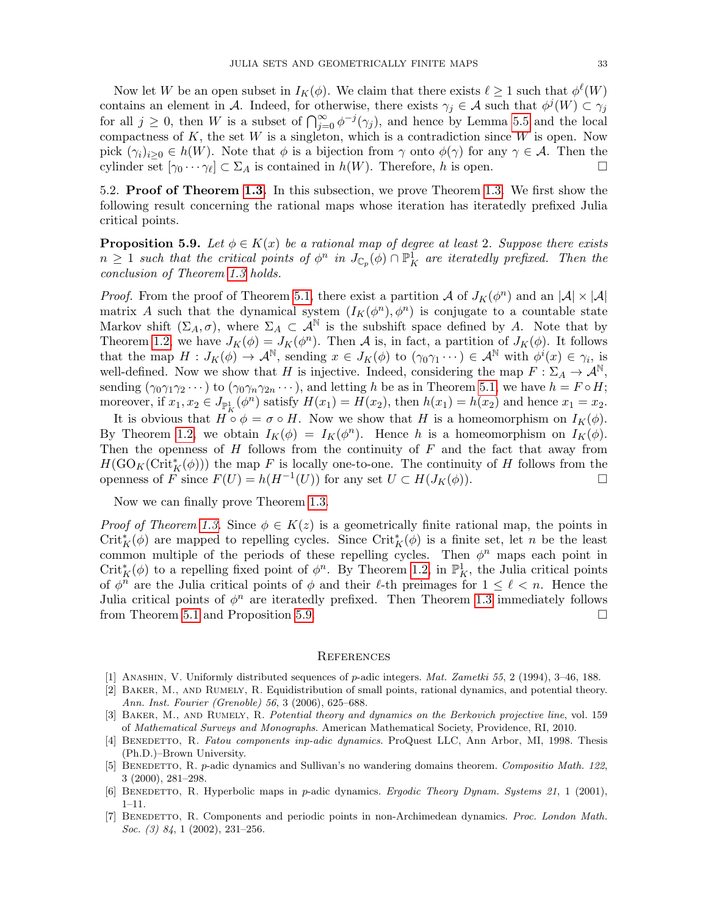Now let $W$ be an open subset in $I_K(\phi)$. We claim that there exists $\ell \geq 1$ such that $\phi^\ell(W)$ contains an element in $\mathcal{A}$. Indeed, for otherwise, there exists $\gamma_j \in \mathcal{A}$ such that $\phi^j(W) \subset \gamma_j$ for all $j \geq 0$, then $W$ is a subset of $\bigcap_{j=0}^\infty \phi^{-j}(\gamma_j)$, and hence by Lemma 5.5 and the local compactness of $K$, the set $W$ is a singleton, which is a contradiction since $W$ is open. Now pick $(\gamma_i)_{i\geq 0} \in h(W)$. Note that $\phi$ is a bijection from $\gamma$ onto $\phi(\gamma)$ for any $\gamma \in \mathcal{A}$. Then the cylinder set $[\gamma_0 \cdots \gamma_\ell] \subset \Sigma_A$ is contained in $h(W)$. Therefore, $h$ is open. $\square$

5.2. **Proof of Theorem 1.3.** In this subsection, we prove Theorem 1.3. We first show the following result concerning the rational maps whose iteration has iteratedly prefixed Julia critical points.

**Proposition 5.9.** *Let $\phi \in K(x)$ be a rational map of degree at least 2. Suppose there exists $n \geq 1$ such that the critical points of $\phi^n$ in $J_{\mathbb{C}_p}(\phi) \cap \mathbb{P}^1_K$ are iteratedly prefixed. Then the conclusion of Theorem 1.3 holds.*

*Proof.* From the proof of Theorem 5.1, there exist a partition $\mathcal{A}$ of $J_K(\phi^n)$ and an $|\mathcal{A}| \times |\mathcal{A}|$ matrix $A$ such that the dynamical system $(I_K(\phi^n), \phi^n)$ is conjugate to a countable state Markov shift $(\Sigma_A, \sigma)$, where $\Sigma_A \subset \mathcal{A}^\mathbb{N}$ is the subshift space defined by $A$. Note that by Theorem 1.2, we have $J_K(\phi) = J_K(\phi^n)$. Then $\mathcal{A}$ is, in fact, a partition of $J_K(\phi)$. It follows that the map $H : J_K(\phi) \to \mathcal{A}^\mathbb{N}$, sending $x \in J_K(\phi)$ to $(\gamma_0\gamma_1 \cdots) \in \mathcal{A}^\mathbb{N}$ with $\phi^i(x) \in \gamma_i$, is well-defined. Now we show that $H$ is injective. Indeed, considering the map $F : \Sigma_A \to \mathcal{A}^\mathbb{N}$, sending $(\gamma_0\gamma_1\gamma_2 \cdots)$ to $(\gamma_0\gamma_n\gamma_{2n} \cdots)$, and letting $h$ be as in Theorem 5.1, we have $h = F \circ H$; moreover, if $x_1, x_2 \in J_{\mathbb{P}^1_K}(\phi^n)$ satisfy $H(x_1) = H(x_2)$, then $h(x_1) = h(x_2)$ and hence $x_1 = x_2$.

It is obvious that $H \circ \phi = \sigma \circ H$. Now we show that $H$ is a homeomorphism on $I_K(\phi)$. By Theorem 1.2, we obtain $I_K(\phi) = I_K(\phi^n)$. Hence $h$ is a homeomorphism on $I_K(\phi)$. Then the openness of $H$ follows from the continuity of $F$ and the fact that away from $H(\mathrm{GO}_K(\mathrm{Crit}^*_K(\phi)))$ the map $F$ is locally one-to-one. The continuity of $H$ follows from the openness of $F$ since $F(U) = h(H^{-1}(U))$ for any set $U \subset H(J_K(\phi))$. $\square$

Now we can finally prove Theorem 1.3.

*Proof of Theorem 1.3.* Since $\phi \in K(z)$ is a geometrically finite rational map, the points in $\mathrm{Crit}^*_K(\phi)$ are mapped to repelling cycles. Since $\mathrm{Crit}^*_K(\phi)$ is a finite set, let $n$ be the least common multiple of the periods of these repelling cycles. Then $\phi^n$ maps each point in $\mathrm{Crit}^*_K(\phi)$ to a repelling fixed point of $\phi^n$. By Theorem 1.2, in $\mathbb{P}^1_K$, the Julia critical points of $\phi^n$ are the Julia critical points of $\phi$ and their $\ell$-th preimages for $1 \leq \ell < n$. Hence the Julia critical points of $\phi^n$ are iteratedly prefixed. Then Theorem 1.3 immediately follows from Theorem 5.1 and Proposition 5.9. $\square$

## References

[1] Anashin, V. Uniformly distributed sequences of $p$-adic integers. *Mat. Zametki 55*, 2 (1994), 3–46, 188.

[2] Baker, M., and Rumely, R. Equidistribution of small points, rational dynamics, and potential theory. *Ann. Inst. Fourier (Grenoble) 56*, 3 (2006), 625–688.

[3] Baker, M., and Rumely, R. *Potential theory and dynamics on the Berkovich projective line*, vol. 159 of *Mathematical Surveys and Monographs*. American Mathematical Society, Providence, RI, 2010.

[4] Benedetto, R. *Fatou components inp-adic dynamics*. ProQuest LLC, Ann Arbor, MI, 1998. Thesis (Ph.D.)–Brown University.

[5] Benedetto, R. $p$-adic dynamics and Sullivan's no wandering domains theorem. *Compositio Math. 122*, 3 (2000), 281–298.

[6] Benedetto, R. Hyperbolic maps in $p$-adic dynamics. *Ergodic Theory Dynam. Systems 21*, 1 (2001), 1–11.

[7] Benedetto, R. Components and periodic points in non-Archimedean dynamics. *Proc. London Math. Soc. (3) 84*, 1 (2002), 231–256.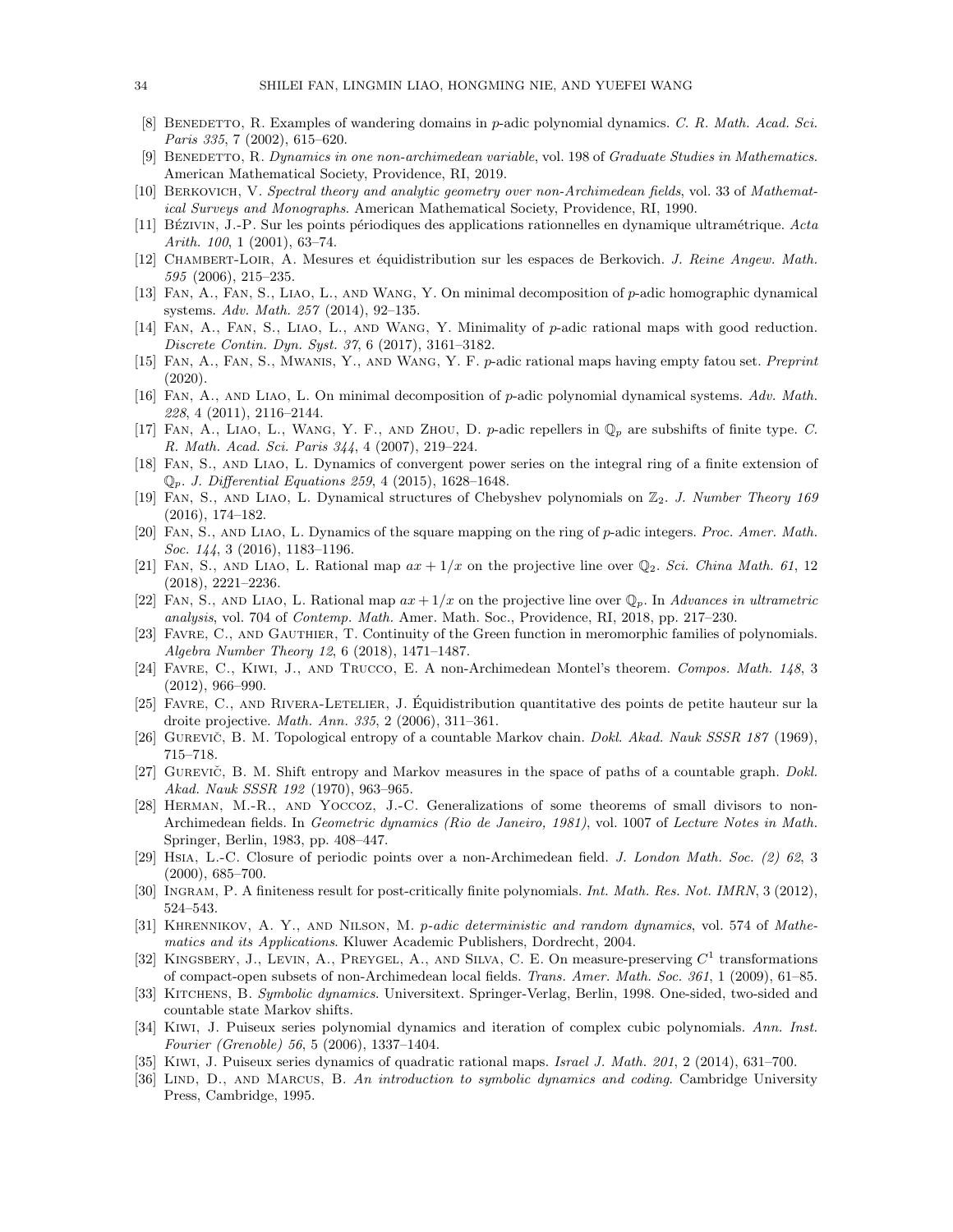[8] Benedetto, R. Examples of wandering domains in $p$-adic polynomial dynamics. *C. R. Math. Acad. Sci. Paris 335*, 7 (2002), 615–620.

[9] Benedetto, R. *Dynamics in one non-archimedean variable*, vol. 198 of *Graduate Studies in Mathematics*. American Mathematical Society, Providence, RI, 2019.

[10] Berkovich, V. *Spectral theory and analytic geometry over non-Archimedean fields*, vol. 33 of *Mathematical Surveys and Monographs*. American Mathematical Society, Providence, RI, 1990.

[11] Bézivin, J.-P. Sur les points périodiques des applications rationnelles en dynamique ultramétrique. *Acta Arith. 100*, 1 (2001), 63–74.

[12] Chambert-Loir, A. Mesures et équidistribution sur les espaces de Berkovich. *J. Reine Angew. Math. 595* (2006), 215–235.

[13] Fan, A., Fan, S., Liao, L., and Wang, Y. On minimal decomposition of $p$-adic homographic dynamical systems. *Adv. Math. 257* (2014), 92–135.

[14] Fan, A., Fan, S., Liao, L., and Wang, Y. Minimality of $p$-adic rational maps with good reduction. *Discrete Contin. Dyn. Syst. 37*, 6 (2017), 3161–3182.

[15] Fan, A., Fan, S., Mwanis, Y., and Wang, Y. F. $p$-adic rational maps having empty fatou set. *Preprint* (2020).

[16] Fan, A., and Liao, L. On minimal decomposition of $p$-adic polynomial dynamical systems. *Adv. Math. 228*, 4 (2011), 2116–2144.

[17] Fan, A., Liao, L., Wang, Y. F., and Zhou, D. $p$-adic repellers in $\mathbb{Q}_p$ are subshifts of finite type. *C. R. Math. Acad. Sci. Paris 344*, 4 (2007), 219–224.

[18] Fan, S., and Liao, L. Dynamics of convergent power series on the integral ring of a finite extension of $\mathbb{Q}_p$. *J. Differential Equations 259*, 4 (2015), 1628–1648.

[19] Fan, S., and Liao, L. Dynamical structures of Chebyshev polynomials on $\mathbb{Z}_2$. *J. Number Theory 169* (2016), 174–182.

[20] Fan, S., and Liao, L. Dynamics of the square mapping on the ring of $p$-adic integers. *Proc. Amer. Math. Soc. 144*, 3 (2016), 1183–1196.

[21] Fan, S., and Liao, L. Rational map $ax + 1/x$ on the projective line over $\mathbb{Q}_2$. *Sci. China Math. 61*, 12 (2018), 2221–2236.

[22] Fan, S., and Liao, L. Rational map $ax + 1/x$ on the projective line over $\mathbb{Q}_p$. In *Advances in ultrametric analysis*, vol. 704 of *Contemp. Math.* Amer. Math. Soc., Providence, RI, 2018, pp. 217–230.

[23] Favre, C., and Gauthier, T. Continuity of the Green function in meromorphic families of polynomials. *Algebra Number Theory 12*, 6 (2018), 1471–1487.

[24] Favre, C., Kiwi, J., and Trucco, E. A non-Archimedean Montel's theorem. *Compos. Math. 148*, 3 (2012), 966–990.

[25] Favre, C., and Rivera-Letelier, J. Équidistribution quantitative des points de petite hauteur sur la droite projective. *Math. Ann. 335*, 2 (2006), 311–361.

[26] Gurevič, B. M. Topological entropy of a countable Markov chain. *Dokl. Akad. Nauk SSSR 187* (1969), 715–718.

[27] Gurevič, B. M. Shift entropy and Markov measures in the space of paths of a countable graph. *Dokl. Akad. Nauk SSSR 192* (1970), 963–965.

[28] Herman, M.-R., and Yoccoz, J.-C. Generalizations of some theorems of small divisors to non-Archimedean fields. In *Geometric dynamics (Rio de Janeiro, 1981)*, vol. 1007 of *Lecture Notes in Math.* Springer, Berlin, 1983, pp. 408–447.

[29] Hsia, L.-C. Closure of periodic points over a non-Archimedean field. *J. London Math. Soc. (2) 62*, 3 (2000), 685–700.

[30] Ingram, P. A finiteness result for post-critically finite polynomials. *Int. Math. Res. Not. IMRN*, 3 (2012), 524–543.

[31] Khrennikov, A. Y., and Nilson, M. *p-adic deterministic and random dynamics*, vol. 574 of *Mathematics and its Applications*. Kluwer Academic Publishers, Dordrecht, 2004.

[32] Kingsbery, J., Levin, A., Preygel, A., and Silva, C. E. On measure-preserving $C^1$ transformations of compact-open subsets of non-Archimedean local fields. *Trans. Amer. Math. Soc. 361*, 1 (2009), 61–85.

[33] Kitchens, B. *Symbolic dynamics*. Universitext. Springer-Verlag, Berlin, 1998. One-sided, two-sided and countable state Markov shifts.

[34] Kiwi, J. Puiseux series polynomial dynamics and iteration of complex cubic polynomials. *Ann. Inst. Fourier (Grenoble) 56*, 5 (2006), 1337–1404.

[35] Kiwi, J. Puiseux series dynamics of quadratic rational maps. *Israel J. Math. 201*, 2 (2014), 631–700.

[36] Lind, D., and Marcus, B. *An introduction to symbolic dynamics and coding*. Cambridge University Press, Cambridge, 1995.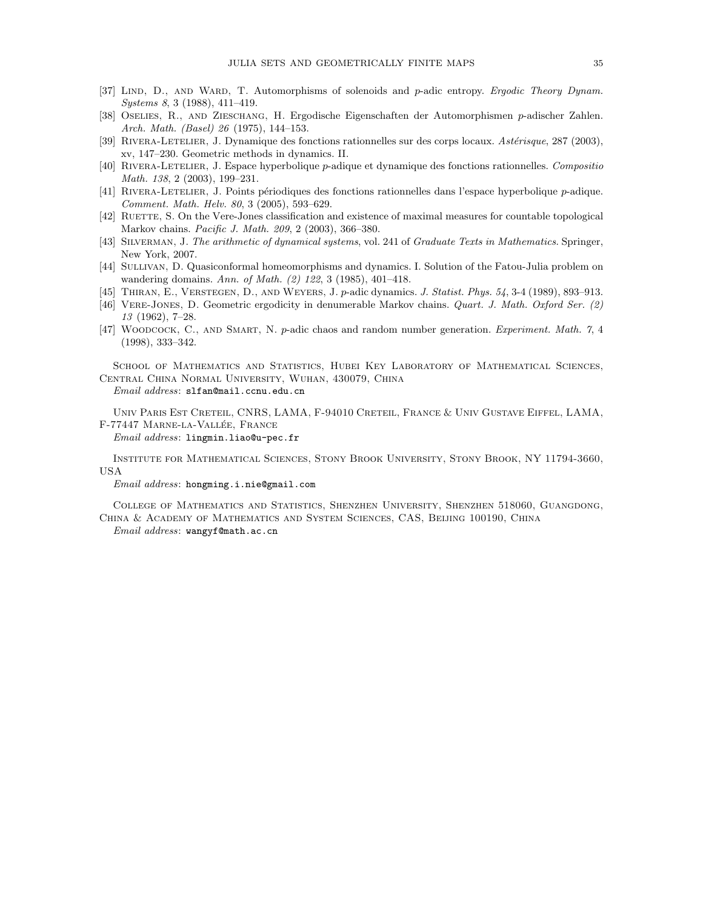[37] Lind, D., and Ward, T. Automorphisms of solenoids and $p$-adic entropy. *Ergodic Theory Dynam. Systems 8*, 3 (1988), 411–419.

[38] Oselies, R., and Zieschang, H. Ergodische Eigenschaften der Automorphismen $p$-adischer Zahlen. *Arch. Math. (Basel) 26* (1975), 144–153.

[39] Rivera-Letelier, J. Dynamique des fonctions rationnelles sur des corps locaux. *Astérisque*, 287 (2003), xv, 147–230. Geometric methods in dynamics. II.

[40] Rivera-Letelier, J. Espace hyperbolique $p$-adique et dynamique des fonctions rationnelles. *Compositio Math. 138*, 2 (2003), 199–231.

[41] Rivera-Letelier, J. Points périodiques des fonctions rationnelles dans l'espace hyperbolique $p$-adique. *Comment. Math. Helv. 80*, 3 (2005), 593–629.

[42] Ruette, S. On the Vere-Jones classification and existence of maximal measures for countable topological Markov chains. *Pacific J. Math. 209*, 2 (2003), 366–380.

[43] Silverman, J. *The arithmetic of dynamical systems*, vol. 241 of *Graduate Texts in Mathematics*. Springer, New York, 2007.

[44] Sullivan, D. Quasiconformal homeomorphisms and dynamics. I. Solution of the Fatou-Julia problem on wandering domains. *Ann. of Math. (2) 122*, 3 (1985), 401–418.

[45] Thiran, E., Verstegen, D., and Weyers, J. $p$-adic dynamics. *J. Statist. Phys. 54*, 3-4 (1989), 893–913.

[46] Vere-Jones, D. Geometric ergodicity in denumerable Markov chains. *Quart. J. Math. Oxford Ser. (2) 13* (1962), 7–28.

[47] Woodcock, C., and Smart, N. $p$-adic chaos and random number generation. *Experiment. Math. 7*, 4 (1998), 333–342.

School of Mathematics and Statistics, Hubei Key Laboratory of Mathematical Sciences, Central China Normal University, Wuhan, 430079, China

*Email address*: `slfan@mail.ccnu.edu.cn`

Univ Paris Est Creteil, CNRS, LAMA, F-94010 Creteil, France & Univ Gustave Eiffel, LAMA, F-77447 Marne-la-Vallée, France

*Email address*: `lingmin.liao@u-pec.fr`

Institute for Mathematical Sciences, Stony Brook University, Stony Brook, NY 11794-3660, USA

*Email address*: `hongming.i.nie@gmail.com`

College of Mathematics and Statistics, Shenzhen University, Shenzhen 518060, Guangdong, China & Academy of Mathematics and System Sciences, CAS, Beijing 100190, China

*Email address*: `wangyf@math.ac.cn`